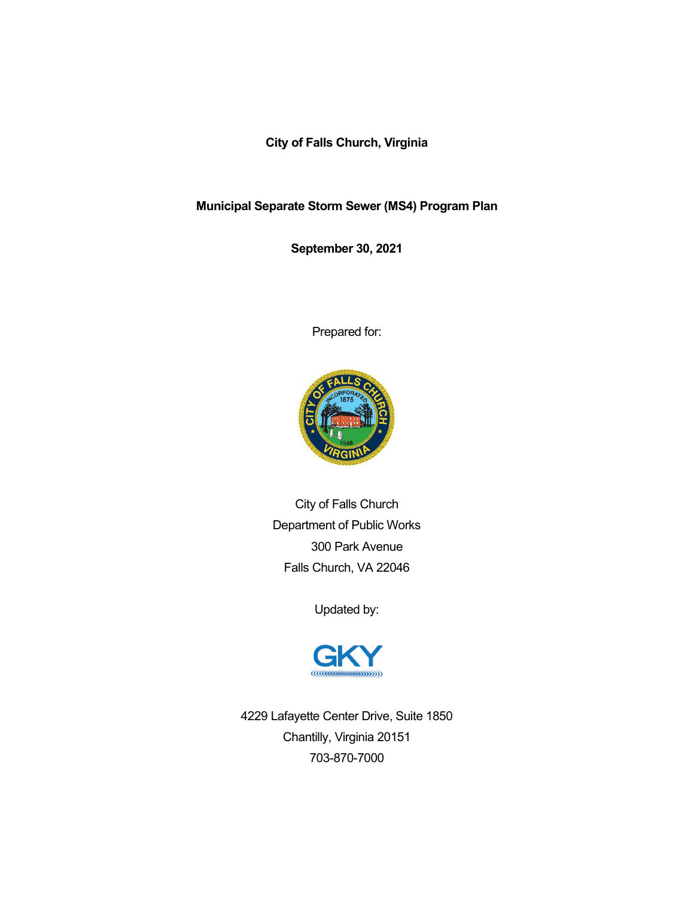**City of Falls Church, Virginia**

**Municipal Separate Storm Sewer (MS4) Program Plan**

**September 30, 2021**

Prepared for:

City of Falls Church
Department of Public Works
300 Park Avenue
Falls Church, VA 22046

Updated by:

4229 Lafayette Center Drive, Suite 1850
Chantilly, Virginia 20151
703-870-7000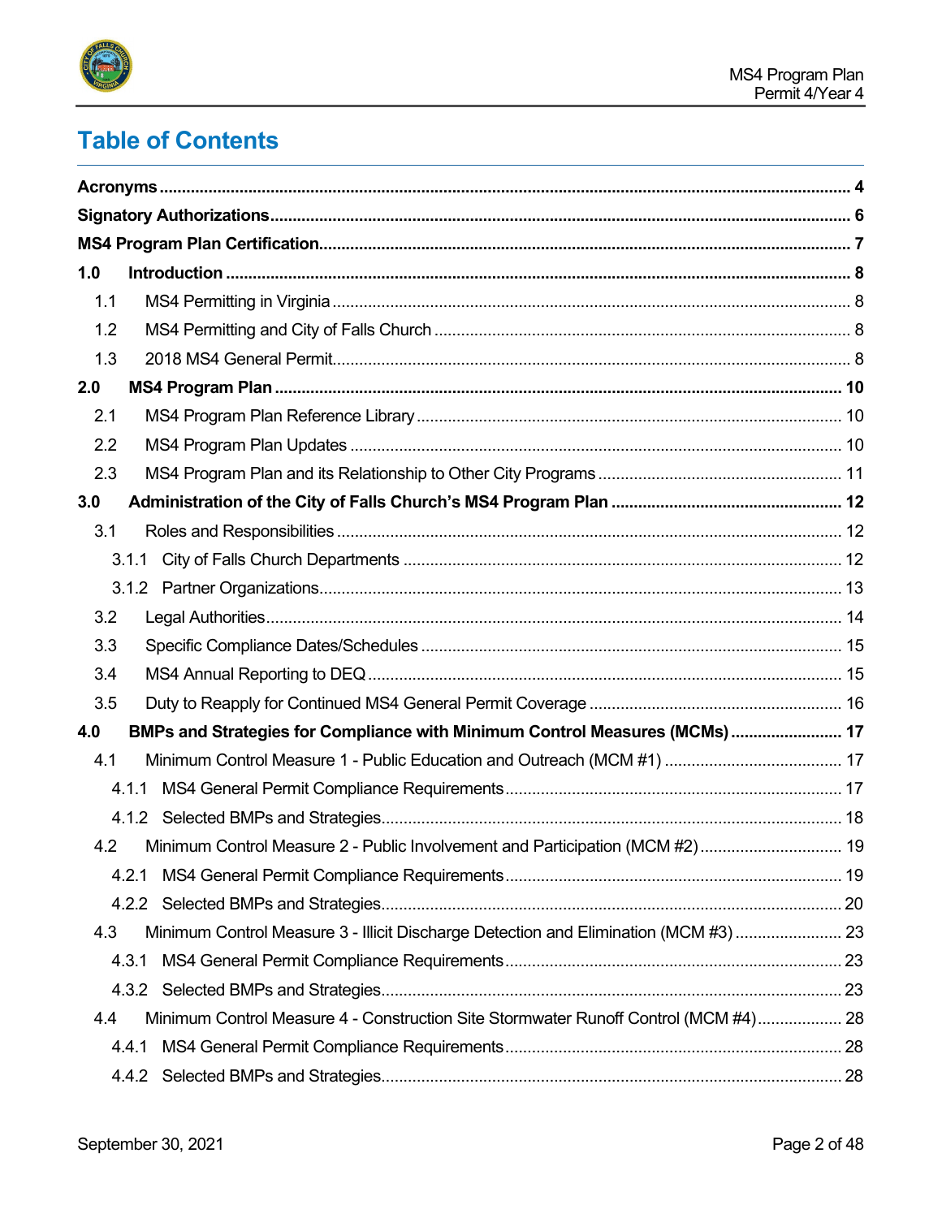# Table of Contents

| | |
|---|---|
| **Acronyms** | **4** |
| **Signatory Authorizations** | **6** |
| **MS4 Program Plan Certification** | **7** |
| **1.0 Introduction** | **8** |
| 1.1 MS4 Permitting in Virginia | 8 |
| 1.2 MS4 Permitting and City of Falls Church | 8 |
| 1.3 2018 MS4 General Permit | 8 |
| **2.0 MS4 Program Plan** | **10** |
| 2.1 MS4 Program Plan Reference Library | 10 |
| 2.2 MS4 Program Plan Updates | 10 |
| 2.3 MS4 Program Plan and its Relationship to Other City Programs | 11 |
| **3.0 Administration of the City of Falls Church's MS4 Program Plan** | **12** |
| 3.1 Roles and Responsibilities | 12 |
| 3.1.1 City of Falls Church Departments | 12 |
| 3.1.2 Partner Organizations | 13 |
| 3.2 Legal Authorities | 14 |
| 3.3 Specific Compliance Dates/Schedules | 15 |
| 3.4 MS4 Annual Reporting to DEQ | 15 |
| 3.5 Duty to Reapply for Continued MS4 General Permit Coverage | 16 |
| **4.0 BMPs and Strategies for Compliance with Minimum Control Measures (MCMs)** | **17** |
| 4.1 Minimum Control Measure 1 - Public Education and Outreach (MCM #1) | 17 |
| 4.1.1 MS4 General Permit Compliance Requirements | 17 |
| 4.1.2 Selected BMPs and Strategies | 18 |
| 4.2 Minimum Control Measure 2 - Public Involvement and Participation (MCM #2) | 19 |
| 4.2.1 MS4 General Permit Compliance Requirements | 19 |
| 4.2.2 Selected BMPs and Strategies | 20 |
| 4.3 Minimum Control Measure 3 - Illicit Discharge Detection and Elimination (MCM #3) | 23 |
| 4.3.1 MS4 General Permit Compliance Requirements | 23 |
| 4.3.2 Selected BMPs and Strategies | 23 |
| 4.4 Minimum Control Measure 4 - Construction Site Stormwater Runoff Control (MCM #4) | 28 |
| 4.4.1 MS4 General Permit Compliance Requirements | 28 |
| 4.4.2 Selected BMPs and Strategies | 28 |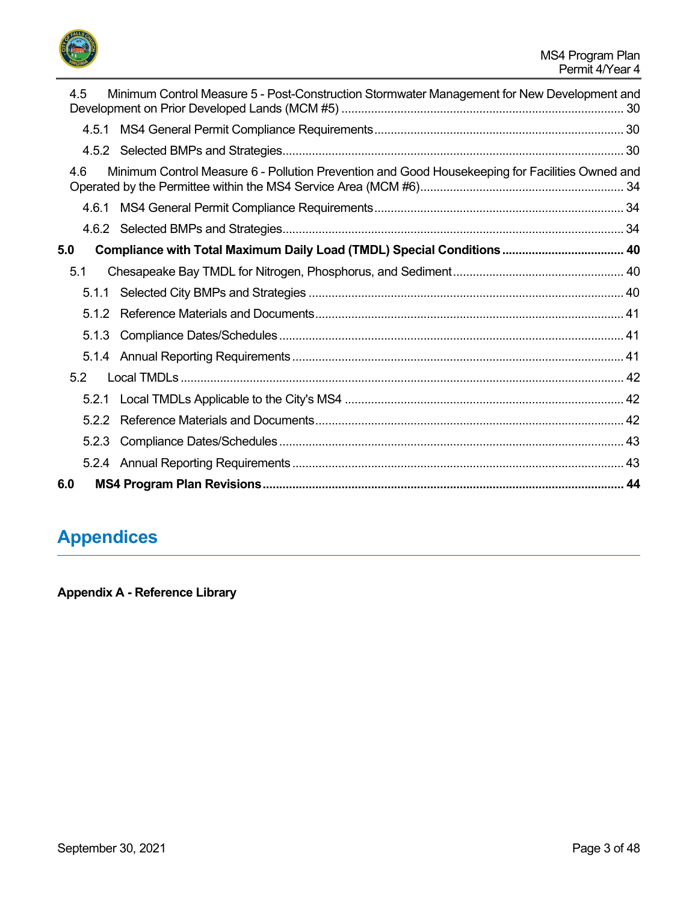4.5 Minimum Control Measure 5 - Post-Construction Stormwater Management for New Development and Development on Prior Developed Lands (MCM #5) ..... 30

4.5.1 MS4 General Permit Compliance Requirements ..... 30

4.5.2 Selected BMPs and Strategies ..... 30

4.6 Minimum Control Measure 6 - Pollution Prevention and Good Housekeeping for Facilities Owned and Operated by the Permittee within the MS4 Service Area (MCM #6) ..... 34

4.6.1 MS4 General Permit Compliance Requirements ..... 34

4.6.2 Selected BMPs and Strategies ..... 34

**5.0 Compliance with Total Maximum Daily Load (TMDL) Special Conditions ..... 40**

5.1 Chesapeake Bay TMDL for Nitrogen, Phosphorus, and Sediment ..... 40

5.1.1 Selected City BMPs and Strategies ..... 40

5.1.2 Reference Materials and Documents ..... 41

5.1.3 Compliance Dates/Schedules ..... 41

5.1.4 Annual Reporting Requirements ..... 41

5.2 Local TMDLs ..... 42

5.2.1 Local TMDLs Applicable to the City's MS4 ..... 42

5.2.2 Reference Materials and Documents ..... 42

5.2.3 Compliance Dates/Schedules ..... 43

5.2.4 Annual Reporting Requirements ..... 43

**6.0 MS4 Program Plan Revisions ..... 44**

# Appendices

**Appendix A - Reference Library**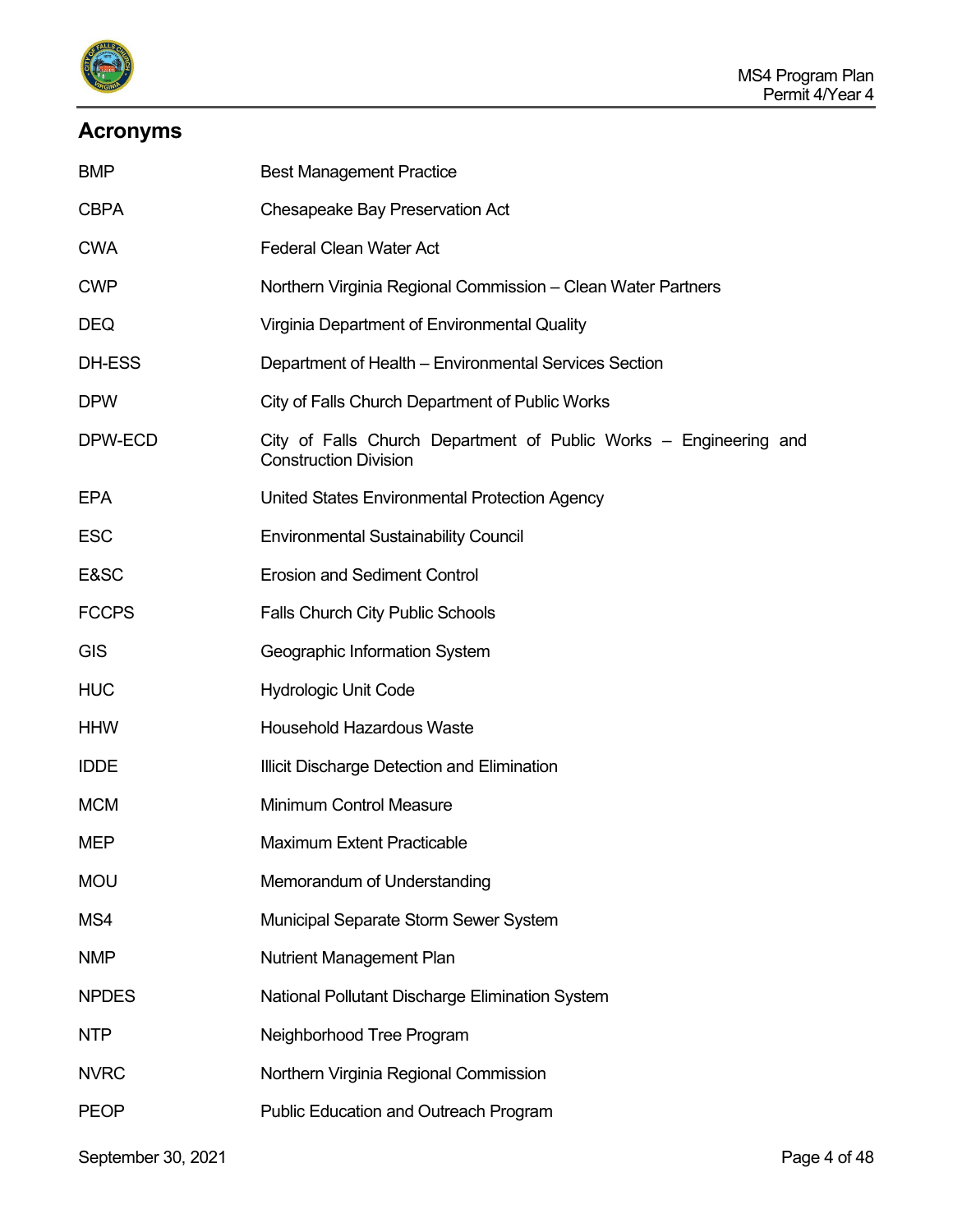## Acronyms

| | |
|---|---|
| BMP | Best Management Practice |
| CBPA | Chesapeake Bay Preservation Act |
| CWA | Federal Clean Water Act |
| CWP | Northern Virginia Regional Commission – Clean Water Partners |
| DEQ | Virginia Department of Environmental Quality |
| DH-ESS | Department of Health – Environmental Services Section |
| DPW | City of Falls Church Department of Public Works |
| DPW-ECD | City of Falls Church Department of Public Works – Engineering and Construction Division |
| EPA | United States Environmental Protection Agency |
| ESC | Environmental Sustainability Council |
| E&SC | Erosion and Sediment Control |
| FCCPS | Falls Church City Public Schools |
| GIS | Geographic Information System |
| HUC | Hydrologic Unit Code |
| HHW | Household Hazardous Waste |
| IDDE | Illicit Discharge Detection and Elimination |
| MCM | Minimum Control Measure |
| MEP | Maximum Extent Practicable |
| MOU | Memorandum of Understanding |
| MS4 | Municipal Separate Storm Sewer System |
| NMP | Nutrient Management Plan |
| NPDES | National Pollutant Discharge Elimination System |
| NTP | Neighborhood Tree Program |
| NVRC | Northern Virginia Regional Commission |
| PEOP | Public Education and Outreach Program |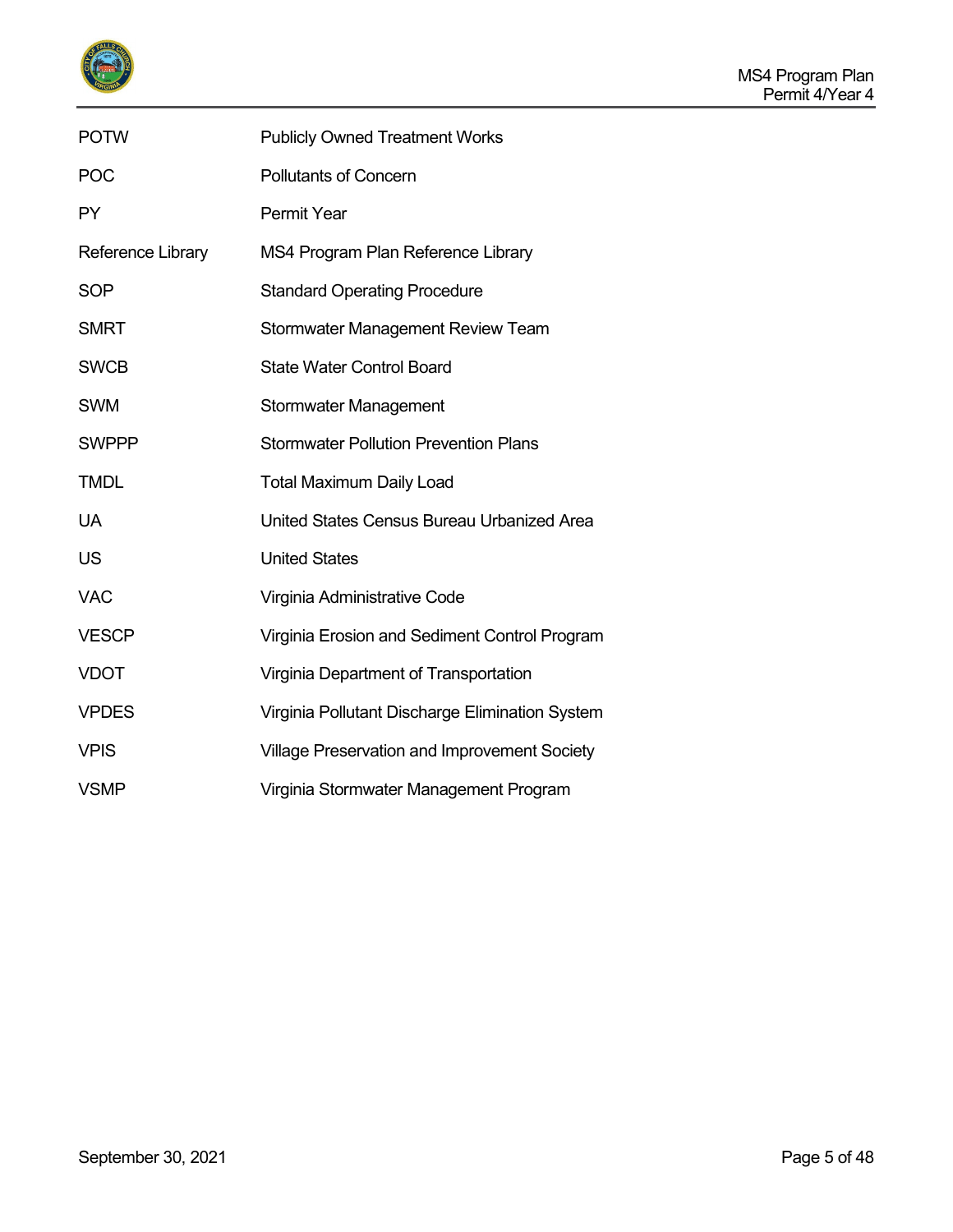| | |
|---|---|
| POTW | Publicly Owned Treatment Works |
| POC | Pollutants of Concern |
| PY | Permit Year |
| Reference Library | MS4 Program Plan Reference Library |
| SOP | Standard Operating Procedure |
| SMRT | Stormwater Management Review Team |
| SWCB | State Water Control Board |
| SWM | Stormwater Management |
| SWPPP | Stormwater Pollution Prevention Plans |
| TMDL | Total Maximum Daily Load |
| UA | United States Census Bureau Urbanized Area |
| US | United States |
| VAC | Virginia Administrative Code |
| VESCP | Virginia Erosion and Sediment Control Program |
| VDOT | Virginia Department of Transportation |
| VPDES | Virginia Pollutant Discharge Elimination System |
| VPIS | Village Preservation and Improvement Society |
| VSMP | Virginia Stormwater Management Program |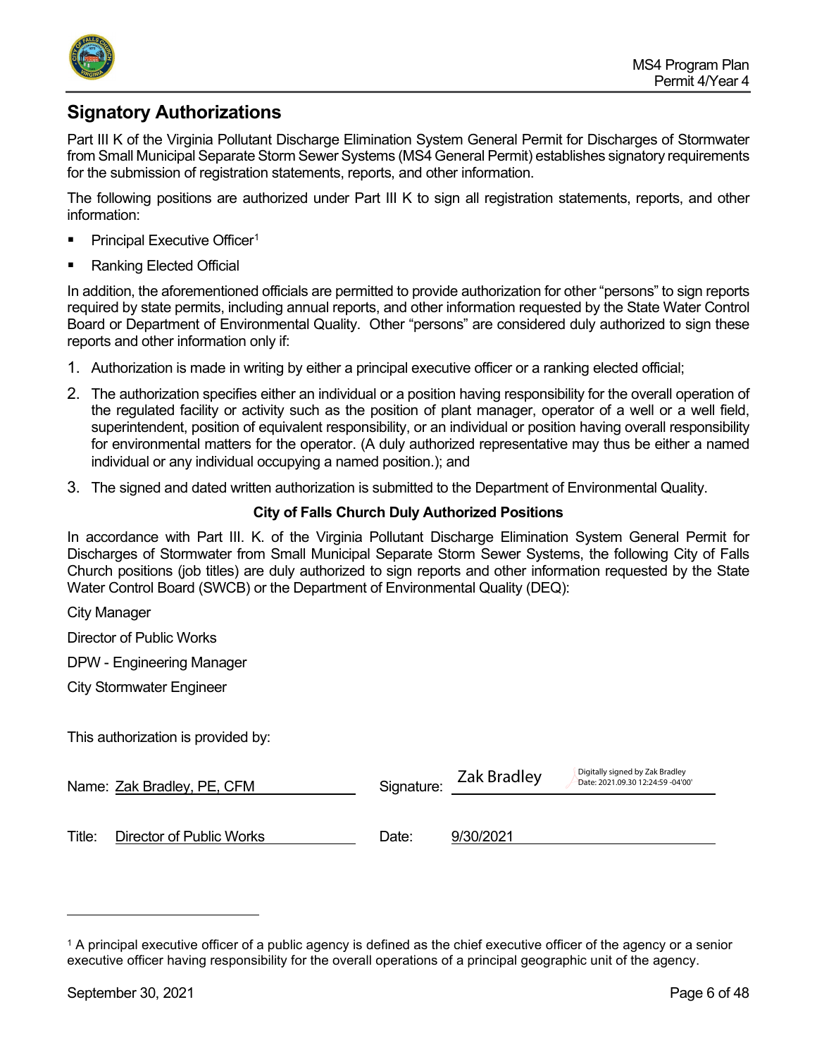## Signatory Authorizations

Part III K of the Virginia Pollutant Discharge Elimination System General Permit for Discharges of Stormwater from Small Municipal Separate Storm Sewer Systems (MS4 General Permit) establishes signatory requirements for the submission of registration statements, reports, and other information.

The following positions are authorized under Part III K to sign all registration statements, reports, and other information:

- Principal Executive Officer[1]
- Ranking Elected Official

In addition, the aforementioned officials are permitted to provide authorization for other "persons" to sign reports required by state permits, including annual reports, and other information requested by the State Water Control Board or Department of Environmental Quality. Other "persons" are considered duly authorized to sign these reports and other information only if:

1. Authorization is made in writing by either a principal executive officer or a ranking elected official;
2. The authorization specifies either an individual or a position having responsibility for the overall operation of the regulated facility or activity such as the position of plant manager, operator of a well or a well field, superintendent, position of equivalent responsibility, or an individual or position having overall responsibility for environmental matters for the operator. (A duly authorized representative may thus be either a named individual or any individual occupying a named position.); and
3. The signed and dated written authorization is submitted to the Department of Environmental Quality.

**City of Falls Church Duly Authorized Positions**

In accordance with Part III. K. of the Virginia Pollutant Discharge Elimination System General Permit for Discharges of Stormwater from Small Municipal Separate Storm Sewer Systems, the following City of Falls Church positions (job titles) are duly authorized to sign reports and other information requested by the State Water Control Board (SWCB) or the Department of Environmental Quality (DEQ):

City Manager

Director of Public Works

DPW - Engineering Manager

City Stormwater Engineer

This authorization is provided by:

Name: Zak Bradley, PE, CFM

Signature: Zak Bradley (Digitally signed by Zak Bradley Date: 2021.09.30 12:24:59 -04'00')

Title: Director of Public Works

Date: 9/30/2021

---

[1] A principal executive officer of a public agency is defined as the chief executive officer of the agency or a senior executive officer having responsibility for the overall operations of a principal geographic unit of the agency.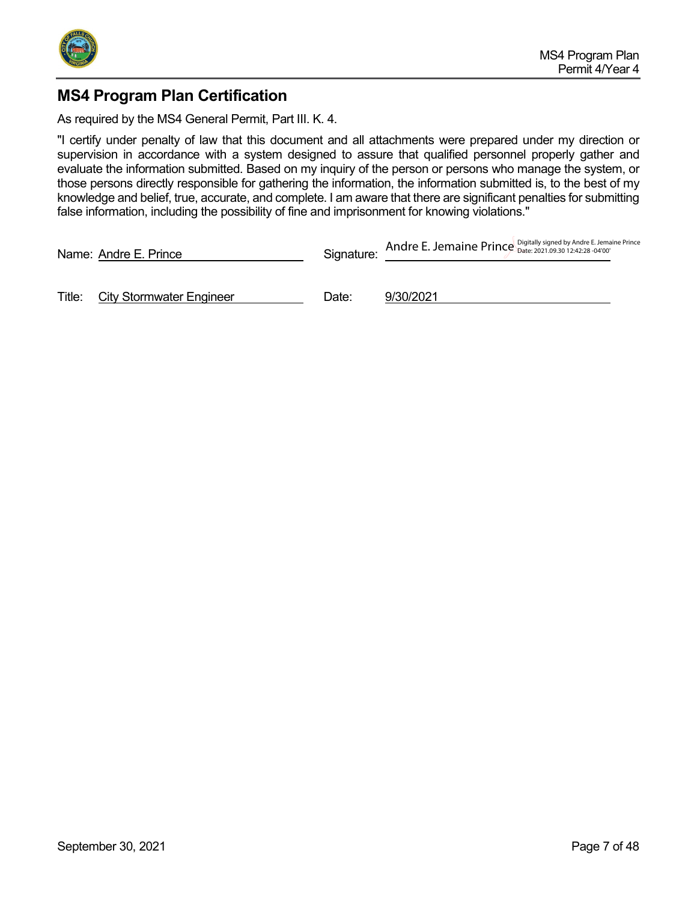## MS4 Program Plan Certification

As required by the MS4 General Permit, Part III. K. 4.

"I certify under penalty of law that this document and all attachments were prepared under my direction or supervision in accordance with a system designed to assure that qualified personnel properly gather and evaluate the information submitted. Based on my inquiry of the person or persons who manage the system, or those persons directly responsible for gathering the information, the information submitted is, to the best of my knowledge and belief, true, accurate, and complete. I am aware that there are significant penalties for submitting false information, including the possibility of fine and imprisonment for knowing violations."

Name: Andre E. Prince

Signature: Andre E. Jemaine Prince — Digitally signed by Andre E. Jemaine Prince Date: 2021.09.30 12:42:28 -04'00'

Title: City Stormwater Engineer

Date: 9/30/2021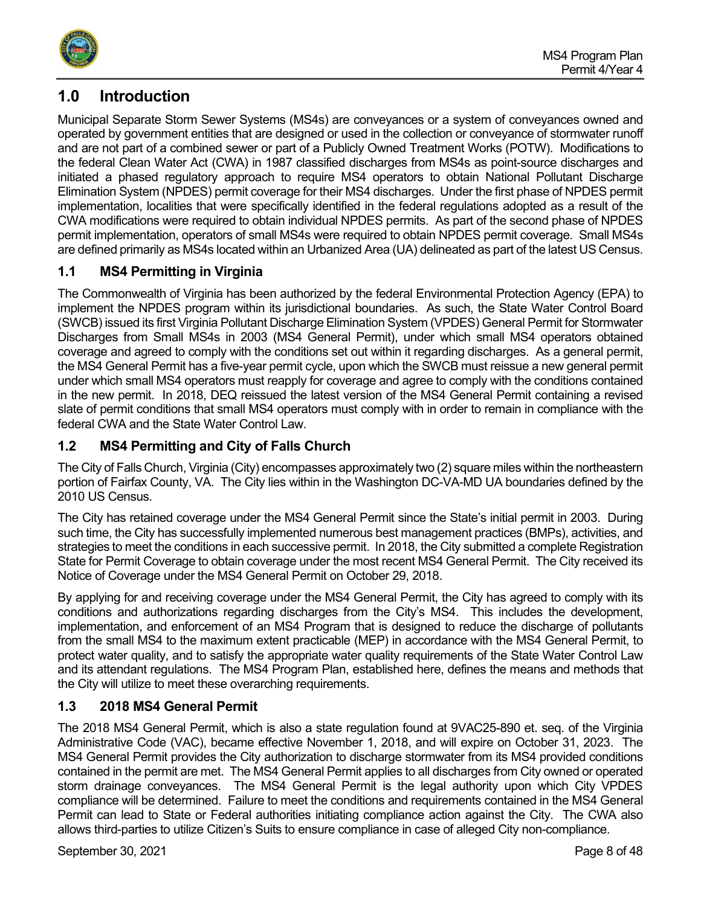# 1.0 Introduction

Municipal Separate Storm Sewer Systems (MS4s) are conveyances or a system of conveyances owned and operated by government entities that are designed or used in the collection or conveyance of stormwater runoff and are not part of a combined sewer or part of a Publicly Owned Treatment Works (POTW). Modifications to the federal Clean Water Act (CWA) in 1987 classified discharges from MS4s as point-source discharges and initiated a phased regulatory approach to require MS4 operators to obtain National Pollutant Discharge Elimination System (NPDES) permit coverage for their MS4 discharges. Under the first phase of NPDES permit implementation, localities that were specifically identified in the federal regulations adopted as a result of the CWA modifications were required to obtain individual NPDES permits. As part of the second phase of NPDES permit implementation, operators of small MS4s were required to obtain NPDES permit coverage. Small MS4s are defined primarily as MS4s located within an Urbanized Area (UA) delineated as part of the latest US Census.

## 1.1 MS4 Permitting in Virginia

The Commonwealth of Virginia has been authorized by the federal Environmental Protection Agency (EPA) to implement the NPDES program within its jurisdictional boundaries. As such, the State Water Control Board (SWCB) issued its first Virginia Pollutant Discharge Elimination System (VPDES) General Permit for Stormwater Discharges from Small MS4s in 2003 (MS4 General Permit), under which small MS4 operators obtained coverage and agreed to comply with the conditions set out within it regarding discharges. As a general permit, the MS4 General Permit has a five-year permit cycle, upon which the SWCB must reissue a new general permit under which small MS4 operators must reapply for coverage and agree to comply with the conditions contained in the new permit. In 2018, DEQ reissued the latest version of the MS4 General Permit containing a revised slate of permit conditions that small MS4 operators must comply with in order to remain in compliance with the federal CWA and the State Water Control Law.

## 1.2 MS4 Permitting and City of Falls Church

The City of Falls Church, Virginia (City) encompasses approximately two (2) square miles within the northeastern portion of Fairfax County, VA. The City lies within in the Washington DC-VA-MD UA boundaries defined by the 2010 US Census.

The City has retained coverage under the MS4 General Permit since the State's initial permit in 2003. During such time, the City has successfully implemented numerous best management practices (BMPs), activities, and strategies to meet the conditions in each successive permit. In 2018, the City submitted a complete Registration State for Permit Coverage to obtain coverage under the most recent MS4 General Permit. The City received its Notice of Coverage under the MS4 General Permit on October 29, 2018.

By applying for and receiving coverage under the MS4 General Permit, the City has agreed to comply with its conditions and authorizations regarding discharges from the City's MS4. This includes the development, implementation, and enforcement of an MS4 Program that is designed to reduce the discharge of pollutants from the small MS4 to the maximum extent practicable (MEP) in accordance with the MS4 General Permit, to protect water quality, and to satisfy the appropriate water quality requirements of the State Water Control Law and its attendant regulations. The MS4 Program Plan, established here, defines the means and methods that the City will utilize to meet these overarching requirements.

## 1.3 2018 MS4 General Permit

The 2018 MS4 General Permit, which is also a state regulation found at 9VAC25-890 et. seq. of the Virginia Administrative Code (VAC), became effective November 1, 2018, and will expire on October 31, 2023. The MS4 General Permit provides the City authorization to discharge stormwater from its MS4 provided conditions contained in the permit are met. The MS4 General Permit applies to all discharges from City owned or operated storm drainage conveyances. The MS4 General Permit is the legal authority upon which City VPDES compliance will be determined. Failure to meet the conditions and requirements contained in the MS4 General Permit can lead to State or Federal authorities initiating compliance action against the City. The CWA also allows third-parties to utilize Citizen's Suits to ensure compliance in case of alleged City non-compliance.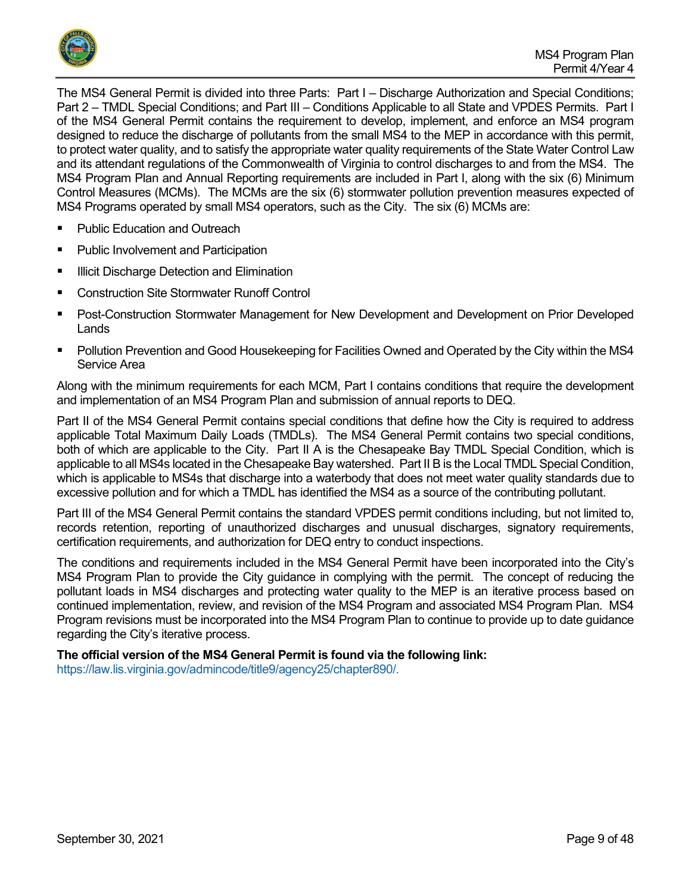The MS4 General Permit is divided into three Parts: Part I – Discharge Authorization and Special Conditions; Part 2 – TMDL Special Conditions; and Part III – Conditions Applicable to all State and VPDES Permits. Part I of the MS4 General Permit contains the requirement to develop, implement, and enforce an MS4 program designed to reduce the discharge of pollutants from the small MS4 to the MEP in accordance with this permit, to protect water quality, and to satisfy the appropriate water quality requirements of the State Water Control Law and its attendant regulations of the Commonwealth of Virginia to control discharges to and from the MS4. The MS4 Program Plan and Annual Reporting requirements are included in Part I, along with the six (6) Minimum Control Measures (MCMs). The MCMs are the six (6) stormwater pollution prevention measures expected of MS4 Programs operated by small MS4 operators, such as the City. The six (6) MCMs are:

- Public Education and Outreach
- Public Involvement and Participation
- Illicit Discharge Detection and Elimination
- Construction Site Stormwater Runoff Control
- Post-Construction Stormwater Management for New Development and Development on Prior Developed Lands
- Pollution Prevention and Good Housekeeping for Facilities Owned and Operated by the City within the MS4 Service Area

Along with the minimum requirements for each MCM, Part I contains conditions that require the development and implementation of an MS4 Program Plan and submission of annual reports to DEQ.

Part II of the MS4 General Permit contains special conditions that define how the City is required to address applicable Total Maximum Daily Loads (TMDLs). The MS4 General Permit contains two special conditions, both of which are applicable to the City. Part II A is the Chesapeake Bay TMDL Special Condition, which is applicable to all MS4s located in the Chesapeake Bay watershed. Part II B is the Local TMDL Special Condition, which is applicable to MS4s that discharge into a waterbody that does not meet water quality standards due to excessive pollution and for which a TMDL has identified the MS4 as a source of the contributing pollutant.

Part III of the MS4 General Permit contains the standard VPDES permit conditions including, but not limited to, records retention, reporting of unauthorized discharges and unusual discharges, signatory requirements, certification requirements, and authorization for DEQ entry to conduct inspections.

The conditions and requirements included in the MS4 General Permit have been incorporated into the City's MS4 Program Plan to provide the City guidance in complying with the permit. The concept of reducing the pollutant loads in MS4 discharges and protecting water quality to the MEP is an iterative process based on continued implementation, review, and revision of the MS4 Program and associated MS4 Program Plan. MS4 Program revisions must be incorporated into the MS4 Program Plan to continue to provide up to date guidance regarding the City's iterative process.

**The official version of the MS4 General Permit is found via the following link:**
https://law.lis.virginia.gov/admincode/title9/agency25/chapter890/.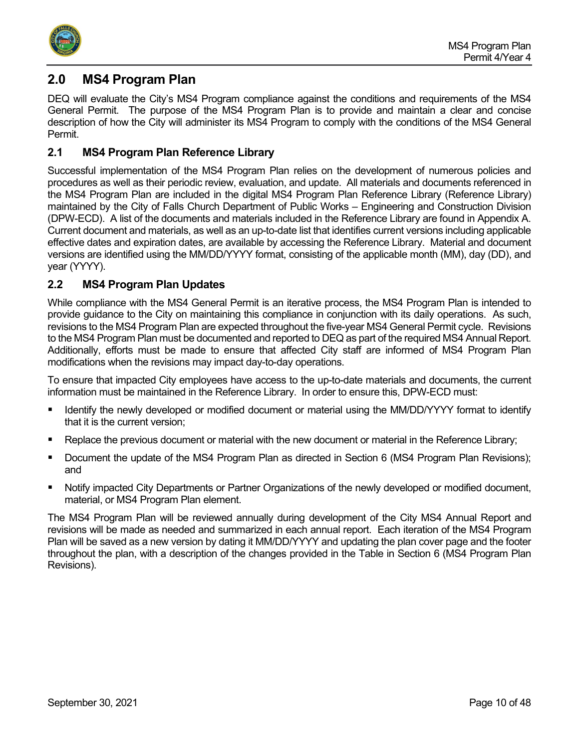## 2.0 MS4 Program Plan

DEQ will evaluate the City's MS4 Program compliance against the conditions and requirements of the MS4 General Permit. The purpose of the MS4 Program Plan is to provide and maintain a clear and concise description of how the City will administer its MS4 Program to comply with the conditions of the MS4 General Permit.

### 2.1 MS4 Program Plan Reference Library

Successful implementation of the MS4 Program Plan relies on the development of numerous policies and procedures as well as their periodic review, evaluation, and update. All materials and documents referenced in the MS4 Program Plan are included in the digital MS4 Program Plan Reference Library (Reference Library) maintained by the City of Falls Church Department of Public Works – Engineering and Construction Division (DPW-ECD). A list of the documents and materials included in the Reference Library are found in Appendix A. Current document and materials, as well as an up-to-date list that identifies current versions including applicable effective dates and expiration dates, are available by accessing the Reference Library. Material and document versions are identified using the MM/DD/YYYY format, consisting of the applicable month (MM), day (DD), and year (YYYY).

### 2.2 MS4 Program Plan Updates

While compliance with the MS4 General Permit is an iterative process, the MS4 Program Plan is intended to provide guidance to the City on maintaining this compliance in conjunction with its daily operations. As such, revisions to the MS4 Program Plan are expected throughout the five-year MS4 General Permit cycle. Revisions to the MS4 Program Plan must be documented and reported to DEQ as part of the required MS4 Annual Report. Additionally, efforts must be made to ensure that affected City staff are informed of MS4 Program Plan modifications when the revisions may impact day-to-day operations.

To ensure that impacted City employees have access to the up-to-date materials and documents, the current information must be maintained in the Reference Library. In order to ensure this, DPW-ECD must:

- Identify the newly developed or modified document or material using the MM/DD/YYYY format to identify that it is the current version;
- Replace the previous document or material with the new document or material in the Reference Library;
- Document the update of the MS4 Program Plan as directed in Section 6 (MS4 Program Plan Revisions); and
- Notify impacted City Departments or Partner Organizations of the newly developed or modified document, material, or MS4 Program Plan element.

The MS4 Program Plan will be reviewed annually during development of the City MS4 Annual Report and revisions will be made as needed and summarized in each annual report. Each iteration of the MS4 Program Plan will be saved as a new version by dating it MM/DD/YYYY and updating the plan cover page and the footer throughout the plan, with a description of the changes provided in the Table in Section 6 (MS4 Program Plan Revisions).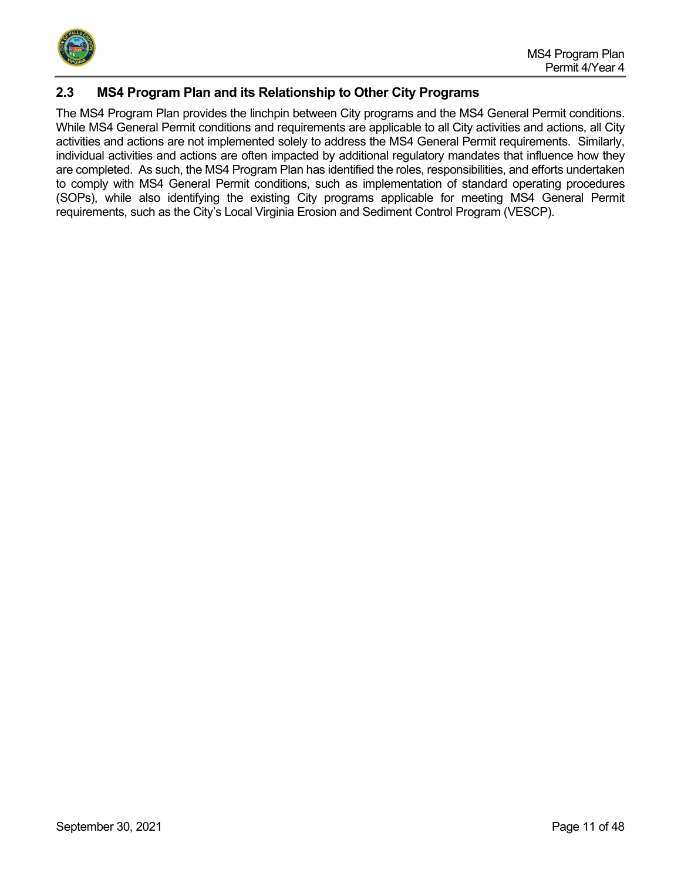## 2.3 MS4 Program Plan and its Relationship to Other City Programs

The MS4 Program Plan provides the linchpin between City programs and the MS4 General Permit conditions. While MS4 General Permit conditions and requirements are applicable to all City activities and actions, all City activities and actions are not implemented solely to address the MS4 General Permit requirements. Similarly, individual activities and actions are often impacted by additional regulatory mandates that influence how they are completed. As such, the MS4 Program Plan has identified the roles, responsibilities, and efforts undertaken to comply with MS4 General Permit conditions, such as implementation of standard operating procedures (SOPs), while also identifying the existing City programs applicable for meeting MS4 General Permit requirements, such as the City's Local Virginia Erosion and Sediment Control Program (VESCP).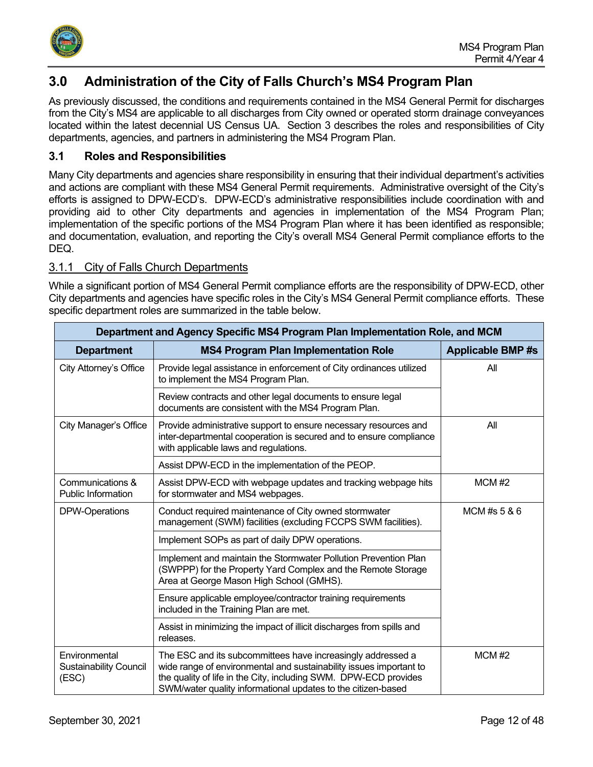## 3.0 Administration of the City of Falls Church's MS4 Program Plan

As previously discussed, the conditions and requirements contained in the MS4 General Permit for discharges from the City's MS4 are applicable to all discharges from City owned or operated storm drainage conveyances located within the latest decennial US Census UA. Section 3 describes the roles and responsibilities of City departments, agencies, and partners in administering the MS4 Program Plan.

### 3.1 Roles and Responsibilities

Many City departments and agencies share responsibility in ensuring that their individual department's activities and actions are compliant with these MS4 General Permit requirements. Administrative oversight of the City's efforts is assigned to DPW-ECD's. DPW-ECD's administrative responsibilities include coordination with and providing aid to other City departments and agencies in implementation of the MS4 Program Plan; implementation of the specific portions of the MS4 Program Plan where it has been identified as responsible; and documentation, evaluation, and reporting the City's overall MS4 General Permit compliance efforts to the DEQ.

#### 3.1.1 City of Falls Church Departments

While a significant portion of MS4 General Permit compliance efforts are the responsibility of DPW-ECD, other City departments and agencies have specific roles in the City's MS4 General Permit compliance efforts. These specific department roles are summarized in the table below.

| Department and Agency Specific MS4 Program Plan Implementation Role, and MCM | | |
|---|---|---|
| **Department** | **MS4 Program Plan Implementation Role** | **Applicable BMP #s** |
| City Attorney's Office | Provide legal assistance in enforcement of City ordinances utilized to implement the MS4 Program Plan. | All |
| | Review contracts and other legal documents to ensure legal documents are consistent with the MS4 Program Plan. | |
| City Manager's Office | Provide administrative support to ensure necessary resources and inter-departmental cooperation is secured and to ensure compliance with applicable laws and regulations. | All |
| | Assist DPW-ECD in the implementation of the PEOP. | |
| Communications & Public Information | Assist DPW-ECD with webpage updates and tracking webpage hits for stormwater and MS4 webpages. | MCM #2 |
| DPW-Operations | Conduct required maintenance of City owned stormwater management (SWM) facilities (excluding FCCPS SWM facilities). | MCM #s 5 & 6 |
| | Implement SOPs as part of daily DPW operations. | |
| | Implement and maintain the Stormwater Pollution Prevention Plan (SWPPP) for the Property Yard Complex and the Remote Storage Area at George Mason High School (GMHS). | |
| | Ensure applicable employee/contractor training requirements included in the Training Plan are met. | |
| | Assist in minimizing the impact of illicit discharges from spills and releases. | |
| Environmental Sustainability Council (ESC) | The ESC and its subcommittees have increasingly addressed a wide range of environmental and sustainability issues important to the quality of life in the City, including SWM. DPW-ECD provides SWM/water quality informational updates to the citizen-based | MCM #2 |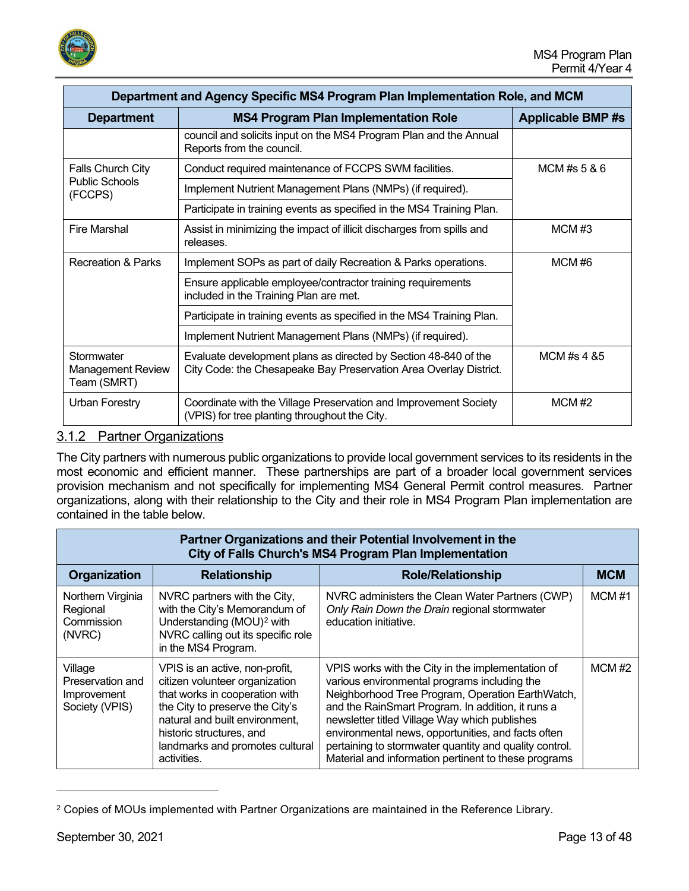| Department and Agency Specific MS4 Program Plan Implementation Role, and MCM | | |
|---|---|---|
| **Department** | **MS4 Program Plan Implementation Role** | **Applicable BMP #s** |
| | council and solicits input on the MS4 Program Plan and the Annual Reports from the council. | |
| Falls Church City Public Schools (FCCPS) | Conduct required maintenance of FCCPS SWM facilities. | MCM #s 5 & 6 |
| | Implement Nutrient Management Plans (NMPs) (if required). | |
| | Participate in training events as specified in the MS4 Training Plan. | |
| Fire Marshal | Assist in minimizing the impact of illicit discharges from spills and releases. | MCM #3 |
| Recreation & Parks | Implement SOPs as part of daily Recreation & Parks operations. | MCM #6 |
| | Ensure applicable employee/contractor training requirements included in the Training Plan are met. | |
| | Participate in training events as specified in the MS4 Training Plan. | |
| | Implement Nutrient Management Plans (NMPs) (if required). | |
| Stormwater Management Review Team (SMRT) | Evaluate development plans as directed by Section 48-840 of the City Code: the Chesapeake Bay Preservation Area Overlay District. | MCM #s 4 &5 |
| Urban Forestry | Coordinate with the Village Preservation and Improvement Society (VPIS) for tree planting throughout the City. | MCM #2 |

### 3.1.2 Partner Organizations

The City partners with numerous public organizations to provide local government services to its residents in the most economic and efficient manner. These partnerships are part of a broader local government services provision mechanism and not specifically for implementing MS4 General Permit control measures. Partner organizations, along with their relationship to the City and their role in MS4 Program Plan implementation are contained in the table below.

| Partner Organizations and their Potential Involvement in the City of Falls Church's MS4 Program Plan Implementation | | | |
|---|---|---|---|
| **Organization** | **Relationship** | **Role/Relationship** | **MCM** |
| Northern Virginia Regional Commission (NVRC) | NVRC partners with the City, with the City's Memorandum of Understanding (MOU)[2] with NVRC calling out its specific role in the MS4 Program. | NVRC administers the Clean Water Partners (CWP) *Only Rain Down the Drain* regional stormwater education initiative. | MCM #1 |
| Village Preservation and Improvement Society (VPIS) | VPIS is an active, non-profit, citizen volunteer organization that works in cooperation with the City to preserve the City's natural and built environment, historic structures, and landmarks and promotes cultural activities. | VPIS works with the City in the implementation of various environmental programs including the Neighborhood Tree Program, Operation EarthWatch, and the RainSmart Program. In addition, it runs a newsletter titled Village Way which publishes environmental news, opportunities, and facts often pertaining to stormwater quantity and quality control. Material and information pertinent to these programs | MCM #2 |

[2] Copies of MOUs implemented with Partner Organizations are maintained in the Reference Library.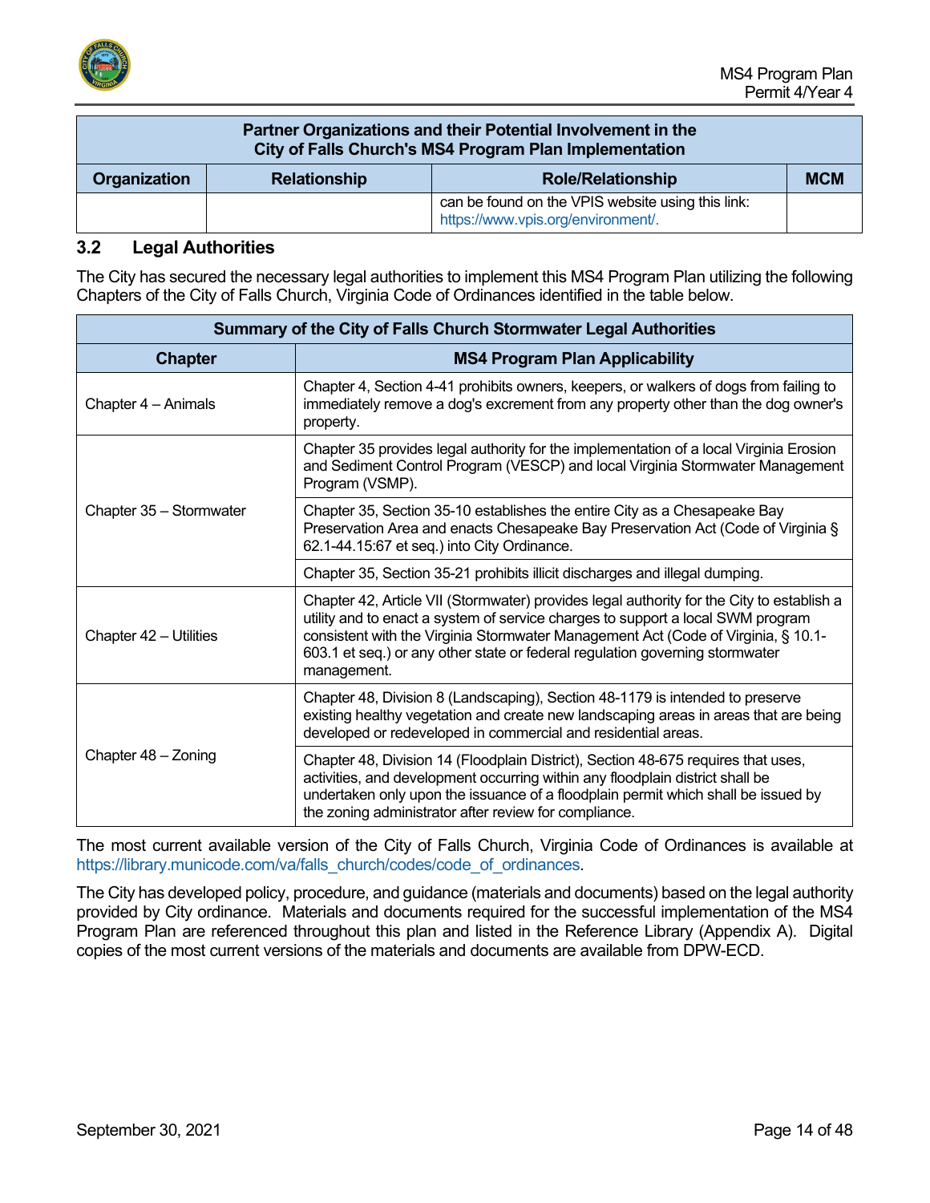| Partner Organizations and their Potential Involvement in the City of Falls Church's MS4 Program Plan Implementation | | | |
|---|---|---|---|
| **Organization** | **Relationship** | **Role/Relationship** | **MCM** |
| | | can be found on the VPIS website using this link: https://www.vpis.org/environment/. | |

## 3.2 Legal Authorities

The City has secured the necessary legal authorities to implement this MS4 Program Plan utilizing the following Chapters of the City of Falls Church, Virginia Code of Ordinances identified in the table below.

| Summary of the City of Falls Church Stormwater Legal Authorities | |
|---|---|
| **Chapter** | **MS4 Program Plan Applicability** |
| Chapter 4 – Animals | Chapter 4, Section 4-41 prohibits owners, keepers, or walkers of dogs from failing to immediately remove a dog's excrement from any property other than the dog owner's property. |
| Chapter 35 – Stormwater | Chapter 35 provides legal authority for the implementation of a local Virginia Erosion and Sediment Control Program (VESCP) and local Virginia Stormwater Management Program (VSMP). |
| | Chapter 35, Section 35-10 establishes the entire City as a Chesapeake Bay Preservation Area and enacts Chesapeake Bay Preservation Act (Code of Virginia § 62.1-44.15:67 et seq.) into City Ordinance. |
| | Chapter 35, Section 35-21 prohibits illicit discharges and illegal dumping. |
| Chapter 42 – Utilities | Chapter 42, Article VII (Stormwater) provides legal authority for the City to establish a utility and to enact a system of service charges to support a local SWM program consistent with the Virginia Stormwater Management Act (Code of Virginia, § 10.1-603.1 et seq.) or any other state or federal regulation governing stormwater management. |
| Chapter 48 – Zoning | Chapter 48, Division 8 (Landscaping), Section 48-1179 is intended to preserve existing healthy vegetation and create new landscaping areas in areas that are being developed or redeveloped in commercial and residential areas. |
| | Chapter 48, Division 14 (Floodplain District), Section 48-675 requires that uses, activities, and development occurring within any floodplain district shall be undertaken only upon the issuance of a floodplain permit which shall be issued by the zoning administrator after review for compliance. |

The most current available version of the City of Falls Church, Virginia Code of Ordinances is available at https://library.municode.com/va/falls_church/codes/code_of_ordinances.

The City has developed policy, procedure, and guidance (materials and documents) based on the legal authority provided by City ordinance. Materials and documents required for the successful implementation of the MS4 Program Plan are referenced throughout this plan and listed in the Reference Library (Appendix A). Digital copies of the most current versions of the materials and documents are available from DPW-ECD.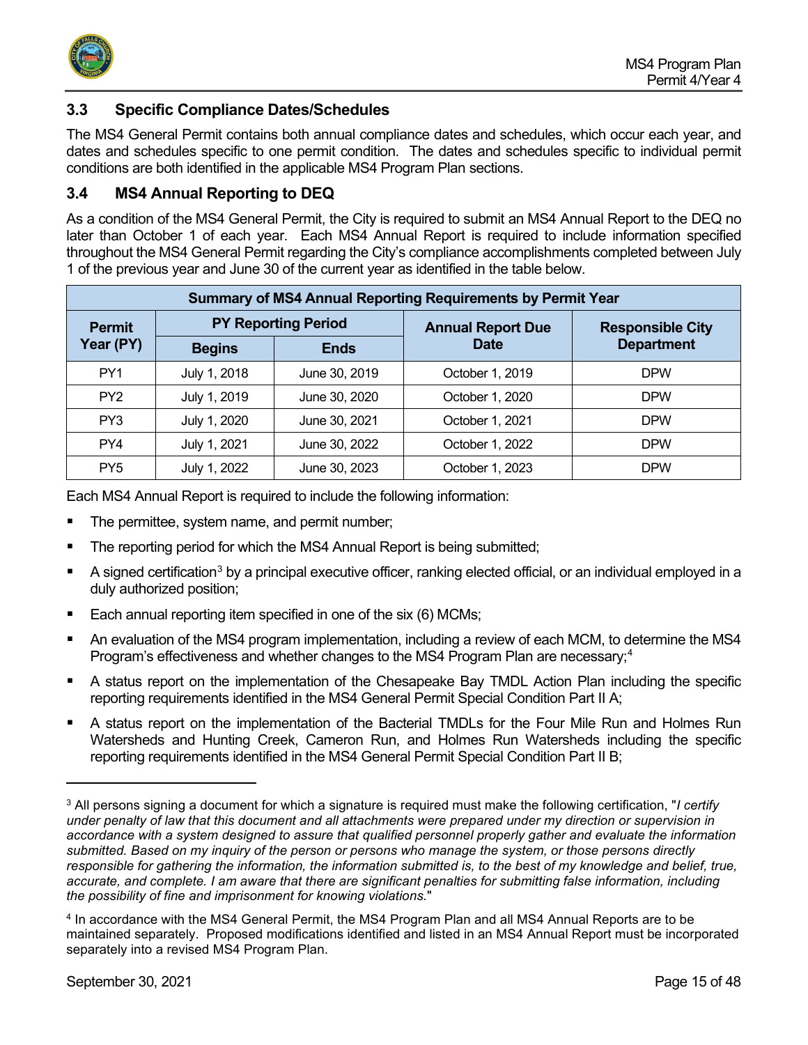## 3.3 Specific Compliance Dates/Schedules

The MS4 General Permit contains both annual compliance dates and schedules, which occur each year, and dates and schedules specific to one permit condition. The dates and schedules specific to individual permit conditions are both identified in the applicable MS4 Program Plan sections.

## 3.4 MS4 Annual Reporting to DEQ

As a condition of the MS4 General Permit, the City is required to submit an MS4 Annual Report to the DEQ no later than October 1 of each year. Each MS4 Annual Report is required to include information specified throughout the MS4 General Permit regarding the City's compliance accomplishments completed between July 1 of the previous year and June 30 of the current year as identified in the table below.

| Summary of MS4 Annual Reporting Requirements by Permit Year | | | | |
|---|---|---|---|---|
| **Permit Year (PY)** | **PY Reporting Period** | | **Annual Report Due Date** | **Responsible City Department** |
| | **Begins** | **Ends** | | |
| PY1 | July 1, 2018 | June 30, 2019 | October 1, 2019 | DPW |
| PY2 | July 1, 2019 | June 30, 2020 | October 1, 2020 | DPW |
| PY3 | July 1, 2020 | June 30, 2021 | October 1, 2021 | DPW |
| PY4 | July 1, 2021 | June 30, 2022 | October 1, 2022 | DPW |
| PY5 | July 1, 2022 | June 30, 2023 | October 1, 2023 | DPW |

Each MS4 Annual Report is required to include the following information:

- The permittee, system name, and permit number;
- The reporting period for which the MS4 Annual Report is being submitted;
- A signed certification[3] by a principal executive officer, ranking elected official, or an individual employed in a duly authorized position;
- Each annual reporting item specified in one of the six (6) MCMs;
- An evaluation of the MS4 program implementation, including a review of each MCM, to determine the MS4 Program's effectiveness and whether changes to the MS4 Program Plan are necessary;[4]
- A status report on the implementation of the Chesapeake Bay TMDL Action Plan including the specific reporting requirements identified in the MS4 General Permit Special Condition Part II A;
- A status report on the implementation of the Bacterial TMDLs for the Four Mile Run and Holmes Run Watersheds and Hunting Creek, Cameron Run, and Holmes Run Watersheds including the specific reporting requirements identified in the MS4 General Permit Special Condition Part II B;

---

[3] All persons signing a document for which a signature is required must make the following certification, "*I certify under penalty of law that this document and all attachments were prepared under my direction or supervision in accordance with a system designed to assure that qualified personnel properly gather and evaluate the information submitted. Based on my inquiry of the person or persons who manage the system, or those persons directly responsible for gathering the information, the information submitted is, to the best of my knowledge and belief, true, accurate, and complete. I am aware that there are significant penalties for submitting false information, including the possibility of fine and imprisonment for knowing violations.*"

[4] In accordance with the MS4 General Permit, the MS4 Program Plan and all MS4 Annual Reports are to be maintained separately. Proposed modifications identified and listed in an MS4 Annual Report must be incorporated separately into a revised MS4 Program Plan.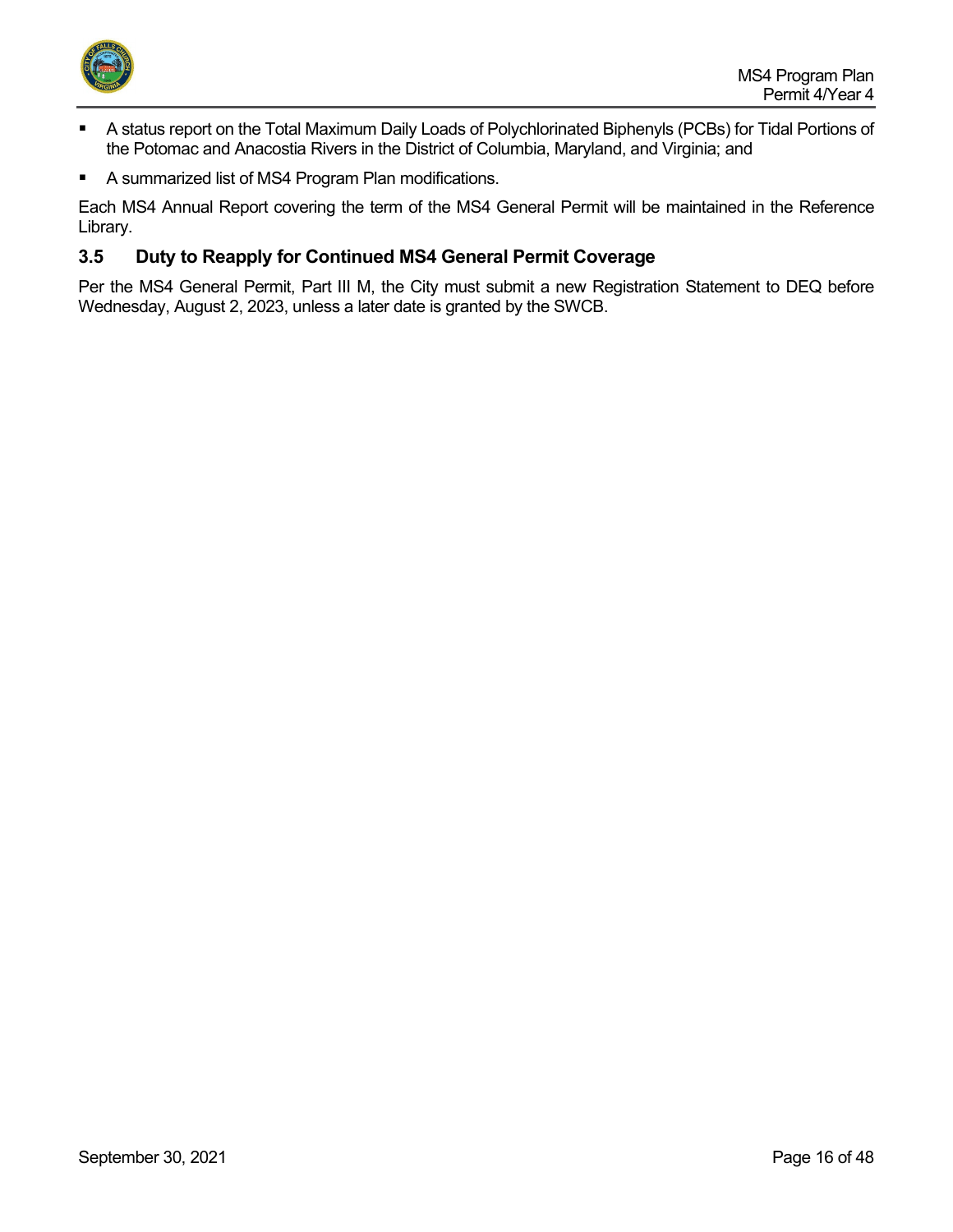- A status report on the Total Maximum Daily Loads of Polychlorinated Biphenyls (PCBs) for Tidal Portions of the Potomac and Anacostia Rivers in the District of Columbia, Maryland, and Virginia; and
- A summarized list of MS4 Program Plan modifications.

Each MS4 Annual Report covering the term of the MS4 General Permit will be maintained in the Reference Library.

## 3.5 Duty to Reapply for Continued MS4 General Permit Coverage

Per the MS4 General Permit, Part III M, the City must submit a new Registration Statement to DEQ before Wednesday, August 2, 2023, unless a later date is granted by the SWCB.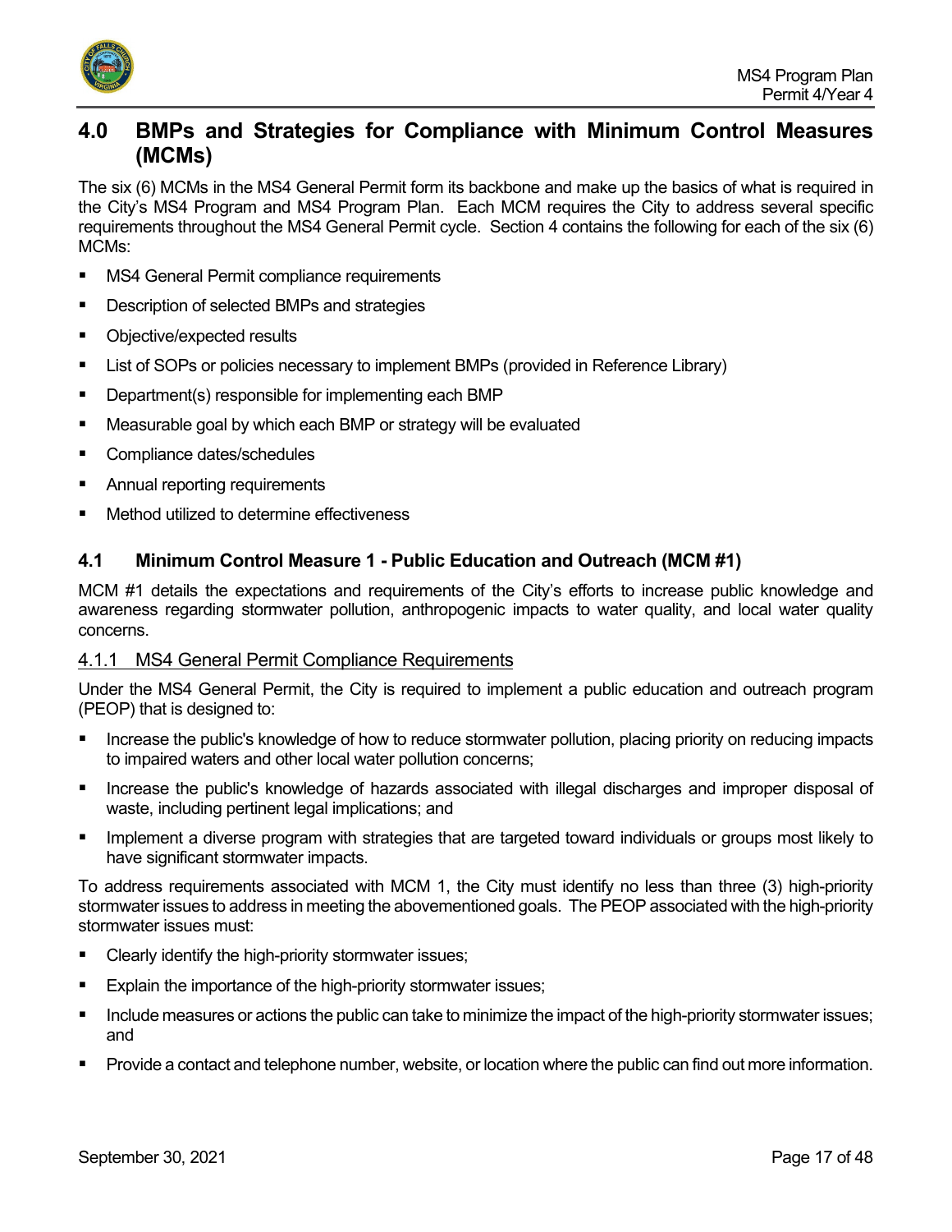# 4.0 BMPs and Strategies for Compliance with Minimum Control Measures (MCMs)

The six (6) MCMs in the MS4 General Permit form its backbone and make up the basics of what is required in the City's MS4 Program and MS4 Program Plan. Each MCM requires the City to address several specific requirements throughout the MS4 General Permit cycle. Section 4 contains the following for each of the six (6) MCMs:

- MS4 General Permit compliance requirements
- Description of selected BMPs and strategies
- Objective/expected results
- List of SOPs or policies necessary to implement BMPs (provided in Reference Library)
- Department(s) responsible for implementing each BMP
- Measurable goal by which each BMP or strategy will be evaluated
- Compliance dates/schedules
- Annual reporting requirements
- Method utilized to determine effectiveness

## 4.1 Minimum Control Measure 1 - Public Education and Outreach (MCM #1)

MCM #1 details the expectations and requirements of the City's efforts to increase public knowledge and awareness regarding stormwater pollution, anthropogenic impacts to water quality, and local water quality concerns.

### 4.1.1 MS4 General Permit Compliance Requirements

Under the MS4 General Permit, the City is required to implement a public education and outreach program (PEOP) that is designed to:

- Increase the public's knowledge of how to reduce stormwater pollution, placing priority on reducing impacts to impaired waters and other local water pollution concerns;
- Increase the public's knowledge of hazards associated with illegal discharges and improper disposal of waste, including pertinent legal implications; and
- Implement a diverse program with strategies that are targeted toward individuals or groups most likely to have significant stormwater impacts.

To address requirements associated with MCM 1, the City must identify no less than three (3) high-priority stormwater issues to address in meeting the abovementioned goals. The PEOP associated with the high-priority stormwater issues must:

- Clearly identify the high-priority stormwater issues;
- Explain the importance of the high-priority stormwater issues;
- Include measures or actions the public can take to minimize the impact of the high-priority stormwater issues; and
- Provide a contact and telephone number, website, or location where the public can find out more information.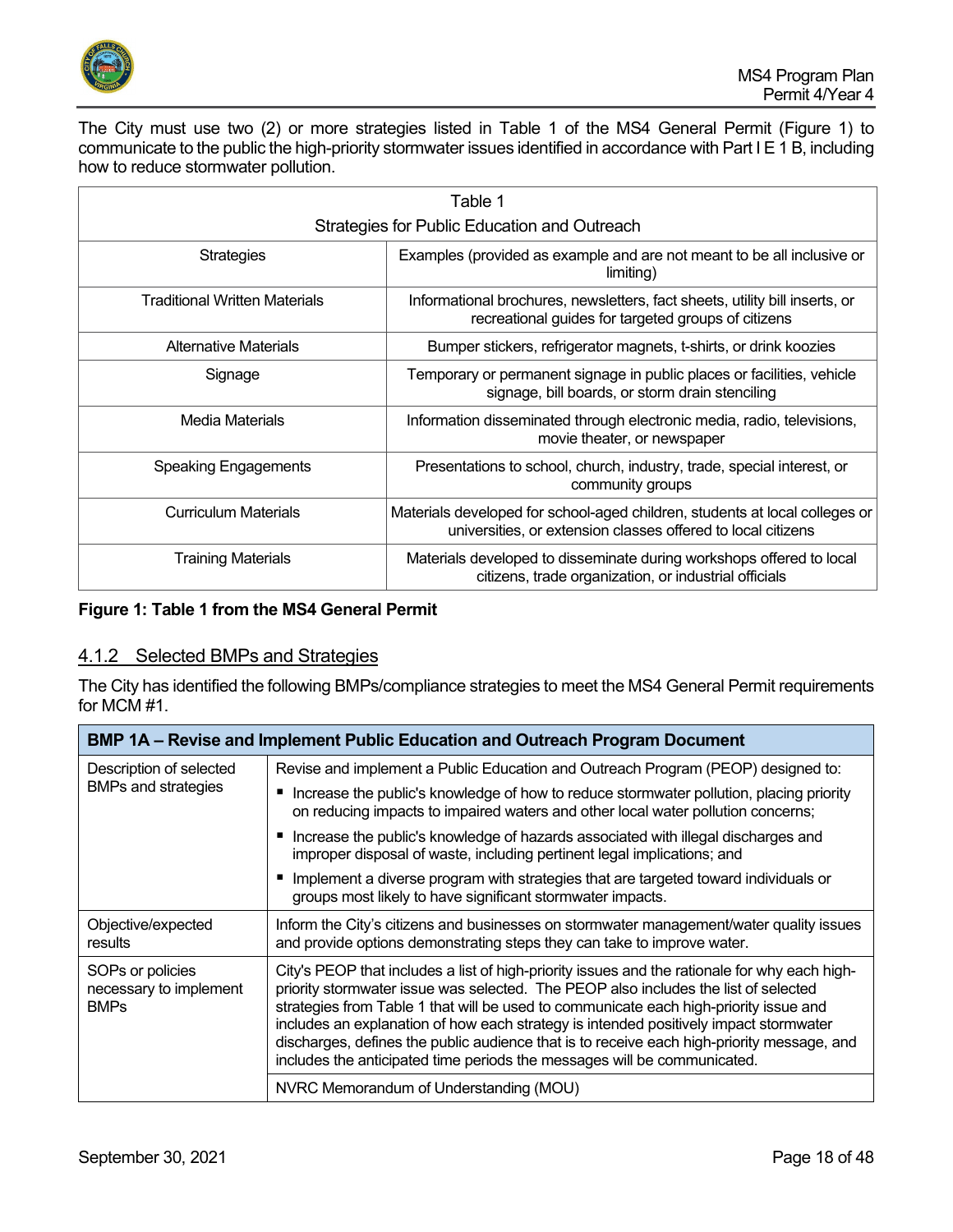The City must use two (2) or more strategies listed in Table 1 of the MS4 General Permit (Figure 1) to communicate to the public the high-priority stormwater issues identified in accordance with Part I E 1 B, including how to reduce stormwater pollution.

| Table 1<br>Strategies for Public Education and Outreach | |
|---|---|
| Strategies | Examples (provided as example and are not meant to be all inclusive or limiting) |
| Traditional Written Materials | Informational brochures, newsletters, fact sheets, utility bill inserts, or recreational guides for targeted groups of citizens |
| Alternative Materials | Bumper stickers, refrigerator magnets, t-shirts, or drink koozies |
| Signage | Temporary or permanent signage in public places or facilities, vehicle signage, bill boards, or storm drain stenciling |
| Media Materials | Information disseminated through electronic media, radio, televisions, movie theater, or newspaper |
| Speaking Engagements | Presentations to school, church, industry, trade, special interest, or community groups |
| Curriculum Materials | Materials developed for school-aged children, students at local colleges or universities, or extension classes offered to local citizens |
| Training Materials | Materials developed to disseminate during workshops offered to local citizens, trade organization, or industrial officials |

**Figure 1: Table 1 from the MS4 General Permit**

### 4.1.2 Selected BMPs and Strategies

The City has identified the following BMPs/compliance strategies to meet the MS4 General Permit requirements for MCM #1.

| BMP 1A – Revise and Implement Public Education and Outreach Program Document | |
|---|---|
| Description of selected BMPs and strategies | Revise and implement a Public Education and Outreach Program (PEOP) designed to:<br>▪ Increase the public's knowledge of how to reduce stormwater pollution, placing priority on reducing impacts to impaired waters and other local water pollution concerns;<br>▪ Increase the public's knowledge of hazards associated with illegal discharges and improper disposal of waste, including pertinent legal implications; and<br>▪ Implement a diverse program with strategies that are targeted toward individuals or groups most likely to have significant stormwater impacts. |
| Objective/expected results | Inform the City's citizens and businesses on stormwater management/water quality issues and provide options demonstrating steps they can take to improve water. |
| SOPs or policies necessary to implement BMPs | City's PEOP that includes a list of high-priority issues and the rationale for why each high-priority stormwater issue was selected. The PEOP also includes the list of selected strategies from Table 1 that will be used to communicate each high-priority issue and includes an explanation of how each strategy is intended positively impact stormwater discharges, defines the public audience that is to receive each high-priority message, and includes the anticipated time periods the messages will be communicated. |
| | NVRC Memorandum of Understanding (MOU) |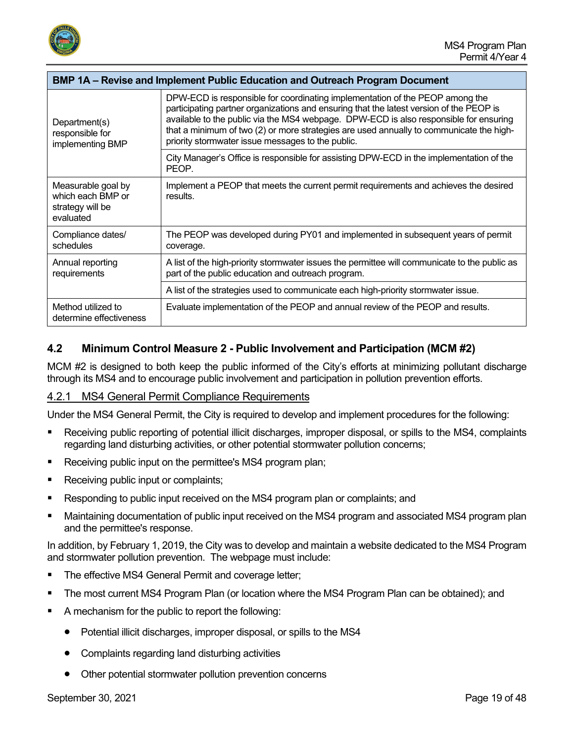| BMP 1A – Revise and Implement Public Education and Outreach Program Document | |
|---|---|
| Department(s) responsible for implementing BMP | DPW-ECD is responsible for coordinating implementation of the PEOP among the participating partner organizations and ensuring that the latest version of the PEOP is available to the public via the MS4 webpage. DPW-ECD is also responsible for ensuring that a minimum of two (2) or more strategies are used annually to communicate the high-priority stormwater issue messages to the public. |
| | City Manager's Office is responsible for assisting DPW-ECD in the implementation of the PEOP. |
| Measurable goal by which each BMP or strategy will be evaluated | Implement a PEOP that meets the current permit requirements and achieves the desired results. |
| Compliance dates/ schedules | The PEOP was developed during PY01 and implemented in subsequent years of permit coverage. |
| Annual reporting requirements | A list of the high-priority stormwater issues the permittee will communicate to the public as part of the public education and outreach program. |
| | A list of the strategies used to communicate each high-priority stormwater issue. |
| Method utilized to determine effectiveness | Evaluate implementation of the PEOP and annual review of the PEOP and results. |

## 4.2 Minimum Control Measure 2 - Public Involvement and Participation (MCM #2)

MCM #2 is designed to both keep the public informed of the City's efforts at minimizing pollutant discharge through its MS4 and to encourage public involvement and participation in pollution prevention efforts.

### 4.2.1 MS4 General Permit Compliance Requirements

Under the MS4 General Permit, the City is required to develop and implement procedures for the following:

- Receiving public reporting of potential illicit discharges, improper disposal, or spills to the MS4, complaints regarding land disturbing activities, or other potential stormwater pollution concerns;
- Receiving public input on the permittee's MS4 program plan;
- Receiving public input or complaints;
- Responding to public input received on the MS4 program plan or complaints; and
- Maintaining documentation of public input received on the MS4 program and associated MS4 program plan and the permittee's response.

In addition, by February 1, 2019, the City was to develop and maintain a website dedicated to the MS4 Program and stormwater pollution prevention. The webpage must include:

- The effective MS4 General Permit and coverage letter;
- The most current MS4 Program Plan (or location where the MS4 Program Plan can be obtained); and
- A mechanism for the public to report the following:
  - Potential illicit discharges, improper disposal, or spills to the MS4
  - Complaints regarding land disturbing activities
  - Other potential stormwater pollution prevention concerns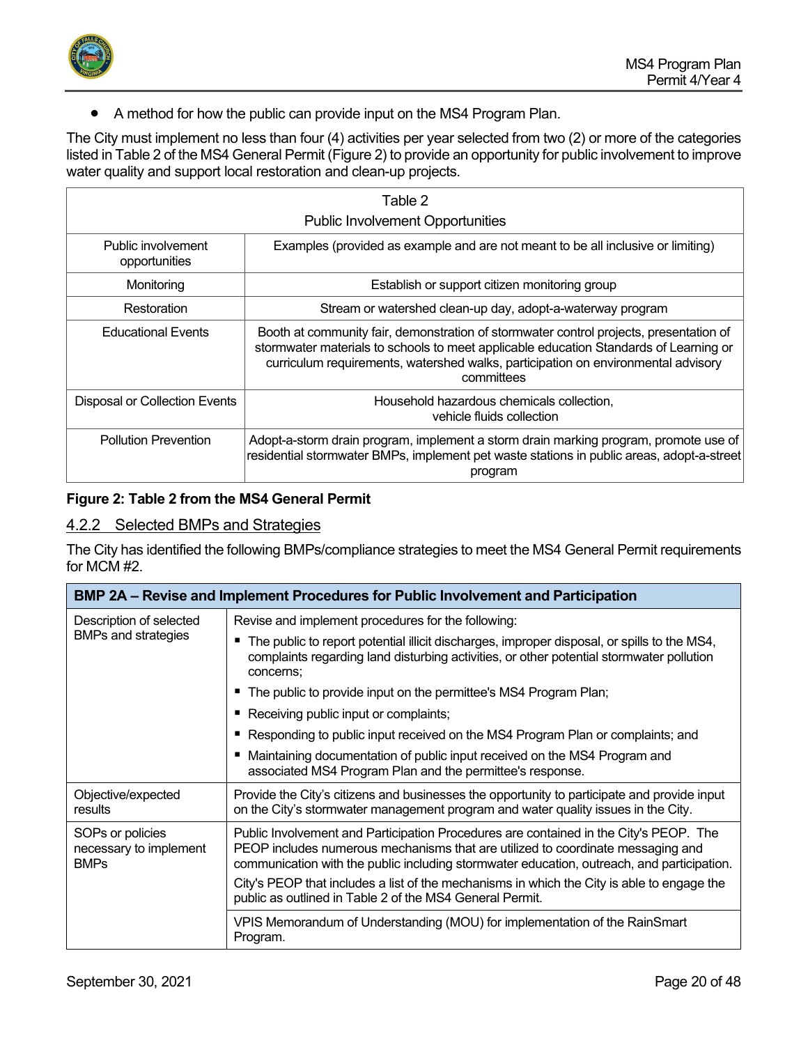- A method for how the public can provide input on the MS4 Program Plan.

The City must implement no less than four (4) activities per year selected from two (2) or more of the categories listed in Table 2 of the MS4 General Permit (Figure 2) to provide an opportunity for public involvement to improve water quality and support local restoration and clean-up projects.

| Table 2<br>Public Involvement Opportunities | |
|---|---|
| Public involvement opportunities | Examples (provided as example and are not meant to be all inclusive or limiting) |
| Monitoring | Establish or support citizen monitoring group |
| Restoration | Stream or watershed clean-up day, adopt-a-waterway program |
| Educational Events | Booth at community fair, demonstration of stormwater control projects, presentation of stormwater materials to schools to meet applicable education Standards of Learning or curriculum requirements, watershed walks, participation on environmental advisory committees |
| Disposal or Collection Events | Household hazardous chemicals collection, vehicle fluids collection |
| Pollution Prevention | Adopt-a-storm drain program, implement a storm drain marking program, promote use of residential stormwater BMPs, implement pet waste stations in public areas, adopt-a-street program |

**Figure 2: Table 2 from the MS4 General Permit**

### 4.2.2 Selected BMPs and Strategies

The City has identified the following BMPs/compliance strategies to meet the MS4 General Permit requirements for MCM #2.

| **BMP 2A – Revise and Implement Procedures for Public Involvement and Participation** | |
|---|---|
| Description of selected BMPs and strategies | Revise and implement procedures for the following:<br>▪ The public to report potential illicit discharges, improper disposal, or spills to the MS4, complaints regarding land disturbing activities, or other potential stormwater pollution concerns;<br>▪ The public to provide input on the permittee's MS4 Program Plan;<br>▪ Receiving public input or complaints;<br>▪ Responding to public input received on the MS4 Program Plan or complaints; and<br>▪ Maintaining documentation of public input received on the MS4 Program and associated MS4 Program Plan and the permittee's response. |
| Objective/expected results | Provide the City's citizens and businesses the opportunity to participate and provide input on the City's stormwater management program and water quality issues in the City. |
| SOPs or policies necessary to implement BMPs | Public Involvement and Participation Procedures are contained in the City's PEOP. The PEOP includes numerous mechanisms that are utilized to coordinate messaging and communication with the public including stormwater education, outreach, and participation.<br>City's PEOP that includes a list of the mechanisms in which the City is able to engage the public as outlined in Table 2 of the MS4 General Permit. |
| | VPIS Memorandum of Understanding (MOU) for implementation of the RainSmart Program. |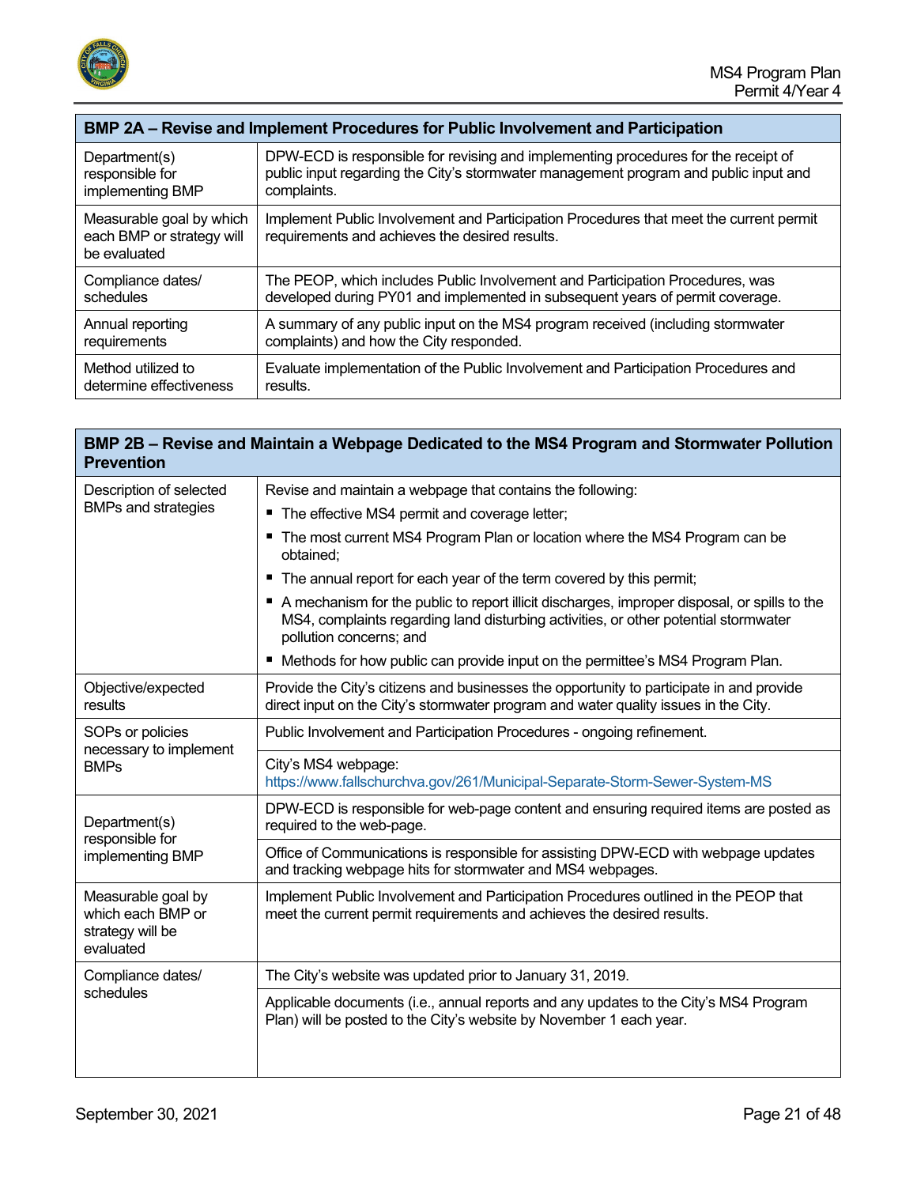| BMP 2A – Revise and Implement Procedures for Public Involvement and Participation | |
|---|---|
| Department(s) responsible for implementing BMP | DPW-ECD is responsible for revising and implementing procedures for the receipt of public input regarding the City's stormwater management program and public input and complaints. |
| Measurable goal by which each BMP or strategy will be evaluated | Implement Public Involvement and Participation Procedures that meet the current permit requirements and achieves the desired results. |
| Compliance dates/ schedules | The PEOP, which includes Public Involvement and Participation Procedures, was developed during PY01 and implemented in subsequent years of permit coverage. |
| Annual reporting requirements | A summary of any public input on the MS4 program received (including stormwater complaints) and how the City responded. |
| Method utilized to determine effectiveness | Evaluate implementation of the Public Involvement and Participation Procedures and results. |

| BMP 2B – Revise and Maintain a Webpage Dedicated to the MS4 Program and Stormwater Pollution Prevention | |
|---|---|
| Description of selected BMPs and strategies | Revise and maintain a webpage that contains the following:<br>▪ The effective MS4 permit and coverage letter;<br>▪ The most current MS4 Program Plan or location where the MS4 Program can be obtained;<br>▪ The annual report for each year of the term covered by this permit;<br>▪ A mechanism for the public to report illicit discharges, improper disposal, or spills to the MS4, complaints regarding land disturbing activities, or other potential stormwater pollution concerns; and<br>▪ Methods for how public can provide input on the permittee's MS4 Program Plan. |
| Objective/expected results | Provide the City's citizens and businesses the opportunity to participate in and provide direct input on the City's stormwater program and water quality issues in the City. |
| SOPs or policies necessary to implement BMPs | Public Involvement and Participation Procedures - ongoing refinement. |
| | City's MS4 webpage: https://www.fallschurchva.gov/261/Municipal-Separate-Storm-Sewer-System-MS |
| Department(s) responsible for implementing BMP | DPW-ECD is responsible for web-page content and ensuring required items are posted as required to the web-page. |
| | Office of Communications is responsible for assisting DPW-ECD with webpage updates and tracking webpage hits for stormwater and MS4 webpages. |
| Measurable goal by which each BMP or strategy will be evaluated | Implement Public Involvement and Participation Procedures outlined in the PEOP that meet the current permit requirements and achieves the desired results. |
| Compliance dates/ schedules | The City's website was updated prior to January 31, 2019. |
| | Applicable documents (i.e., annual reports and any updates to the City's MS4 Program Plan) will be posted to the City's website by November 1 each year. |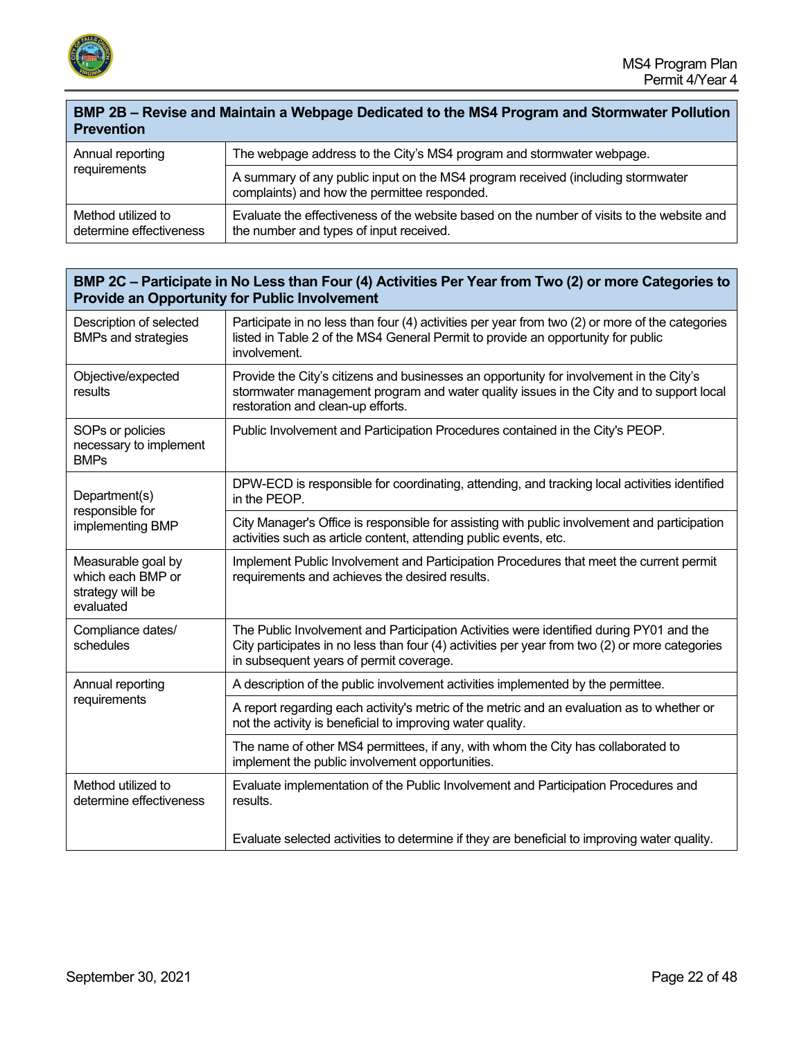| BMP 2B – Revise and Maintain a Webpage Dedicated to the MS4 Program and Stormwater Pollution Prevention | |
|---|---|
| Annual reporting requirements | The webpage address to the City's MS4 program and stormwater webpage. |
| | A summary of any public input on the MS4 program received (including stormwater complaints) and how the permittee responded. |
| Method utilized to determine effectiveness | Evaluate the effectiveness of the website based on the number of visits to the website and the number and types of input received. |

| BMP 2C – Participate in No Less than Four (4) Activities Per Year from Two (2) or more Categories to Provide an Opportunity for Public Involvement | |
|---|---|
| Description of selected BMPs and strategies | Participate in no less than four (4) activities per year from two (2) or more of the categories listed in Table 2 of the MS4 General Permit to provide an opportunity for public involvement. |
| Objective/expected results | Provide the City's citizens and businesses an opportunity for involvement in the City's stormwater management program and water quality issues in the City and to support local restoration and clean-up efforts. |
| SOPs or policies necessary to implement BMPs | Public Involvement and Participation Procedures contained in the City's PEOP. |
| Department(s) responsible for implementing BMP | DPW-ECD is responsible for coordinating, attending, and tracking local activities identified in the PEOP. |
| | City Manager's Office is responsible for assisting with public involvement and participation activities such as article content, attending public events, etc. |
| Measurable goal by which each BMP or strategy will be evaluated | Implement Public Involvement and Participation Procedures that meet the current permit requirements and achieves the desired results. |
| Compliance dates/ schedules | The Public Involvement and Participation Activities were identified during PY01 and the City participates in no less than four (4) activities per year from two (2) or more categories in subsequent years of permit coverage. |
| Annual reporting requirements | A description of the public involvement activities implemented by the permittee. |
| | A report regarding each activity's metric of the metric and an evaluation as to whether or not the activity is beneficial to improving water quality. |
| | The name of other MS4 permittees, if any, with whom the City has collaborated to implement the public involvement opportunities. |
| Method utilized to determine effectiveness | Evaluate implementation of the Public Involvement and Participation Procedures and results.<br><br>Evaluate selected activities to determine if they are beneficial to improving water quality. |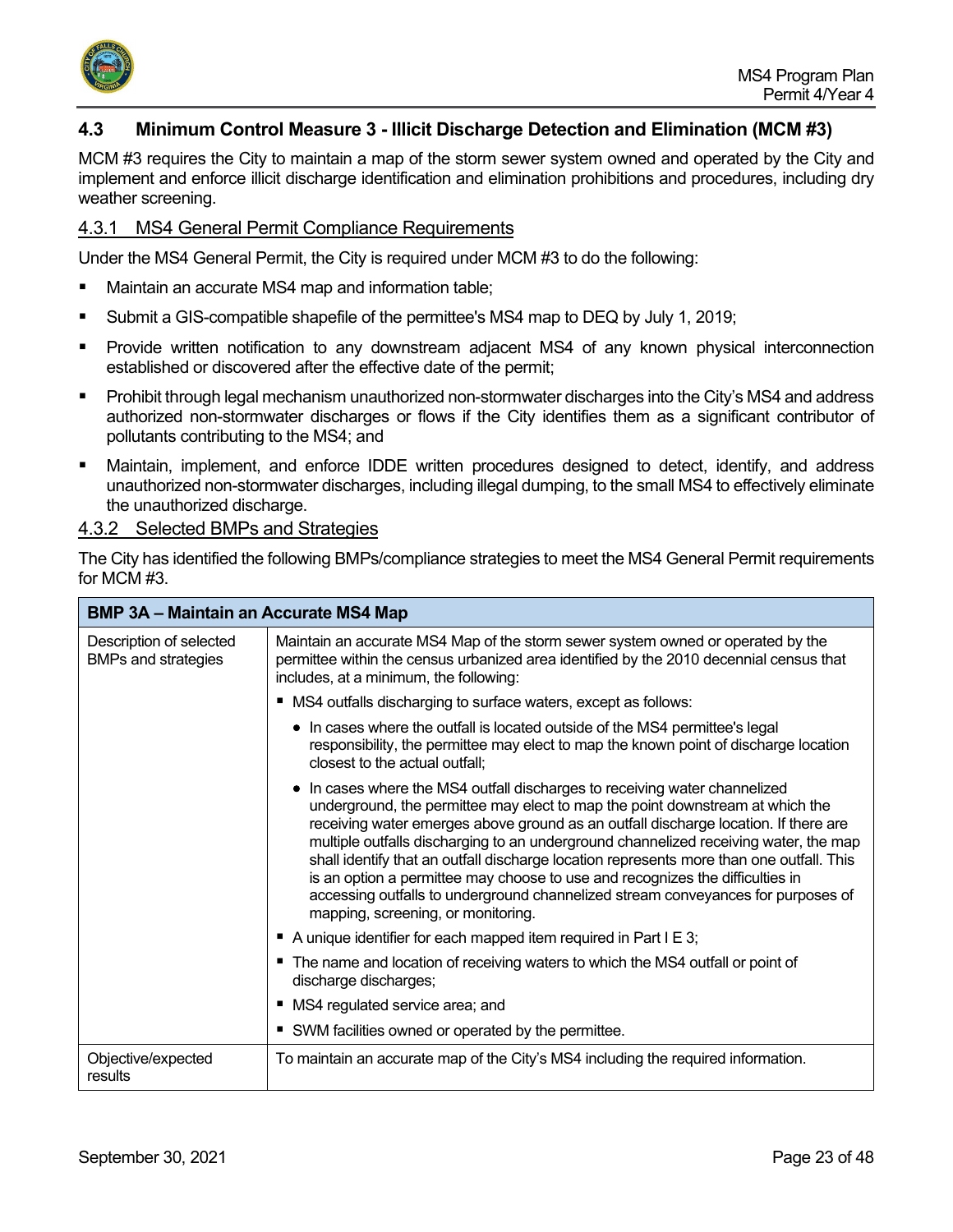## 4.3 Minimum Control Measure 3 - Illicit Discharge Detection and Elimination (MCM #3)

MCM #3 requires the City to maintain a map of the storm sewer system owned and operated by the City and implement and enforce illicit discharge identification and elimination prohibitions and procedures, including dry weather screening.

### 4.3.1 MS4 General Permit Compliance Requirements

Under the MS4 General Permit, the City is required under MCM #3 to do the following:

- Maintain an accurate MS4 map and information table;
- Submit a GIS-compatible shapefile of the permittee's MS4 map to DEQ by July 1, 2019;
- Provide written notification to any downstream adjacent MS4 of any known physical interconnection established or discovered after the effective date of the permit;
- Prohibit through legal mechanism unauthorized non-stormwater discharges into the City's MS4 and address authorized non-stormwater discharges or flows if the City identifies them as a significant contributor of pollutants contributing to the MS4; and
- Maintain, implement, and enforce IDDE written procedures designed to detect, identify, and address unauthorized non-stormwater discharges, including illegal dumping, to the small MS4 to effectively eliminate the unauthorized discharge.

### 4.3.2 Selected BMPs and Strategies

The City has identified the following BMPs/compliance strategies to meet the MS4 General Permit requirements for MCM #3.

| BMP 3A – Maintain an Accurate MS4 Map | |
|---|---|
| Description of selected BMPs and strategies | Maintain an accurate MS4 Map of the storm sewer system owned or operated by the permittee within the census urbanized area identified by the 2010 decennial census that includes, at a minimum, the following:<br>▪ MS4 outfalls discharging to surface waters, except as follows:<br>• In cases where the outfall is located outside of the MS4 permittee's legal responsibility, the permittee may elect to map the known point of discharge location closest to the actual outfall;<br>• In cases where the MS4 outfall discharges to receiving water channelized underground, the permittee may elect to map the point downstream at which the receiving water emerges above ground as an outfall discharge location. If there are multiple outfalls discharging to an underground channelized receiving water, the map shall identify that an outfall discharge location represents more than one outfall. This is an option a permittee may choose to use and recognizes the difficulties in accessing outfalls to underground channelized stream conveyances for purposes of mapping, screening, or monitoring.<br>▪ A unique identifier for each mapped item required in Part I E 3;<br>▪ The name and location of receiving waters to which the MS4 outfall or point of discharge discharges;<br>▪ MS4 regulated service area; and<br>▪ SWM facilities owned or operated by the permittee. |
| Objective/expected results | To maintain an accurate map of the City's MS4 including the required information. |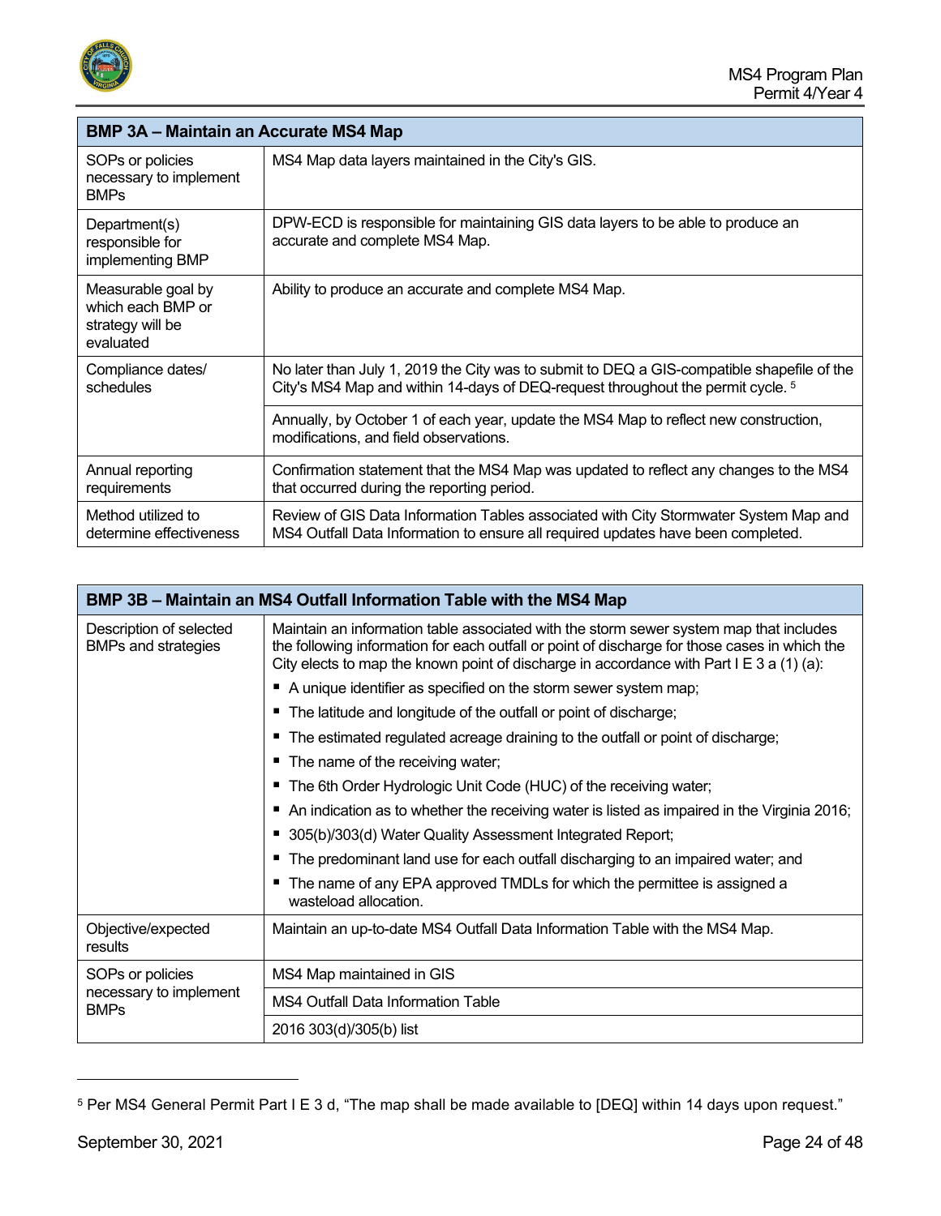| BMP 3A – Maintain an Accurate MS4 Map | |
|---|---|
| SOPs or policies necessary to implement BMPs | MS4 Map data layers maintained in the City's GIS. |
| Department(s) responsible for implementing BMP | DPW-ECD is responsible for maintaining GIS data layers to be able to produce an accurate and complete MS4 Map. |
| Measurable goal by which each BMP or strategy will be evaluated | Ability to produce an accurate and complete MS4 Map. |
| Compliance dates/ schedules | No later than July 1, 2019 the City was to submit to DEQ a GIS-compatible shapefile of the City's MS4 Map and within 14-days of DEQ-request throughout the permit cycle. [5] |
| | Annually, by October 1 of each year, update the MS4 Map to reflect new construction, modifications, and field observations. |
| Annual reporting requirements | Confirmation statement that the MS4 Map was updated to reflect any changes to the MS4 that occurred during the reporting period. |
| Method utilized to determine effectiveness | Review of GIS Data Information Tables associated with City Stormwater System Map and MS4 Outfall Data Information to ensure all required updates have been completed. |

| BMP 3B – Maintain an MS4 Outfall Information Table with the MS4 Map | |
|---|---|
| Description of selected BMPs and strategies | Maintain an information table associated with the storm sewer system map that includes the following information for each outfall or point of discharge for those cases in which the City elects to map the known point of discharge in accordance with Part I E 3 a (1) (a): <br> ▪ A unique identifier as specified on the storm sewer system map; <br> ▪ The latitude and longitude of the outfall or point of discharge; <br> ▪ The estimated regulated acreage draining to the outfall or point of discharge; <br> ▪ The name of the receiving water; <br> ▪ The 6th Order Hydrologic Unit Code (HUC) of the receiving water; <br> ▪ An indication as to whether the receiving water is listed as impaired in the Virginia 2016; <br> ▪ 305(b)/303(d) Water Quality Assessment Integrated Report; <br> ▪ The predominant land use for each outfall discharging to an impaired water; and <br> ▪ The name of any EPA approved TMDLs for which the permittee is assigned a wasteload allocation. |
| Objective/expected results | Maintain an up-to-date MS4 Outfall Data Information Table with the MS4 Map. |
| SOPs or policies necessary to implement BMPs | MS4 Map maintained in GIS |
| | MS4 Outfall Data Information Table |
| | 2016 303(d)/305(b) list |

[5] Per MS4 General Permit Part I E 3 d, "The map shall be made available to [DEQ] within 14 days upon request."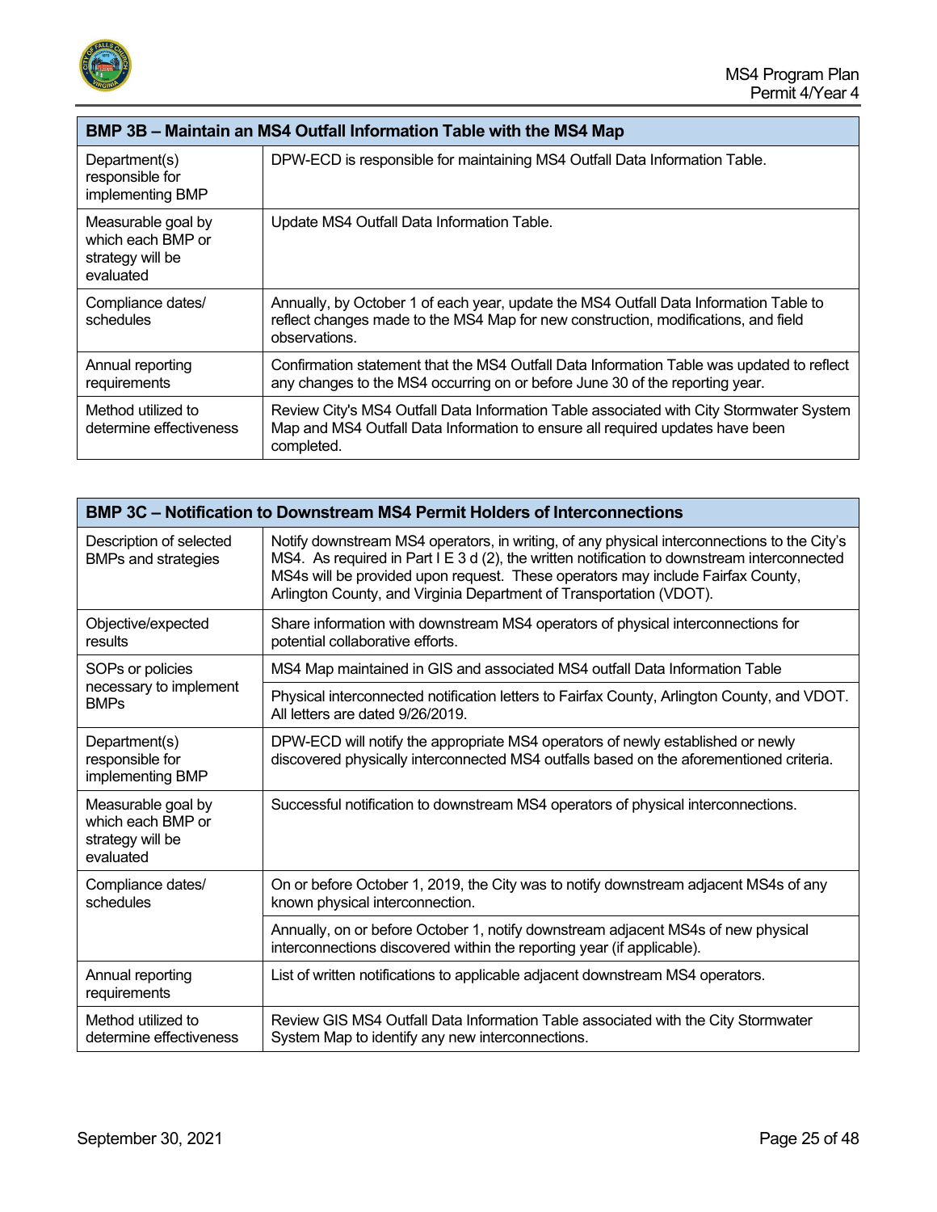| BMP 3B – Maintain an MS4 Outfall Information Table with the MS4 Map | |
|---|---|
| Department(s) responsible for implementing BMP | DPW-ECD is responsible for maintaining MS4 Outfall Data Information Table. |
| Measurable goal by which each BMP or strategy will be evaluated | Update MS4 Outfall Data Information Table. |
| Compliance dates/ schedules | Annually, by October 1 of each year, update the MS4 Outfall Data Information Table to reflect changes made to the MS4 Map for new construction, modifications, and field observations. |
| Annual reporting requirements | Confirmation statement that the MS4 Outfall Data Information Table was updated to reflect any changes to the MS4 occurring on or before June 30 of the reporting year. |
| Method utilized to determine effectiveness | Review City's MS4 Outfall Data Information Table associated with City Stormwater System Map and MS4 Outfall Data Information to ensure all required updates have been completed. |

| BMP 3C – Notification to Downstream MS4 Permit Holders of Interconnections | |
|---|---|
| Description of selected BMPs and strategies | Notify downstream MS4 operators, in writing, of any physical interconnections to the City's MS4. As required in Part I E 3 d (2), the written notification to downstream interconnected MS4s will be provided upon request. These operators may include Fairfax County, Arlington County, and Virginia Department of Transportation (VDOT). |
| Objective/expected results | Share information with downstream MS4 operators of physical interconnections for potential collaborative efforts. |
| SOPs or policies necessary to implement BMPs | MS4 Map maintained in GIS and associated MS4 outfall Data Information Table |
| | Physical interconnected notification letters to Fairfax County, Arlington County, and VDOT. All letters are dated 9/26/2019. |
| Department(s) responsible for implementing BMP | DPW-ECD will notify the appropriate MS4 operators of newly established or newly discovered physically interconnected MS4 outfalls based on the aforementioned criteria. |
| Measurable goal by which each BMP or strategy will be evaluated | Successful notification to downstream MS4 operators of physical interconnections. |
| Compliance dates/ schedules | On or before October 1, 2019, the City was to notify downstream adjacent MS4s of any known physical interconnection. |
| | Annually, on or before October 1, notify downstream adjacent MS4s of new physical interconnections discovered within the reporting year (if applicable). |
| Annual reporting requirements | List of written notifications to applicable adjacent downstream MS4 operators. |
| Method utilized to determine effectiveness | Review GIS MS4 Outfall Data Information Table associated with the City Stormwater System Map to identify any new interconnections. |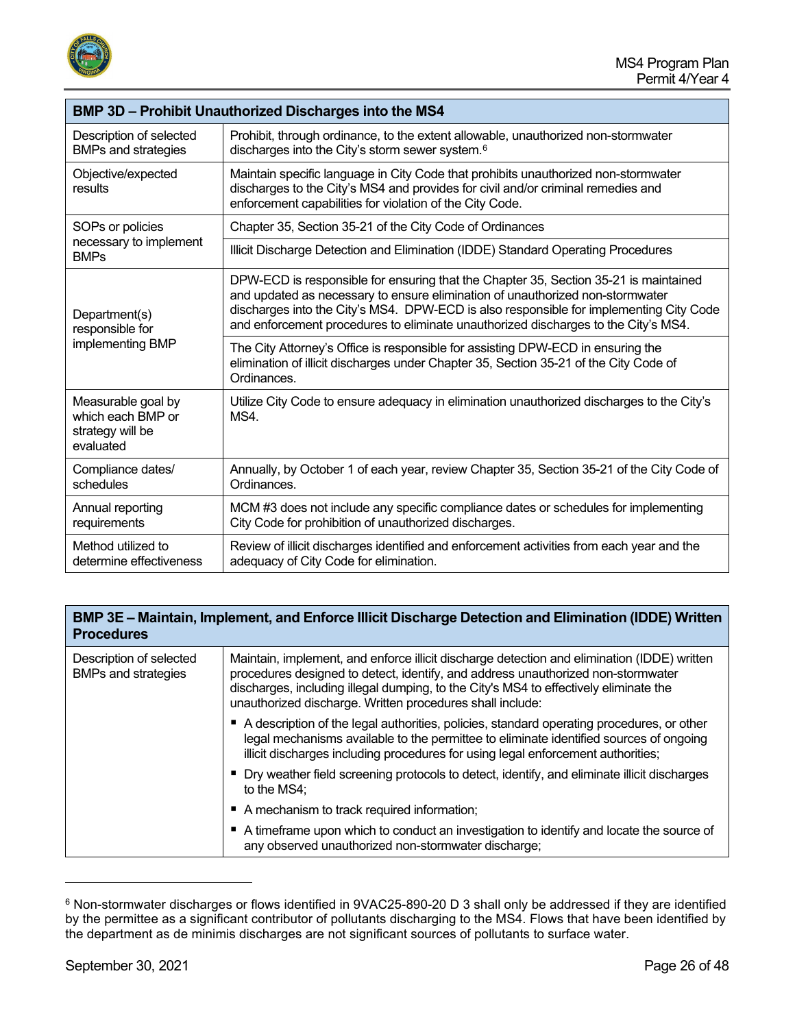| BMP 3D – Prohibit Unauthorized Discharges into the MS4 | |
|---|---|
| Description of selected BMPs and strategies | Prohibit, through ordinance, to the extent allowable, unauthorized non-stormwater discharges into the City's storm sewer system.[6] |
| Objective/expected results | Maintain specific language in City Code that prohibits unauthorized non-stormwater discharges to the City's MS4 and provides for civil and/or criminal remedies and enforcement capabilities for violation of the City Code. |
| SOPs or policies necessary to implement BMPs | Chapter 35, Section 35-21 of the City Code of Ordinances |
| | Illicit Discharge Detection and Elimination (IDDE) Standard Operating Procedures |
| Department(s) responsible for implementing BMP | DPW-ECD is responsible for ensuring that the Chapter 35, Section 35-21 is maintained and updated as necessary to ensure elimination of unauthorized non-stormwater discharges into the City's MS4. DPW-ECD is also responsible for implementing City Code and enforcement procedures to eliminate unauthorized discharges to the City's MS4. |
| | The City Attorney's Office is responsible for assisting DPW-ECD in ensuring the elimination of illicit discharges under Chapter 35, Section 35-21 of the City Code of Ordinances. |
| Measurable goal by which each BMP or strategy will be evaluated | Utilize City Code to ensure adequacy in elimination unauthorized discharges to the City's MS4. |
| Compliance dates/ schedules | Annually, by October 1 of each year, review Chapter 35, Section 35-21 of the City Code of Ordinances. |
| Annual reporting requirements | MCM #3 does not include any specific compliance dates or schedules for implementing City Code for prohibition of unauthorized discharges. |
| Method utilized to determine effectiveness | Review of illicit discharges identified and enforcement activities from each year and the adequacy of City Code for elimination. |

| BMP 3E – Maintain, Implement, and Enforce Illicit Discharge Detection and Elimination (IDDE) Written Procedures | |
|---|---|
| Description of selected BMPs and strategies | Maintain, implement, and enforce illicit discharge detection and elimination (IDDE) written procedures designed to detect, identify, and address unauthorized non-stormwater discharges, including illegal dumping, to the City's MS4 to effectively eliminate the unauthorized discharge. Written procedures shall include:<br>▪ A description of the legal authorities, policies, standard operating procedures, or other legal mechanisms available to the permittee to eliminate identified sources of ongoing illicit discharges including procedures for using legal enforcement authorities;<br>▪ Dry weather field screening protocols to detect, identify, and eliminate illicit discharges to the MS4;<br>▪ A mechanism to track required information;<br>▪ A timeframe upon which to conduct an investigation to identify and locate the source of any observed unauthorized non-stormwater discharge; |

[6] Non-stormwater discharges or flows identified in 9VAC25-890-20 D 3 shall only be addressed if they are identified by the permittee as a significant contributor of pollutants discharging to the MS4. Flows that have been identified by the department as de minimis discharges are not significant sources of pollutants to surface water.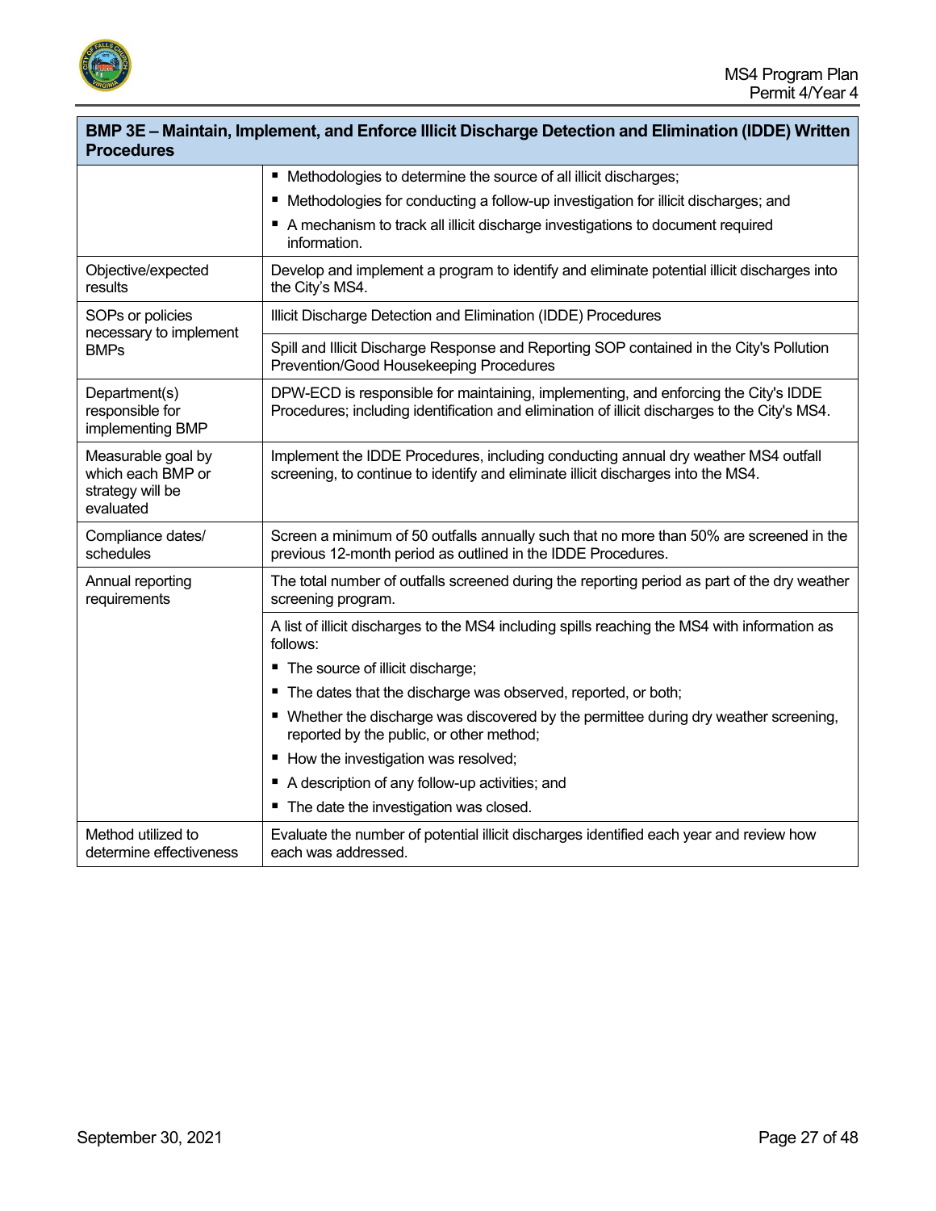| BMP 3E – Maintain, Implement, and Enforce Illicit Discharge Detection and Elimination (IDDE) Written Procedures | |
|---|---|
| | ▪ Methodologies to determine the source of all illicit discharges;<br>▪ Methodologies for conducting a follow-up investigation for illicit discharges; and<br>▪ A mechanism to track all illicit discharge investigations to document required information. |
| Objective/expected results | Develop and implement a program to identify and eliminate potential illicit discharges into the City's MS4. |
| SOPs or policies necessary to implement BMPs | Illicit Discharge Detection and Elimination (IDDE) Procedures |
| | Spill and Illicit Discharge Response and Reporting SOP contained in the City's Pollution Prevention/Good Housekeeping Procedures |
| Department(s) responsible for implementing BMP | DPW-ECD is responsible for maintaining, implementing, and enforcing the City's IDDE Procedures; including identification and elimination of illicit discharges to the City's MS4. |
| Measurable goal by which each BMP or strategy will be evaluated | Implement the IDDE Procedures, including conducting annual dry weather MS4 outfall screening, to continue to identify and eliminate illicit discharges into the MS4. |
| Compliance dates/ schedules | Screen a minimum of 50 outfalls annually such that no more than 50% are screened in the previous 12-month period as outlined in the IDDE Procedures. |
| Annual reporting requirements | The total number of outfalls screened during the reporting period as part of the dry weather screening program. |
| | A list of illicit discharges to the MS4 including spills reaching the MS4 with information as follows:<br>▪ The source of illicit discharge;<br>▪ The dates that the discharge was observed, reported, or both;<br>▪ Whether the discharge was discovered by the permittee during dry weather screening, reported by the public, or other method;<br>▪ How the investigation was resolved;<br>▪ A description of any follow-up activities; and<br>▪ The date the investigation was closed. |
| Method utilized to determine effectiveness | Evaluate the number of potential illicit discharges identified each year and review how each was addressed. |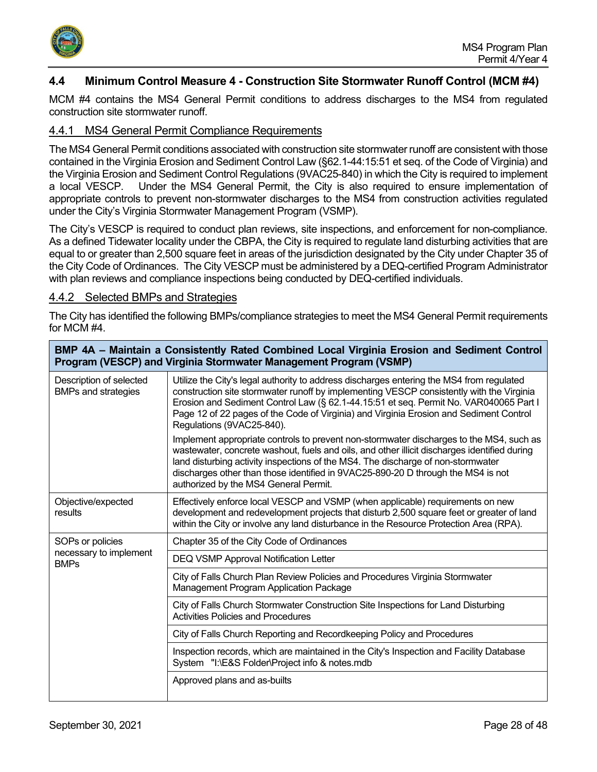## 4.4 Minimum Control Measure 4 - Construction Site Stormwater Runoff Control (MCM #4)

MCM #4 contains the MS4 General Permit conditions to address discharges to the MS4 from regulated construction site stormwater runoff.

### 4.4.1 MS4 General Permit Compliance Requirements

The MS4 General Permit conditions associated with construction site stormwater runoff are consistent with those contained in the Virginia Erosion and Sediment Control Law (§62.1-44:15:51 et seq. of the Code of Virginia) and the Virginia Erosion and Sediment Control Regulations (9VAC25-840) in which the City is required to implement a local VESCP. Under the MS4 General Permit, the City is also required to ensure implementation of appropriate controls to prevent non-stormwater discharges to the MS4 from construction activities regulated under the City's Virginia Stormwater Management Program (VSMP).

The City's VESCP is required to conduct plan reviews, site inspections, and enforcement for non-compliance. As a defined Tidewater locality under the CBPA, the City is required to regulate land disturbing activities that are equal to or greater than 2,500 square feet in areas of the jurisdiction designated by the City under Chapter 35 of the City Code of Ordinances. The City VESCP must be administered by a DEQ-certified Program Administrator with plan reviews and compliance inspections being conducted by DEQ-certified individuals.

### 4.4.2 Selected BMPs and Strategies

The City has identified the following BMPs/compliance strategies to meet the MS4 General Permit requirements for MCM #4.

| **BMP 4A – Maintain a Consistently Rated Combined Local Virginia Erosion and Sediment Control Program (VESCP) and Virginia Stormwater Management Program (VSMP)** | |
|---|---|
| Description of selected BMPs and strategies | Utilize the City's legal authority to address discharges entering the MS4 from regulated construction site stormwater runoff by implementing VESCP consistently with the Virginia Erosion and Sediment Control Law (§ 62.1-44.15:51 et seq. Permit No. VAR040065 Part I Page 12 of 22 pages of the Code of Virginia) and Virginia Erosion and Sediment Control Regulations (9VAC25-840).<br><br>Implement appropriate controls to prevent non-stormwater discharges to the MS4, such as wastewater, concrete washout, fuels and oils, and other illicit discharges identified during land disturbing activity inspections of the MS4. The discharge of non-stormwater discharges other than those identified in 9VAC25-890-20 D through the MS4 is not authorized by the MS4 General Permit. |
| Objective/expected results | Effectively enforce local VESCP and VSMP (when applicable) requirements on new development and redevelopment projects that disturb 2,500 square feet or greater of land within the City or involve any land disturbance in the Resource Protection Area (RPA). |
| SOPs or policies necessary to implement BMPs | Chapter 35 of the City Code of Ordinances |
| | DEQ VSMP Approval Notification Letter |
| | City of Falls Church Plan Review Policies and Procedures Virginia Stormwater Management Program Application Package |
| | City of Falls Church Stormwater Construction Site Inspections for Land Disturbing Activities Policies and Procedures |
| | City of Falls Church Reporting and Recordkeeping Policy and Procedures |
| | Inspection records, which are maintained in the City's Inspection and Facility Database System "I:\E&S Folder\Project info & notes.mdb |
| | Approved plans and as-builts |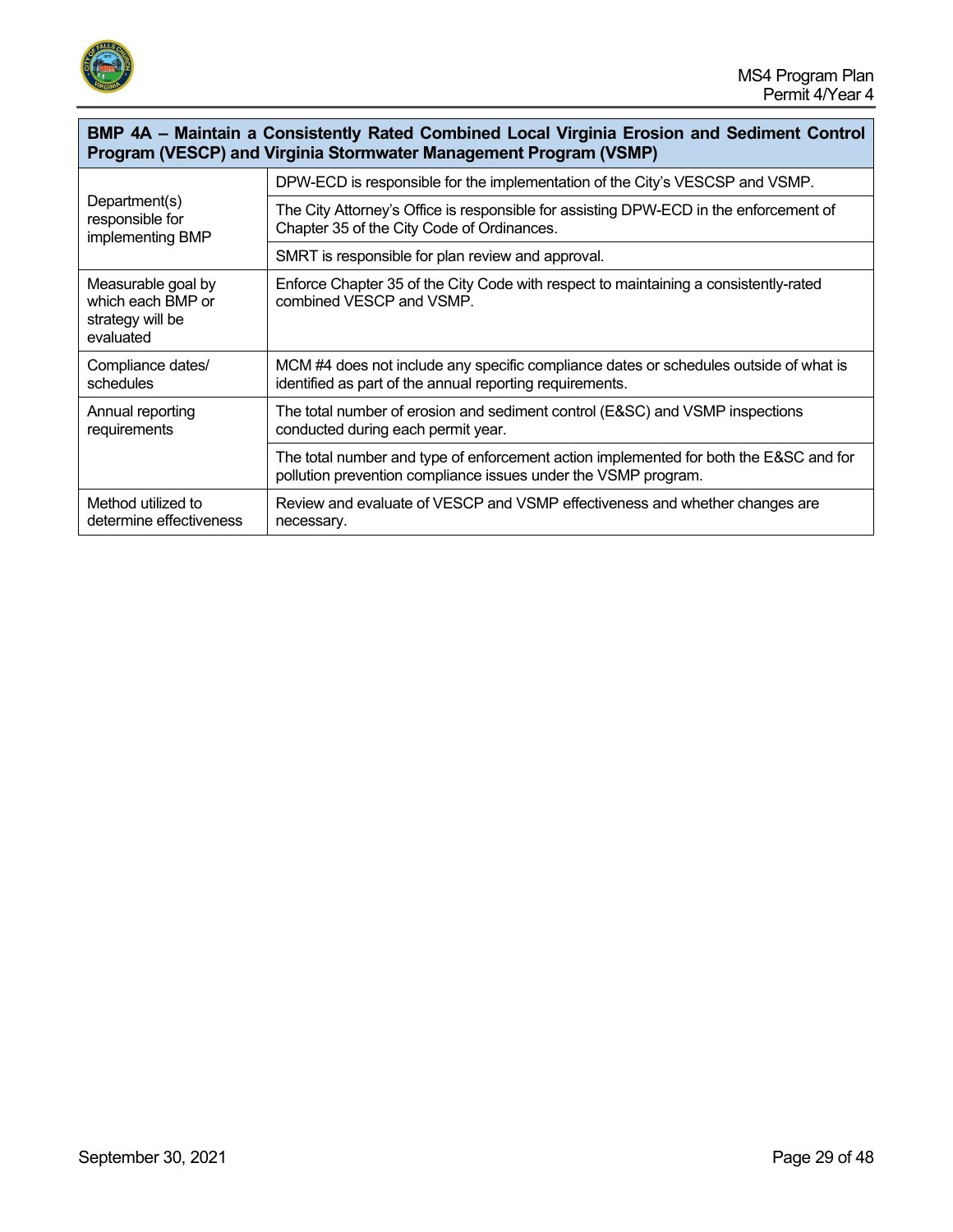| **BMP 4A – Maintain a Consistently Rated Combined Local Virginia Erosion and Sediment Control Program (VESCP) and Virginia Stormwater Management Program (VSMP)** | |
|---|---|
| Department(s) responsible for implementing BMP | DPW-ECD is responsible for the implementation of the City's VESCSP and VSMP. |
| | The City Attorney's Office is responsible for assisting DPW-ECD in the enforcement of Chapter 35 of the City Code of Ordinances. |
| | SMRT is responsible for plan review and approval. |
| Measurable goal by which each BMP or strategy will be evaluated | Enforce Chapter 35 of the City Code with respect to maintaining a consistently-rated combined VESCP and VSMP. |
| Compliance dates/ schedules | MCM #4 does not include any specific compliance dates or schedules outside of what is identified as part of the annual reporting requirements. |
| Annual reporting requirements | The total number of erosion and sediment control (E&SC) and VSMP inspections conducted during each permit year. |
| | The total number and type of enforcement action implemented for both the E&SC and for pollution prevention compliance issues under the VSMP program. |
| Method utilized to determine effectiveness | Review and evaluate of VESCP and VSMP effectiveness and whether changes are necessary. |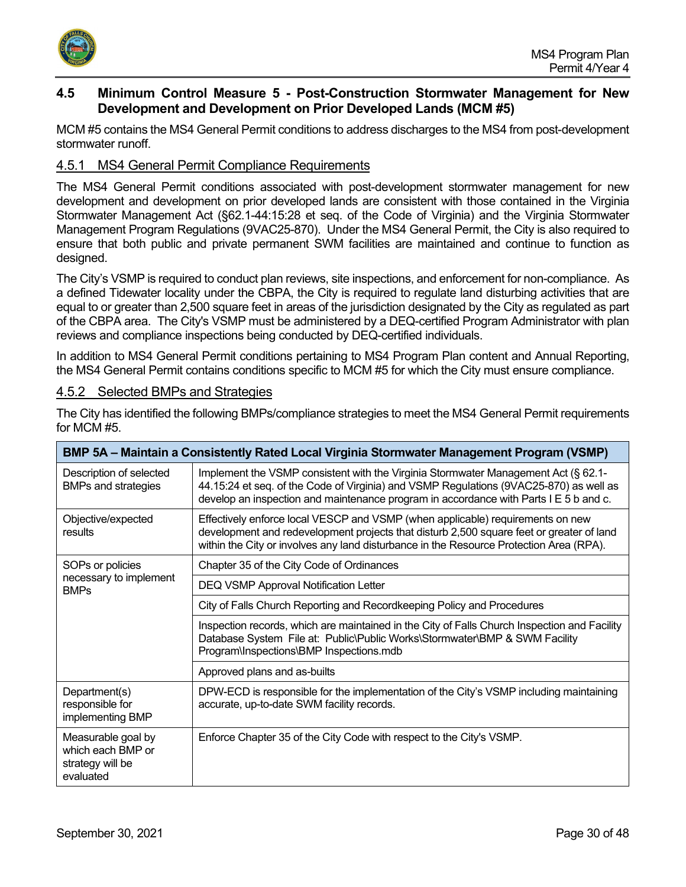## 4.5 Minimum Control Measure 5 - Post-Construction Stormwater Management for New Development and Development on Prior Developed Lands (MCM #5)

MCM #5 contains the MS4 General Permit conditions to address discharges to the MS4 from post-development stormwater runoff.

### 4.5.1 MS4 General Permit Compliance Requirements

The MS4 General Permit conditions associated with post-development stormwater management for new development and development on prior developed lands are consistent with those contained in the Virginia Stormwater Management Act (§62.1-44:15:28 et seq. of the Code of Virginia) and the Virginia Stormwater Management Program Regulations (9VAC25-870). Under the MS4 General Permit, the City is also required to ensure that both public and private permanent SWM facilities are maintained and continue to function as designed.

The City's VSMP is required to conduct plan reviews, site inspections, and enforcement for non-compliance. As a defined Tidewater locality under the CBPA, the City is required to regulate land disturbing activities that are equal to or greater than 2,500 square feet in areas of the jurisdiction designated by the City as regulated as part of the CBPA area. The City's VSMP must be administered by a DEQ-certified Program Administrator with plan reviews and compliance inspections being conducted by DEQ-certified individuals.

In addition to MS4 General Permit conditions pertaining to MS4 Program Plan content and Annual Reporting, the MS4 General Permit contains conditions specific to MCM #5 for which the City must ensure compliance.

### 4.5.2 Selected BMPs and Strategies

The City has identified the following BMPs/compliance strategies to meet the MS4 General Permit requirements for MCM #5.

| BMP 5A – Maintain a Consistently Rated Local Virginia Stormwater Management Program (VSMP) | |
|---|---|
| Description of selected BMPs and strategies | Implement the VSMP consistent with the Virginia Stormwater Management Act (§ 62.1-44.15:24 et seq. of the Code of Virginia) and VSMP Regulations (9VAC25-870) as well as develop an inspection and maintenance program in accordance with Parts I E 5 b and c. |
| Objective/expected results | Effectively enforce local VESCP and VSMP (when applicable) requirements on new development and redevelopment projects that disturb 2,500 square feet or greater of land within the City or involves any land disturbance in the Resource Protection Area (RPA). |
| SOPs or policies necessary to implement BMPs | Chapter 35 of the City Code of Ordinances |
| | DEQ VSMP Approval Notification Letter |
| | City of Falls Church Reporting and Recordkeeping Policy and Procedures |
| | Inspection records, which are maintained in the City of Falls Church Inspection and Facility Database System File at: Public\Public Works\Stormwater\BMP & SWM Facility Program\Inspections\BMP Inspections.mdb |
| | Approved plans and as-builts |
| Department(s) responsible for implementing BMP | DPW-ECD is responsible for the implementation of the City's VSMP including maintaining accurate, up-to-date SWM facility records. |
| Measurable goal by which each BMP or strategy will be evaluated | Enforce Chapter 35 of the City Code with respect to the City's VSMP. |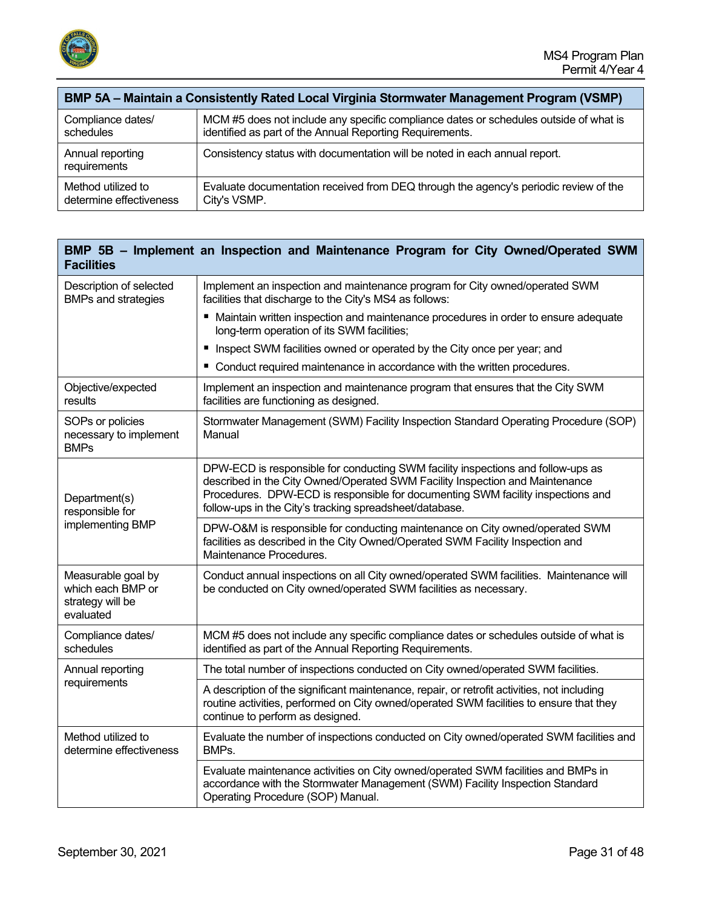| BMP 5A – Maintain a Consistently Rated Local Virginia Stormwater Management Program (VSMP) | |
|---|---|
| Compliance dates/ schedules | MCM #5 does not include any specific compliance dates or schedules outside of what is identified as part of the Annual Reporting Requirements. |
| Annual reporting requirements | Consistency status with documentation will be noted in each annual report. |
| Method utilized to determine effectiveness | Evaluate documentation received from DEQ through the agency's periodic review of the City's VSMP. |

| BMP 5B – Implement an Inspection and Maintenance Program for City Owned/Operated SWM Facilities | |
|---|---|
| Description of selected BMPs and strategies | Implement an inspection and maintenance program for City owned/operated SWM facilities that discharge to the City's MS4 as follows:<br>▪ Maintain written inspection and maintenance procedures in order to ensure adequate long-term operation of its SWM facilities;<br>▪ Inspect SWM facilities owned or operated by the City once per year; and<br>▪ Conduct required maintenance in accordance with the written procedures. |
| Objective/expected results | Implement an inspection and maintenance program that ensures that the City SWM facilities are functioning as designed. |
| SOPs or policies necessary to implement BMPs | Stormwater Management (SWM) Facility Inspection Standard Operating Procedure (SOP) Manual |
| Department(s) responsible for implementing BMP | DPW-ECD is responsible for conducting SWM facility inspections and follow-ups as described in the City Owned/Operated SWM Facility Inspection and Maintenance Procedures. DPW-ECD is responsible for documenting SWM facility inspections and follow-ups in the City's tracking spreadsheet/database. |
| | DPW-O&M is responsible for conducting maintenance on City owned/operated SWM facilities as described in the City Owned/Operated SWM Facility Inspection and Maintenance Procedures. |
| Measurable goal by which each BMP or strategy will be evaluated | Conduct annual inspections on all City owned/operated SWM facilities. Maintenance will be conducted on City owned/operated SWM facilities as necessary. |
| Compliance dates/ schedules | MCM #5 does not include any specific compliance dates or schedules outside of what is identified as part of the Annual Reporting Requirements. |
| Annual reporting requirements | The total number of inspections conducted on City owned/operated SWM facilities. |
| | A description of the significant maintenance, repair, or retrofit activities, not including routine activities, performed on City owned/operated SWM facilities to ensure that they continue to perform as designed. |
| Method utilized to determine effectiveness | Evaluate the number of inspections conducted on City owned/operated SWM facilities and BMPs. |
| | Evaluate maintenance activities on City owned/operated SWM facilities and BMPs in accordance with the Stormwater Management (SWM) Facility Inspection Standard Operating Procedure (SOP) Manual. |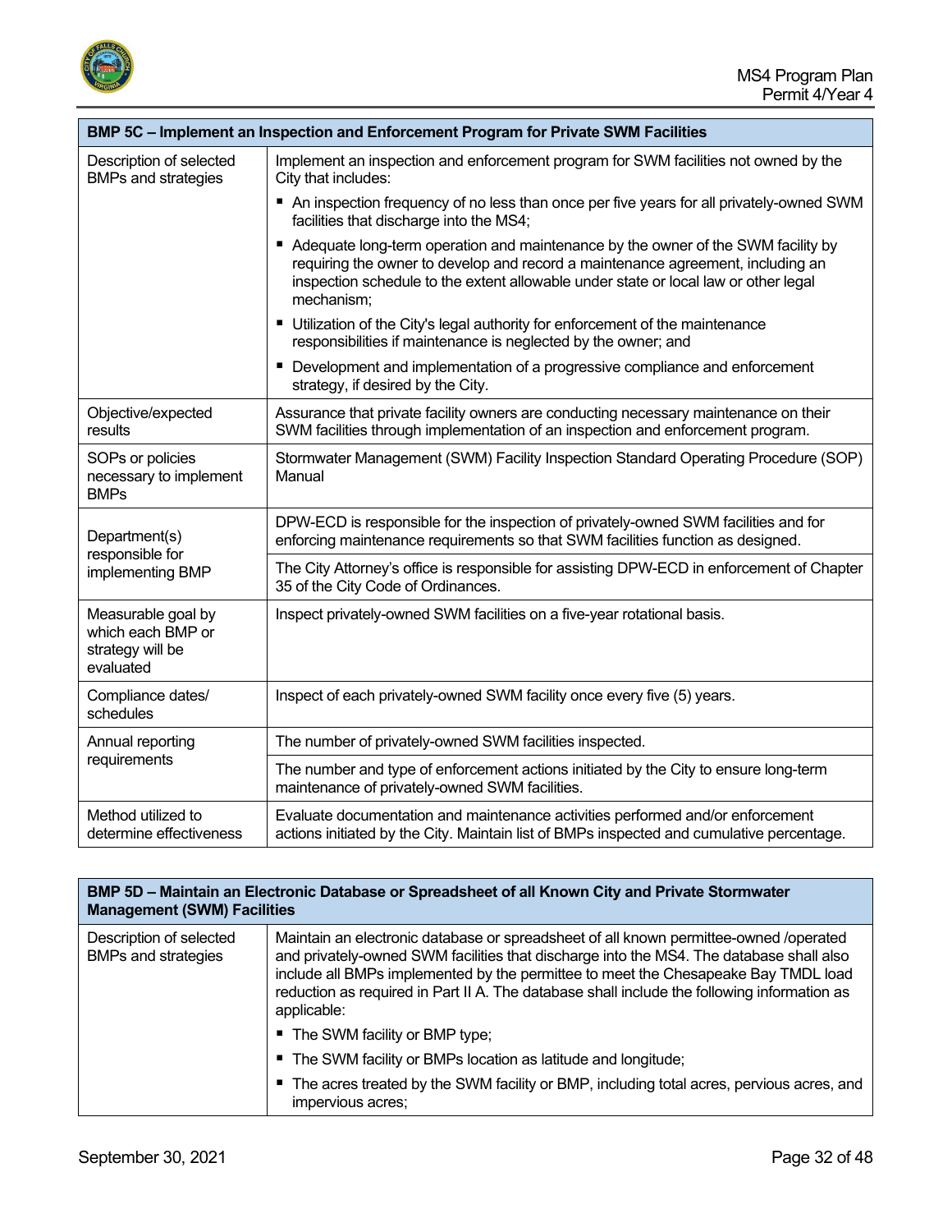| BMP 5C – Implement an Inspection and Enforcement Program for Private SWM Facilities | |
|---|---|
| Description of selected BMPs and strategies | Implement an inspection and enforcement program for SWM facilities not owned by the City that includes:<br>▪ An inspection frequency of no less than once per five years for all privately-owned SWM facilities that discharge into the MS4;<br>▪ Adequate long-term operation and maintenance by the owner of the SWM facility by requiring the owner to develop and record a maintenance agreement, including an inspection schedule to the extent allowable under state or local law or other legal mechanism;<br>▪ Utilization of the City's legal authority for enforcement of the maintenance responsibilities if maintenance is neglected by the owner; and<br>▪ Development and implementation of a progressive compliance and enforcement strategy, if desired by the City. |
| Objective/expected results | Assurance that private facility owners are conducting necessary maintenance on their SWM facilities through implementation of an inspection and enforcement program. |
| SOPs or policies necessary to implement BMPs | Stormwater Management (SWM) Facility Inspection Standard Operating Procedure (SOP) Manual |
| Department(s) responsible for implementing BMP | DPW-ECD is responsible for the inspection of privately-owned SWM facilities and for enforcing maintenance requirements so that SWM facilities function as designed. |
| | The City Attorney's office is responsible for assisting DPW-ECD in enforcement of Chapter 35 of the City Code of Ordinances. |
| Measurable goal by which each BMP or strategy will be evaluated | Inspect privately-owned SWM facilities on a five-year rotational basis. |
| Compliance dates/ schedules | Inspect of each privately-owned SWM facility once every five (5) years. |
| Annual reporting requirements | The number of privately-owned SWM facilities inspected. |
| | The number and type of enforcement actions initiated by the City to ensure long-term maintenance of privately-owned SWM facilities. |
| Method utilized to determine effectiveness | Evaluate documentation and maintenance activities performed and/or enforcement actions initiated by the City. Maintain list of BMPs inspected and cumulative percentage. |

| BMP 5D – Maintain an Electronic Database or Spreadsheet of all Known City and Private Stormwater Management (SWM) Facilities | |
|---|---|
| Description of selected BMPs and strategies | Maintain an electronic database or spreadsheet of all known permittee-owned /operated and privately-owned SWM facilities that discharge into the MS4. The database shall also include all BMPs implemented by the permittee to meet the Chesapeake Bay TMDL load reduction as required in Part II A. The database shall include the following information as applicable:<br>▪ The SWM facility or BMP type;<br>▪ The SWM facility or BMPs location as latitude and longitude;<br>▪ The acres treated by the SWM facility or BMP, including total acres, pervious acres, and impervious acres; |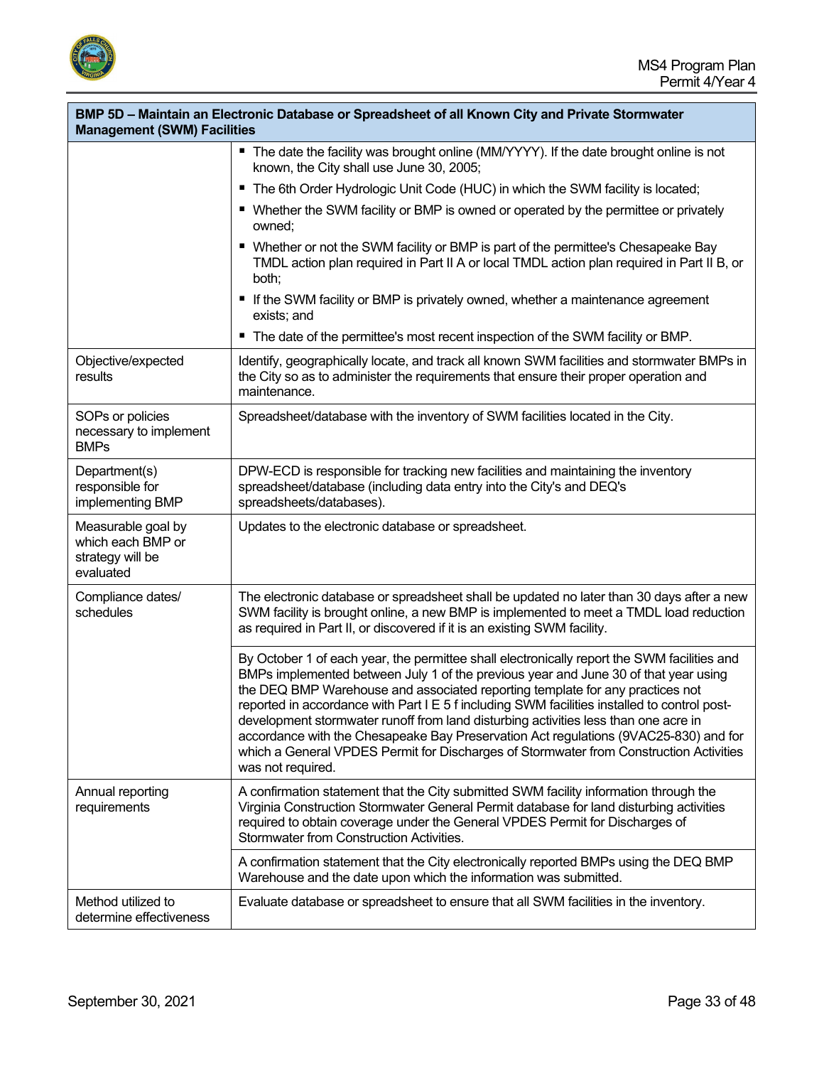| BMP 5D – Maintain an Electronic Database or Spreadsheet of all Known City and Private Stormwater Management (SWM) Facilities | |
|---|---|
| | ▪ The date the facility was brought online (MM/YYYY). If the date brought online is not known, the City shall use June 30, 2005;<br>▪ The 6th Order Hydrologic Unit Code (HUC) in which the SWM facility is located;<br>▪ Whether the SWM facility or BMP is owned or operated by the permittee or privately owned;<br>▪ Whether or not the SWM facility or BMP is part of the permittee's Chesapeake Bay TMDL action plan required in Part II A or local TMDL action plan required in Part II B, or both;<br>▪ If the SWM facility or BMP is privately owned, whether a maintenance agreement exists; and<br>▪ The date of the permittee's most recent inspection of the SWM facility or BMP. |
| Objective/expected results | Identify, geographically locate, and track all known SWM facilities and stormwater BMPs in the City so as to administer the requirements that ensure their proper operation and maintenance. |
| SOPs or policies necessary to implement BMPs | Spreadsheet/database with the inventory of SWM facilities located in the City. |
| Department(s) responsible for implementing BMP | DPW-ECD is responsible for tracking new facilities and maintaining the inventory spreadsheet/database (including data entry into the City's and DEQ's spreadsheets/databases). |
| Measurable goal by which each BMP or strategy will be evaluated | Updates to the electronic database or spreadsheet. |
| Compliance dates/ schedules | The electronic database or spreadsheet shall be updated no later than 30 days after a new SWM facility is brought online, a new BMP is implemented to meet a TMDL load reduction as required in Part II, or discovered if it is an existing SWM facility. |
| | By October 1 of each year, the permittee shall electronically report the SWM facilities and BMPs implemented between July 1 of the previous year and June 30 of that year using the DEQ BMP Warehouse and associated reporting template for any practices not reported in accordance with Part I E 5 f including SWM facilities installed to control post-development stormwater runoff from land disturbing activities less than one acre in accordance with the Chesapeake Bay Preservation Act regulations (9VAC25-830) and for which a General VPDES Permit for Discharges of Stormwater from Construction Activities was not required. |
| Annual reporting requirements | A confirmation statement that the City submitted SWM facility information through the Virginia Construction Stormwater General Permit database for land disturbing activities required to obtain coverage under the General VPDES Permit for Discharges of Stormwater from Construction Activities. |
| | A confirmation statement that the City electronically reported BMPs using the DEQ BMP Warehouse and the date upon which the information was submitted. |
| Method utilized to determine effectiveness | Evaluate database or spreadsheet to ensure that all SWM facilities in the inventory. |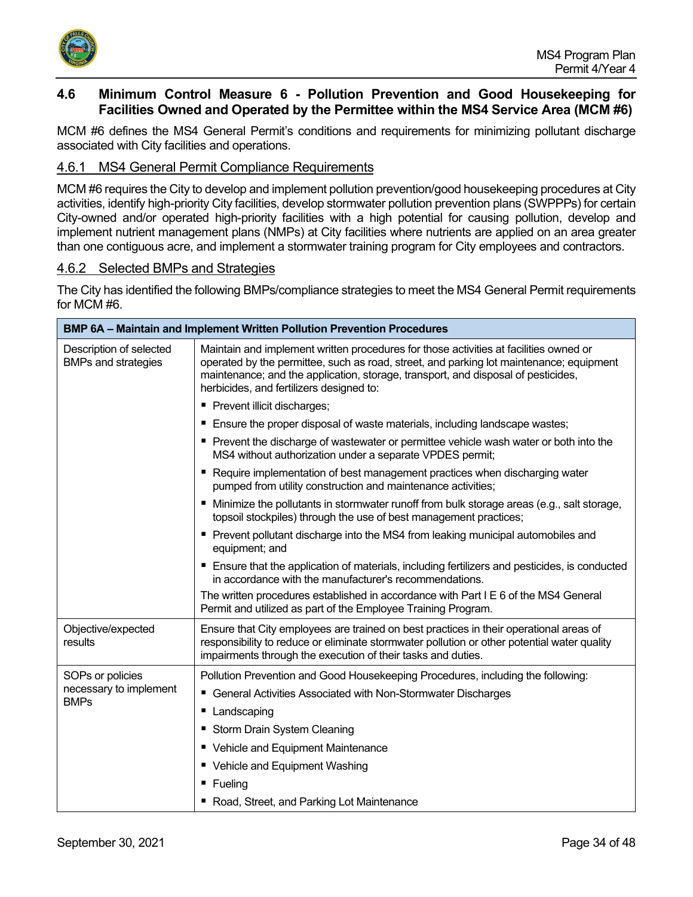## 4.6 Minimum Control Measure 6 - Pollution Prevention and Good Housekeeping for Facilities Owned and Operated by the Permittee within the MS4 Service Area (MCM #6)

MCM #6 defines the MS4 General Permit's conditions and requirements for minimizing pollutant discharge associated with City facilities and operations.

### 4.6.1 MS4 General Permit Compliance Requirements

MCM #6 requires the City to develop and implement pollution prevention/good housekeeping procedures at City activities, identify high-priority City facilities, develop stormwater pollution prevention plans (SWPPPs) for certain City-owned and/or operated high-priority facilities with a high potential for causing pollution, develop and implement nutrient management plans (NMPs) at City facilities where nutrients are applied on an area greater than one contiguous acre, and implement a stormwater training program for City employees and contractors.

### 4.6.2 Selected BMPs and Strategies

The City has identified the following BMPs/compliance strategies to meet the MS4 General Permit requirements for MCM #6.

| BMP 6A – Maintain and Implement Written Pollution Prevention Procedures | |
|---|---|
| Description of selected BMPs and strategies | Maintain and implement written procedures for those activities at facilities owned or operated by the permittee, such as road, street, and parking lot maintenance; equipment maintenance; and the application, storage, transport, and disposal of pesticides, herbicides, and fertilizers designed to:<br>▪ Prevent illicit discharges;<br>▪ Ensure the proper disposal of waste materials, including landscape wastes;<br>▪ Prevent the discharge of wastewater or permittee vehicle wash water or both into the MS4 without authorization under a separate VPDES permit;<br>▪ Require implementation of best management practices when discharging water pumped from utility construction and maintenance activities;<br>▪ Minimize the pollutants in stormwater runoff from bulk storage areas (e.g., salt storage, topsoil stockpiles) through the use of best management practices;<br>▪ Prevent pollutant discharge into the MS4 from leaking municipal automobiles and equipment; and<br>▪ Ensure that the application of materials, including fertilizers and pesticides, is conducted in accordance with the manufacturer's recommendations.<br>The written procedures established in accordance with Part I E 6 of the MS4 General Permit and utilized as part of the Employee Training Program. |
| Objective/expected results | Ensure that City employees are trained on best practices in their operational areas of responsibility to reduce or eliminate stormwater pollution or other potential water quality impairments through the execution of their tasks and duties. |
| SOPs or policies necessary to implement BMPs | Pollution Prevention and Good Housekeeping Procedures, including the following:<br>▪ General Activities Associated with Non-Stormwater Discharges<br>▪ Landscaping<br>▪ Storm Drain System Cleaning<br>▪ Vehicle and Equipment Maintenance<br>▪ Vehicle and Equipment Washing<br>▪ Fueling<br>▪ Road, Street, and Parking Lot Maintenance |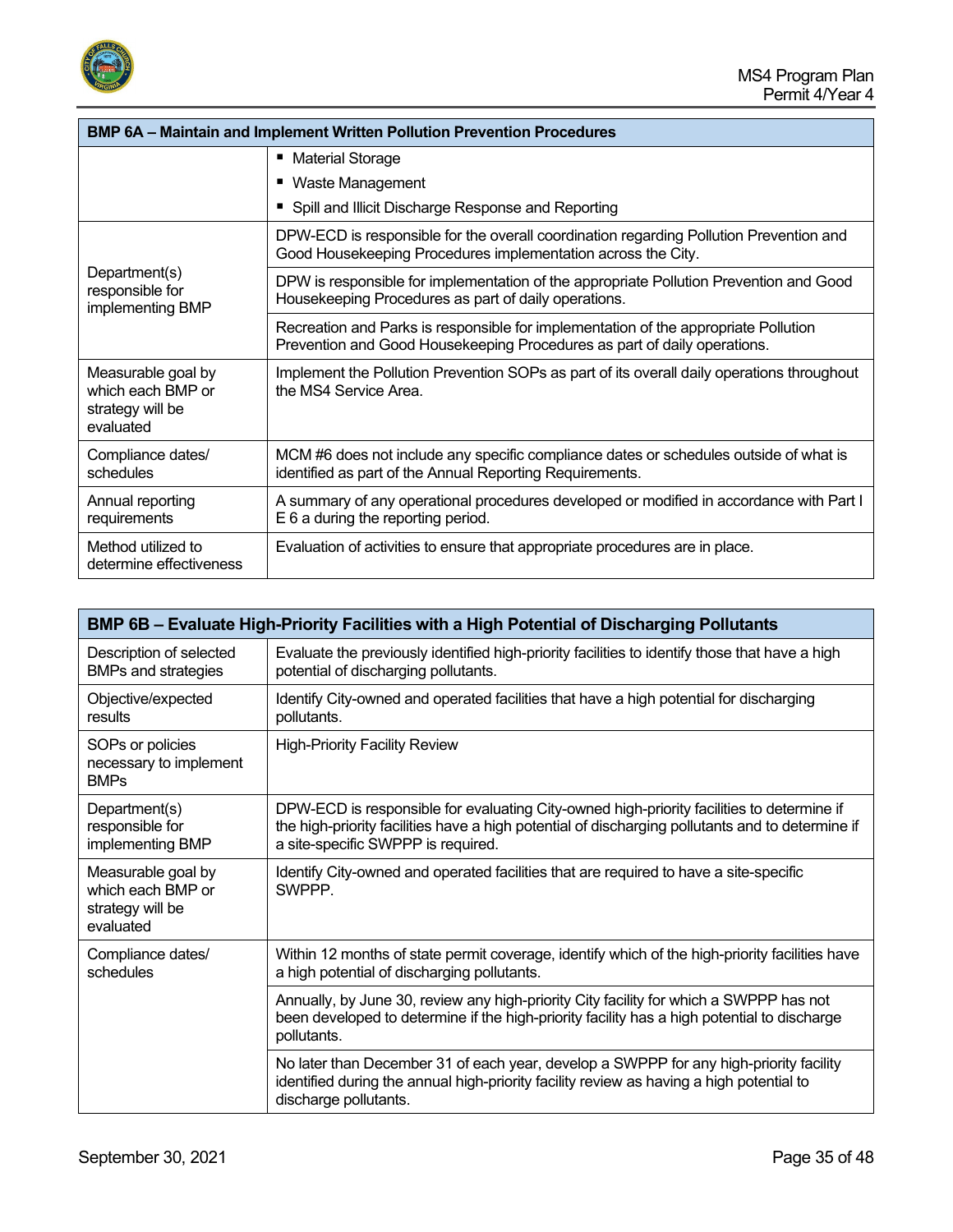| BMP 6A – Maintain and Implement Written Pollution Prevention Procedures | |
|---|---|
| | ▪ Material Storage<br>▪ Waste Management<br>▪ Spill and Illicit Discharge Response and Reporting |
| Department(s) responsible for implementing BMP | DPW-ECD is responsible for the overall coordination regarding Pollution Prevention and Good Housekeeping Procedures implementation across the City. |
| | DPW is responsible for implementation of the appropriate Pollution Prevention and Good Housekeeping Procedures as part of daily operations. |
| | Recreation and Parks is responsible for implementation of the appropriate Pollution Prevention and Good Housekeeping Procedures as part of daily operations. |
| Measurable goal by which each BMP or strategy will be evaluated | Implement the Pollution Prevention SOPs as part of its overall daily operations throughout the MS4 Service Area. |
| Compliance dates/ schedules | MCM #6 does not include any specific compliance dates or schedules outside of what is identified as part of the Annual Reporting Requirements. |
| Annual reporting requirements | A summary of any operational procedures developed or modified in accordance with Part I E 6 a during the reporting period. |
| Method utilized to determine effectiveness | Evaluation of activities to ensure that appropriate procedures are in place. |

| BMP 6B – Evaluate High-Priority Facilities with a High Potential of Discharging Pollutants | |
|---|---|
| Description of selected BMPs and strategies | Evaluate the previously identified high-priority facilities to identify those that have a high potential of discharging pollutants. |
| Objective/expected results | Identify City-owned and operated facilities that have a high potential for discharging pollutants. |
| SOPs or policies necessary to implement BMPs | High-Priority Facility Review |
| Department(s) responsible for implementing BMP | DPW-ECD is responsible for evaluating City-owned high-priority facilities to determine if the high-priority facilities have a high potential of discharging pollutants and to determine if a site-specific SWPPP is required. |
| Measurable goal by which each BMP or strategy will be evaluated | Identify City-owned and operated facilities that are required to have a site-specific SWPPP. |
| Compliance dates/ schedules | Within 12 months of state permit coverage, identify which of the high-priority facilities have a high potential of discharging pollutants. |
| | Annually, by June 30, review any high-priority City facility for which a SWPPP has not been developed to determine if the high-priority facility has a high potential to discharge pollutants. |
| | No later than December 31 of each year, develop a SWPPP for any high-priority facility identified during the annual high-priority facility review as having a high potential to discharge pollutants. |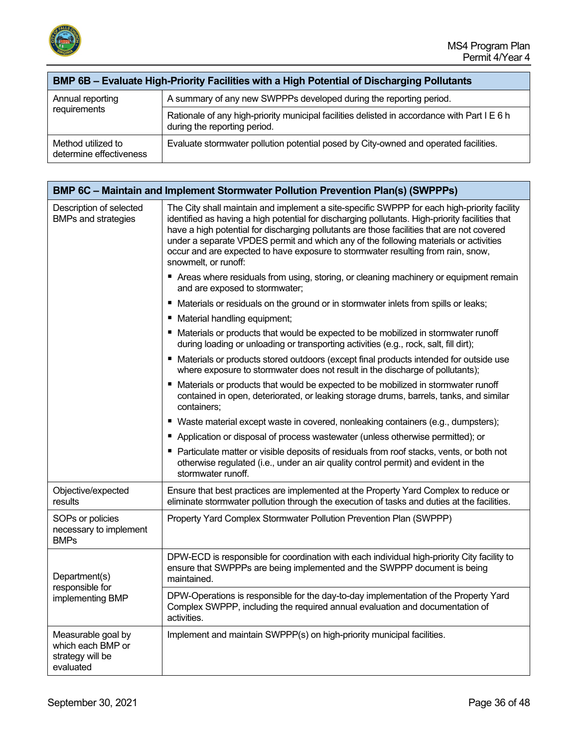| BMP 6B – Evaluate High-Priority Facilities with a High Potential of Discharging Pollutants | |
|---|---|
| Annual reporting requirements | A summary of any new SWPPPs developed during the reporting period. |
| | Rationale of any high-priority municipal facilities delisted in accordance with Part I E 6 h during the reporting period. |
| Method utilized to determine effectiveness | Evaluate stormwater pollution potential posed by City-owned and operated facilities. |

| BMP 6C – Maintain and Implement Stormwater Pollution Prevention Plan(s) (SWPPPs) | |
|---|---|
| Description of selected BMPs and strategies | The City shall maintain and implement a site-specific SWPPP for each high-priority facility identified as having a high potential for discharging pollutants. High-priority facilities that have a high potential for discharging pollutants are those facilities that are not covered under a separate VPDES permit and which any of the following materials or activities occur and are expected to have exposure to stormwater resulting from rain, snow, snowmelt, or runoff:<br>▪ Areas where residuals from using, storing, or cleaning machinery or equipment remain and are exposed to stormwater;<br>▪ Materials or residuals on the ground or in stormwater inlets from spills or leaks;<br>▪ Material handling equipment;<br>▪ Materials or products that would be expected to be mobilized in stormwater runoff during loading or unloading or transporting activities (e.g., rock, salt, fill dirt);<br>▪ Materials or products stored outdoors (except final products intended for outside use where exposure to stormwater does not result in the discharge of pollutants);<br>▪ Materials or products that would be expected to be mobilized in stormwater runoff contained in open, deteriorated, or leaking storage drums, barrels, tanks, and similar containers;<br>▪ Waste material except waste in covered, nonleaking containers (e.g., dumpsters);<br>▪ Application or disposal of process wastewater (unless otherwise permitted); or<br>▪ Particulate matter or visible deposits of residuals from roof stacks, vents, or both not otherwise regulated (i.e., under an air quality control permit) and evident in the stormwater runoff. |
| Objective/expected results | Ensure that best practices are implemented at the Property Yard Complex to reduce or eliminate stormwater pollution through the execution of tasks and duties at the facilities. |
| SOPs or policies necessary to implement BMPs | Property Yard Complex Stormwater Pollution Prevention Plan (SWPPP) |
| Department(s) responsible for implementing BMP | DPW-ECD is responsible for coordination with each individual high-priority City facility to ensure that SWPPPs are being implemented and the SWPPP document is being maintained. |
| | DPW-Operations is responsible for the day-to-day implementation of the Property Yard Complex SWPPP, including the required annual evaluation and documentation of activities. |
| Measurable goal by which each BMP or strategy will be evaluated | Implement and maintain SWPPP(s) on high-priority municipal facilities. |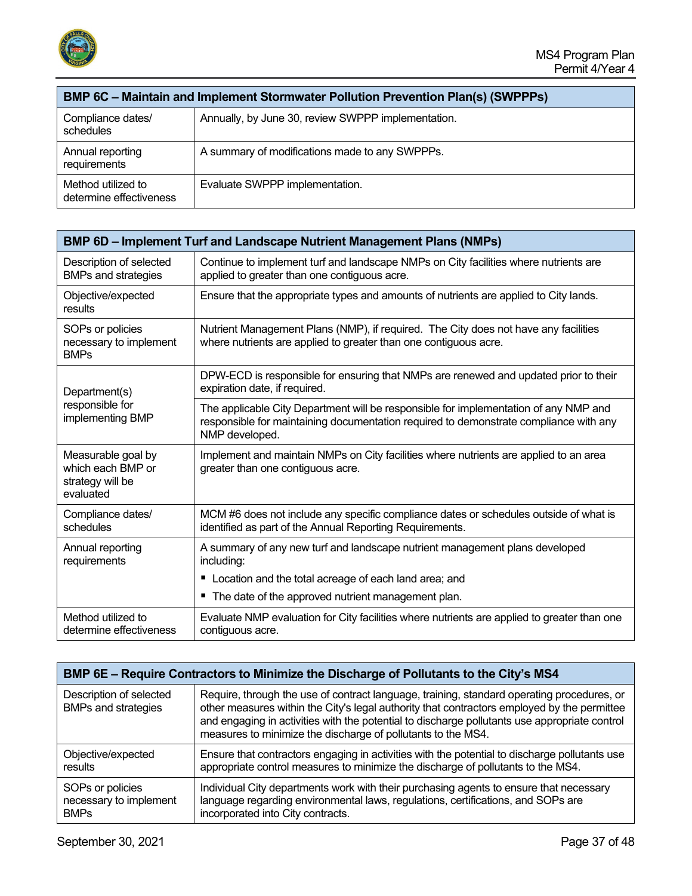| BMP 6C – Maintain and Implement Stormwater Pollution Prevention Plan(s) (SWPPPs) | |
|---|---|
| Compliance dates/ schedules | Annually, by June 30, review SWPPP implementation. |
| Annual reporting requirements | A summary of modifications made to any SWPPPs. |
| Method utilized to determine effectiveness | Evaluate SWPPP implementation. |

| BMP 6D – Implement Turf and Landscape Nutrient Management Plans (NMPs) | |
|---|---|
| Description of selected BMPs and strategies | Continue to implement turf and landscape NMPs on City facilities where nutrients are applied to greater than one contiguous acre. |
| Objective/expected results | Ensure that the appropriate types and amounts of nutrients are applied to City lands. |
| SOPs or policies necessary to implement BMPs | Nutrient Management Plans (NMP), if required. The City does not have any facilities where nutrients are applied to greater than one contiguous acre. |
| Department(s) responsible for implementing BMP | DPW-ECD is responsible for ensuring that NMPs are renewed and updated prior to their expiration date, if required. |
| | The applicable City Department will be responsible for implementation of any NMP and responsible for maintaining documentation required to demonstrate compliance with any NMP developed. |
| Measurable goal by which each BMP or strategy will be evaluated | Implement and maintain NMPs on City facilities where nutrients are applied to an area greater than one contiguous acre. |
| Compliance dates/ schedules | MCM #6 does not include any specific compliance dates or schedules outside of what is identified as part of the Annual Reporting Requirements. |
| Annual reporting requirements | A summary of any new turf and landscape nutrient management plans developed including:<br>▪ Location and the total acreage of each land area; and<br>▪ The date of the approved nutrient management plan. |
| Method utilized to determine effectiveness | Evaluate NMP evaluation for City facilities where nutrients are applied to greater than one contiguous acre. |

| BMP 6E – Require Contractors to Minimize the Discharge of Pollutants to the City's MS4 | |
|---|---|
| Description of selected BMPs and strategies | Require, through the use of contract language, training, standard operating procedures, or other measures within the City's legal authority that contractors employed by the permittee and engaging in activities with the potential to discharge pollutants use appropriate control measures to minimize the discharge of pollutants to the MS4. |
| Objective/expected results | Ensure that contractors engaging in activities with the potential to discharge pollutants use appropriate control measures to minimize the discharge of pollutants to the MS4. |
| SOPs or policies necessary to implement BMPs | Individual City departments work with their purchasing agents to ensure that necessary language regarding environmental laws, regulations, certifications, and SOPs are incorporated into City contracts. |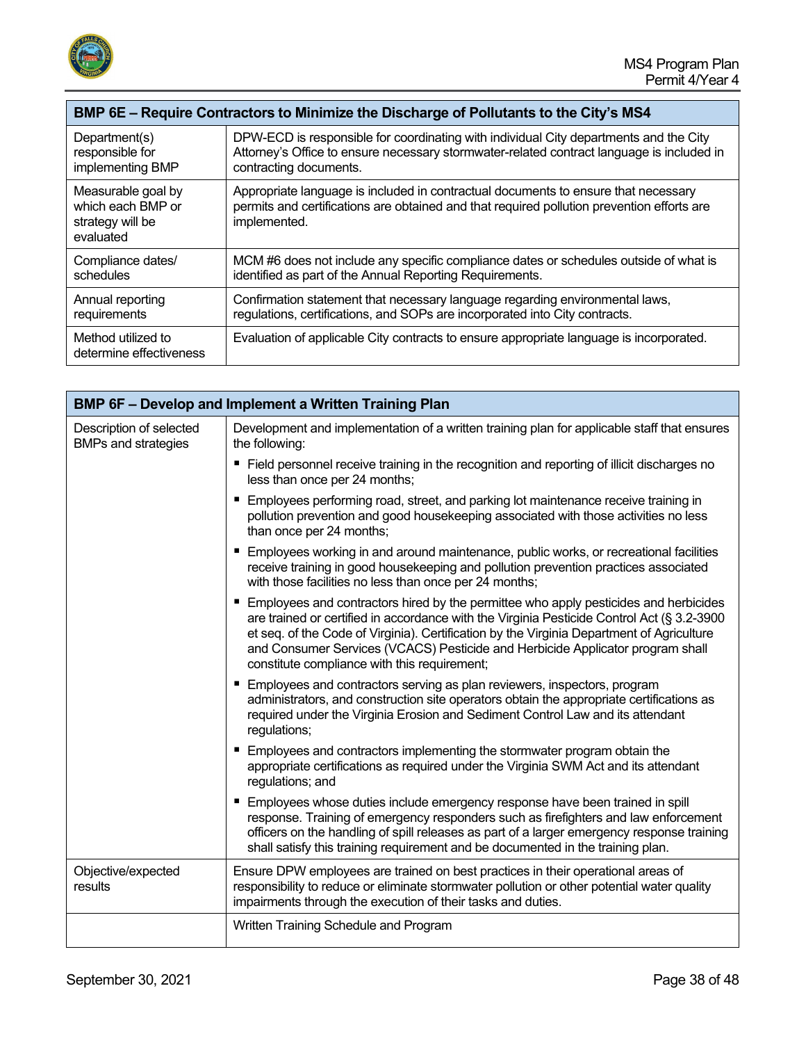| BMP 6E – Require Contractors to Minimize the Discharge of Pollutants to the City's MS4 | |
|---|---|
| Department(s) responsible for implementing BMP | DPW-ECD is responsible for coordinating with individual City departments and the City Attorney's Office to ensure necessary stormwater-related contract language is included in contracting documents. |
| Measurable goal by which each BMP or strategy will be evaluated | Appropriate language is included in contractual documents to ensure that necessary permits and certifications are obtained and that required pollution prevention efforts are implemented. |
| Compliance dates/ schedules | MCM #6 does not include any specific compliance dates or schedules outside of what is identified as part of the Annual Reporting Requirements. |
| Annual reporting requirements | Confirmation statement that necessary language regarding environmental laws, regulations, certifications, and SOPs are incorporated into City contracts. |
| Method utilized to determine effectiveness | Evaluation of applicable City contracts to ensure appropriate language is incorporated. |

| BMP 6F – Develop and Implement a Written Training Plan | |
|---|---|
| Description of selected BMPs and strategies | Development and implementation of a written training plan for applicable staff that ensures the following:<br>▪ Field personnel receive training in the recognition and reporting of illicit discharges no less than once per 24 months;<br>▪ Employees performing road, street, and parking lot maintenance receive training in pollution prevention and good housekeeping associated with those activities no less than once per 24 months;<br>▪ Employees working in and around maintenance, public works, or recreational facilities receive training in good housekeeping and pollution prevention practices associated with those facilities no less than once per 24 months;<br>▪ Employees and contractors hired by the permittee who apply pesticides and herbicides are trained or certified in accordance with the Virginia Pesticide Control Act (§ 3.2-3900 et seq. of the Code of Virginia). Certification by the Virginia Department of Agriculture and Consumer Services (VCACS) Pesticide and Herbicide Applicator program shall constitute compliance with this requirement;<br>▪ Employees and contractors serving as plan reviewers, inspectors, program administrators, and construction site operators obtain the appropriate certifications as required under the Virginia Erosion and Sediment Control Law and its attendant regulations;<br>▪ Employees and contractors implementing the stormwater program obtain the appropriate certifications as required under the Virginia SWM Act and its attendant regulations; and<br>▪ Employees whose duties include emergency response have been trained in spill response. Training of emergency responders such as firefighters and law enforcement officers on the handling of spill releases as part of a larger emergency response training shall satisfy this training requirement and be documented in the training plan. |
| Objective/expected results | Ensure DPW employees are trained on best practices in their operational areas of responsibility to reduce or eliminate stormwater pollution or other potential water quality impairments through the execution of their tasks and duties. |
| | Written Training Schedule and Program |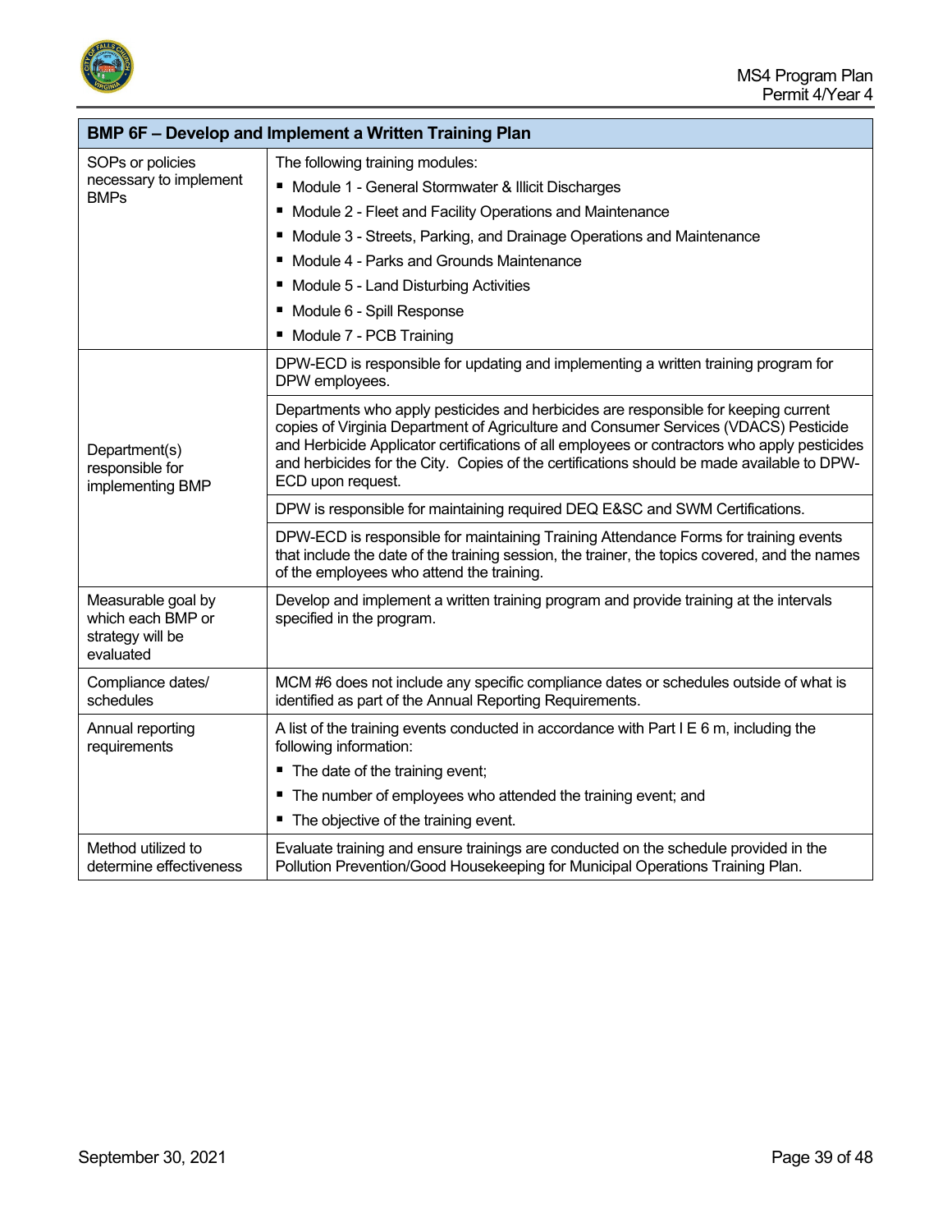| BMP 6F – Develop and Implement a Written Training Plan | |
|---|---|
| SOPs or policies necessary to implement BMPs | The following training modules:<br>▪ Module 1 - General Stormwater & Illicit Discharges<br>▪ Module 2 - Fleet and Facility Operations and Maintenance<br>▪ Module 3 - Streets, Parking, and Drainage Operations and Maintenance<br>▪ Module 4 - Parks and Grounds Maintenance<br>▪ Module 5 - Land Disturbing Activities<br>▪ Module 6 - Spill Response<br>▪ Module 7 - PCB Training |
| Department(s) responsible for implementing BMP | DPW-ECD is responsible for updating and implementing a written training program for DPW employees. |
| | Departments who apply pesticides and herbicides are responsible for keeping current copies of Virginia Department of Agriculture and Consumer Services (VDACS) Pesticide and Herbicide Applicator certifications of all employees or contractors who apply pesticides and herbicides for the City. Copies of the certifications should be made available to DPW-ECD upon request. |
| | DPW is responsible for maintaining required DEQ E&SC and SWM Certifications. |
| | DPW-ECD is responsible for maintaining Training Attendance Forms for training events that include the date of the training session, the trainer, the topics covered, and the names of the employees who attend the training. |
| Measurable goal by which each BMP or strategy will be evaluated | Develop and implement a written training program and provide training at the intervals specified in the program. |
| Compliance dates/ schedules | MCM #6 does not include any specific compliance dates or schedules outside of what is identified as part of the Annual Reporting Requirements. |
| Annual reporting requirements | A list of the training events conducted in accordance with Part I E 6 m, including the following information:<br>▪ The date of the training event;<br>▪ The number of employees who attended the training event; and<br>▪ The objective of the training event. |
| Method utilized to determine effectiveness | Evaluate training and ensure trainings are conducted on the schedule provided in the Pollution Prevention/Good Housekeeping for Municipal Operations Training Plan. |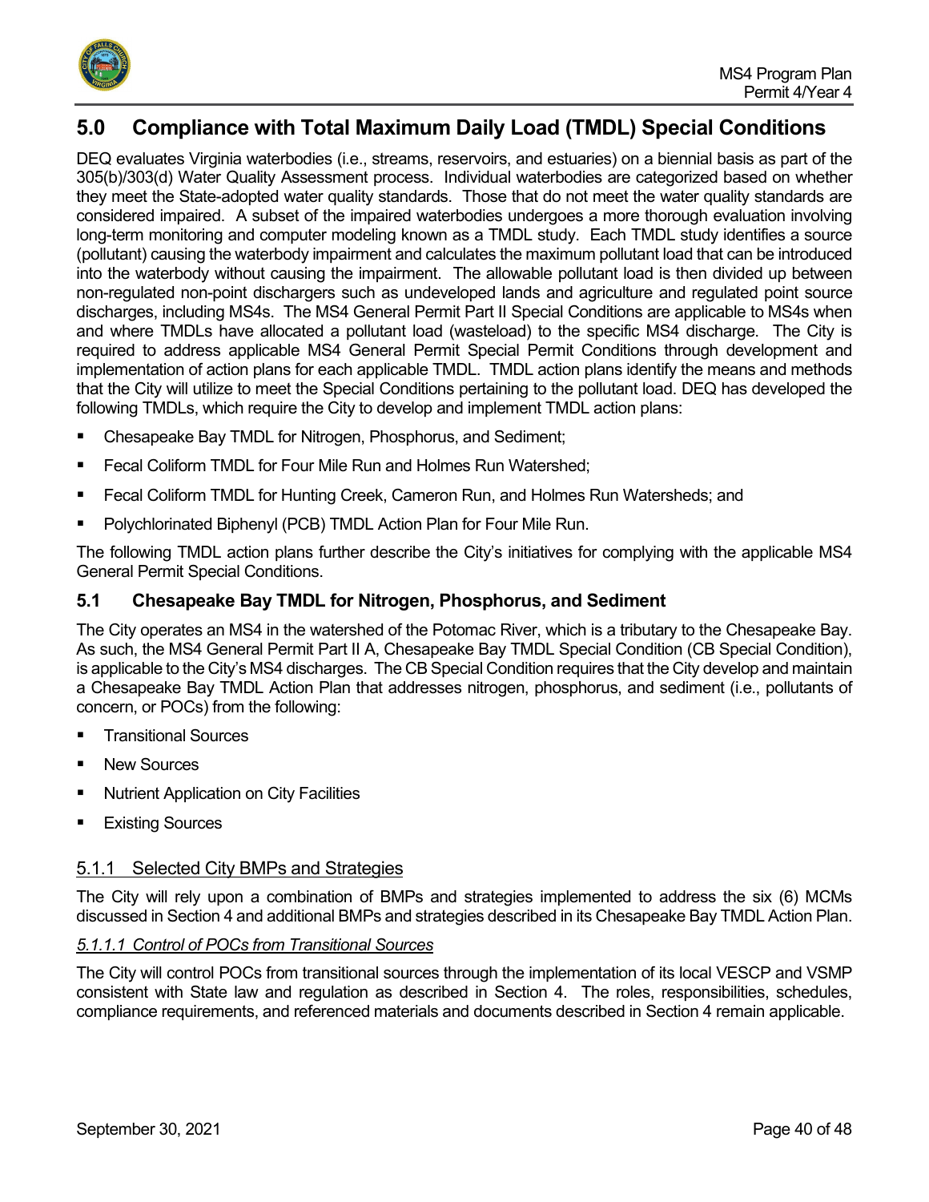## 5.0 Compliance with Total Maximum Daily Load (TMDL) Special Conditions

DEQ evaluates Virginia waterbodies (i.e., streams, reservoirs, and estuaries) on a biennial basis as part of the 305(b)/303(d) Water Quality Assessment process. Individual waterbodies are categorized based on whether they meet the State-adopted water quality standards. Those that do not meet the water quality standards are considered impaired. A subset of the impaired waterbodies undergoes a more thorough evaluation involving long-term monitoring and computer modeling known as a TMDL study. Each TMDL study identifies a source (pollutant) causing the waterbody impairment and calculates the maximum pollutant load that can be introduced into the waterbody without causing the impairment. The allowable pollutant load is then divided up between non-regulated non-point dischargers such as undeveloped lands and agriculture and regulated point source discharges, including MS4s. The MS4 General Permit Part II Special Conditions are applicable to MS4s when and where TMDLs have allocated a pollutant load (wasteload) to the specific MS4 discharge. The City is required to address applicable MS4 General Permit Special Permit Conditions through development and implementation of action plans for each applicable TMDL. TMDL action plans identify the means and methods that the City will utilize to meet the Special Conditions pertaining to the pollutant load. DEQ has developed the following TMDLs, which require the City to develop and implement TMDL action plans:

- Chesapeake Bay TMDL for Nitrogen, Phosphorus, and Sediment;
- Fecal Coliform TMDL for Four Mile Run and Holmes Run Watershed;
- Fecal Coliform TMDL for Hunting Creek, Cameron Run, and Holmes Run Watersheds; and
- Polychlorinated Biphenyl (PCB) TMDL Action Plan for Four Mile Run.

The following TMDL action plans further describe the City's initiatives for complying with the applicable MS4 General Permit Special Conditions.

### 5.1 Chesapeake Bay TMDL for Nitrogen, Phosphorus, and Sediment

The City operates an MS4 in the watershed of the Potomac River, which is a tributary to the Chesapeake Bay. As such, the MS4 General Permit Part II A, Chesapeake Bay TMDL Special Condition (CB Special Condition), is applicable to the City's MS4 discharges. The CB Special Condition requires that the City develop and maintain a Chesapeake Bay TMDL Action Plan that addresses nitrogen, phosphorus, and sediment (i.e., pollutants of concern, or POCs) from the following:

- Transitional Sources
- New Sources
- Nutrient Application on City Facilities
- Existing Sources

#### 5.1.1 Selected City BMPs and Strategies

The City will rely upon a combination of BMPs and strategies implemented to address the six (6) MCMs discussed in Section 4 and additional BMPs and strategies described in its Chesapeake Bay TMDL Action Plan.

##### *5.1.1.1 Control of POCs from Transitional Sources*

The City will control POCs from transitional sources through the implementation of its local VESCP and VSMP consistent with State law and regulation as described in Section 4. The roles, responsibilities, schedules, compliance requirements, and referenced materials and documents described in Section 4 remain applicable.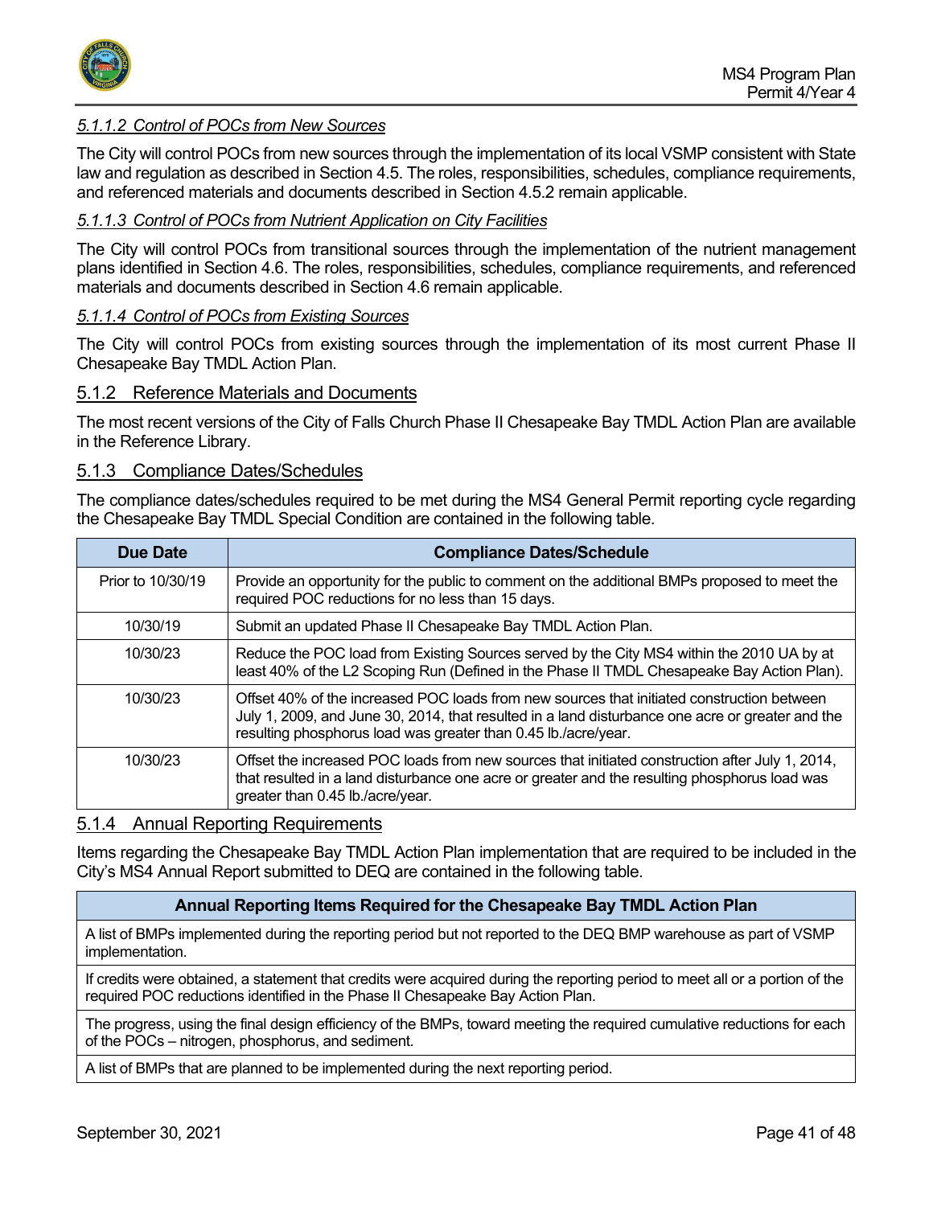#### *5.1.1.2 Control of POCs from New Sources*

The City will control POCs from new sources through the implementation of its local VSMP consistent with State law and regulation as described in Section 4.5. The roles, responsibilities, schedules, compliance requirements, and referenced materials and documents described in Section 4.5.2 remain applicable.

#### *5.1.1.3 Control of POCs from Nutrient Application on City Facilities*

The City will control POCs from transitional sources through the implementation of the nutrient management plans identified in Section 4.6. The roles, responsibilities, schedules, compliance requirements, and referenced materials and documents described in Section 4.6 remain applicable.

#### *5.1.1.4 Control of POCs from Existing Sources*

The City will control POCs from existing sources through the implementation of its most current Phase II Chesapeake Bay TMDL Action Plan.

### 5.1.2 Reference Materials and Documents

The most recent versions of the City of Falls Church Phase II Chesapeake Bay TMDL Action Plan are available in the Reference Library.

### 5.1.3 Compliance Dates/Schedules

The compliance dates/schedules required to be met during the MS4 General Permit reporting cycle regarding the Chesapeake Bay TMDL Special Condition are contained in the following table.

| Due Date | Compliance Dates/Schedule |
|---|---|
| Prior to 10/30/19 | Provide an opportunity for the public to comment on the additional BMPs proposed to meet the required POC reductions for no less than 15 days. |
| 10/30/19 | Submit an updated Phase II Chesapeake Bay TMDL Action Plan. |
| 10/30/23 | Reduce the POC load from Existing Sources served by the City MS4 within the 2010 UA by at least 40% of the L2 Scoping Run (Defined in the Phase II TMDL Chesapeake Bay Action Plan). |
| 10/30/23 | Offset 40% of the increased POC loads from new sources that initiated construction between July 1, 2009, and June 30, 2014, that resulted in a land disturbance one acre or greater and the resulting phosphorus load was greater than 0.45 lb./acre/year. |
| 10/30/23 | Offset the increased POC loads from new sources that initiated construction after July 1, 2014, that resulted in a land disturbance one acre or greater and the resulting phosphorus load was greater than 0.45 lb./acre/year. |

### 5.1.4 Annual Reporting Requirements

Items regarding the Chesapeake Bay TMDL Action Plan implementation that are required to be included in the City's MS4 Annual Report submitted to DEQ are contained in the following table.

| Annual Reporting Items Required for the Chesapeake Bay TMDL Action Plan |
|---|
| A list of BMPs implemented during the reporting period but not reported to the DEQ BMP warehouse as part of VSMP implementation. |
| If credits were obtained, a statement that credits were acquired during the reporting period to meet all or a portion of the required POC reductions identified in the Phase II Chesapeake Bay Action Plan. |
| The progress, using the final design efficiency of the BMPs, toward meeting the required cumulative reductions for each of the POCs – nitrogen, phosphorus, and sediment. |
| A list of BMPs that are planned to be implemented during the next reporting period. |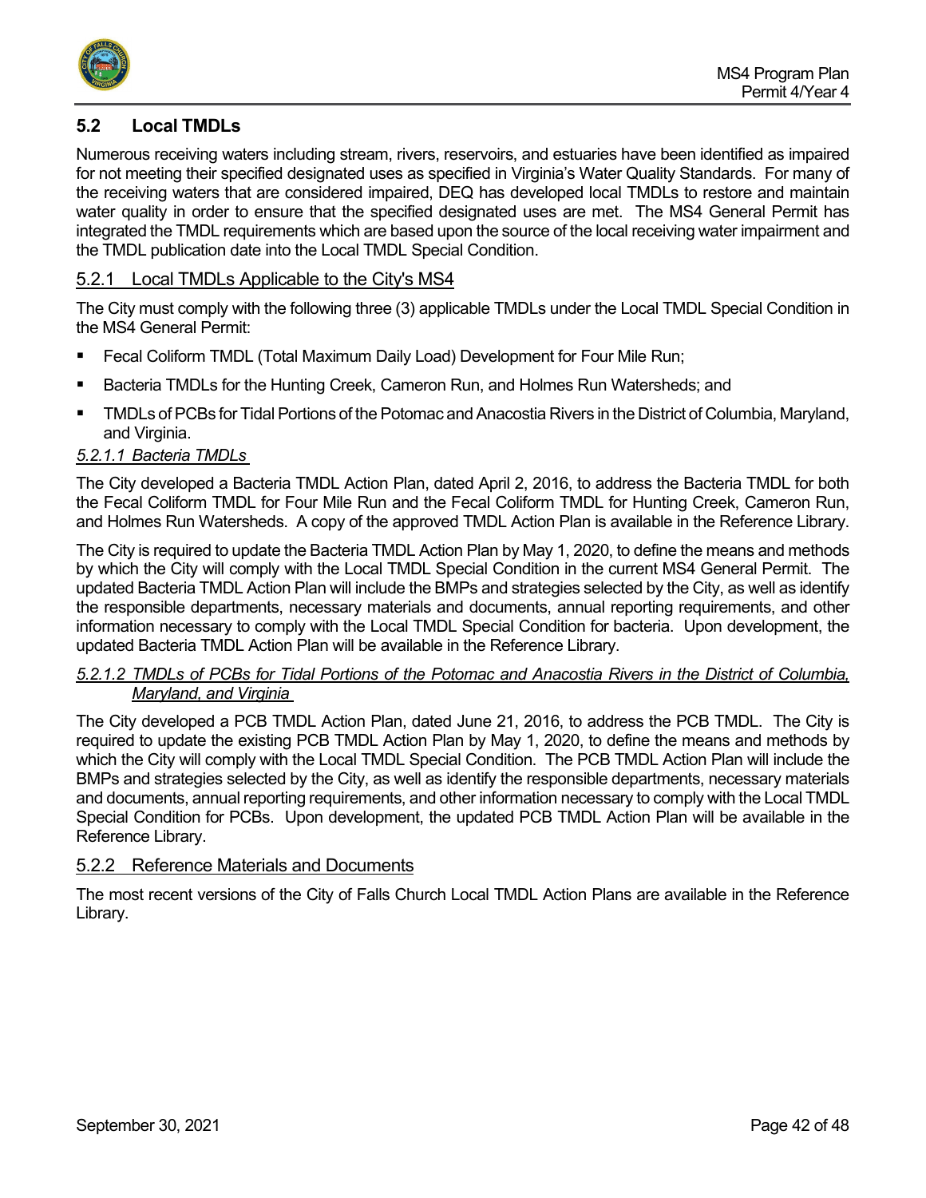## 5.2 Local TMDLs

Numerous receiving waters including stream, rivers, reservoirs, and estuaries have been identified as impaired for not meeting their specified designated uses as specified in Virginia's Water Quality Standards. For many of the receiving waters that are considered impaired, DEQ has developed local TMDLs to restore and maintain water quality in order to ensure that the specified designated uses are met. The MS4 General Permit has integrated the TMDL requirements which are based upon the source of the local receiving water impairment and the TMDL publication date into the Local TMDL Special Condition.

### 5.2.1 Local TMDLs Applicable to the City's MS4

The City must comply with the following three (3) applicable TMDLs under the Local TMDL Special Condition in the MS4 General Permit:

- Fecal Coliform TMDL (Total Maximum Daily Load) Development for Four Mile Run;
- Bacteria TMDLs for the Hunting Creek, Cameron Run, and Holmes Run Watersheds; and
- TMDLs of PCBs for Tidal Portions of the Potomac and Anacostia Rivers in the District of Columbia, Maryland, and Virginia.

#### *5.2.1.1 Bacteria TMDLs*

The City developed a Bacteria TMDL Action Plan, dated April 2, 2016, to address the Bacteria TMDL for both the Fecal Coliform TMDL for Four Mile Run and the Fecal Coliform TMDL for Hunting Creek, Cameron Run, and Holmes Run Watersheds. A copy of the approved TMDL Action Plan is available in the Reference Library.

The City is required to update the Bacteria TMDL Action Plan by May 1, 2020, to define the means and methods by which the City will comply with the Local TMDL Special Condition in the current MS4 General Permit. The updated Bacteria TMDL Action Plan will include the BMPs and strategies selected by the City, as well as identify the responsible departments, necessary materials and documents, annual reporting requirements, and other information necessary to comply with the Local TMDL Special Condition for bacteria. Upon development, the updated Bacteria TMDL Action Plan will be available in the Reference Library.

#### *5.2.1.2 TMDLs of PCBs for Tidal Portions of the Potomac and Anacostia Rivers in the District of Columbia, Maryland, and Virginia*

The City developed a PCB TMDL Action Plan, dated June 21, 2016, to address the PCB TMDL. The City is required to update the existing PCB TMDL Action Plan by May 1, 2020, to define the means and methods by which the City will comply with the Local TMDL Special Condition. The PCB TMDL Action Plan will include the BMPs and strategies selected by the City, as well as identify the responsible departments, necessary materials and documents, annual reporting requirements, and other information necessary to comply with the Local TMDL Special Condition for PCBs. Upon development, the updated PCB TMDL Action Plan will be available in the Reference Library.

### 5.2.2 Reference Materials and Documents

The most recent versions of the City of Falls Church Local TMDL Action Plans are available in the Reference Library.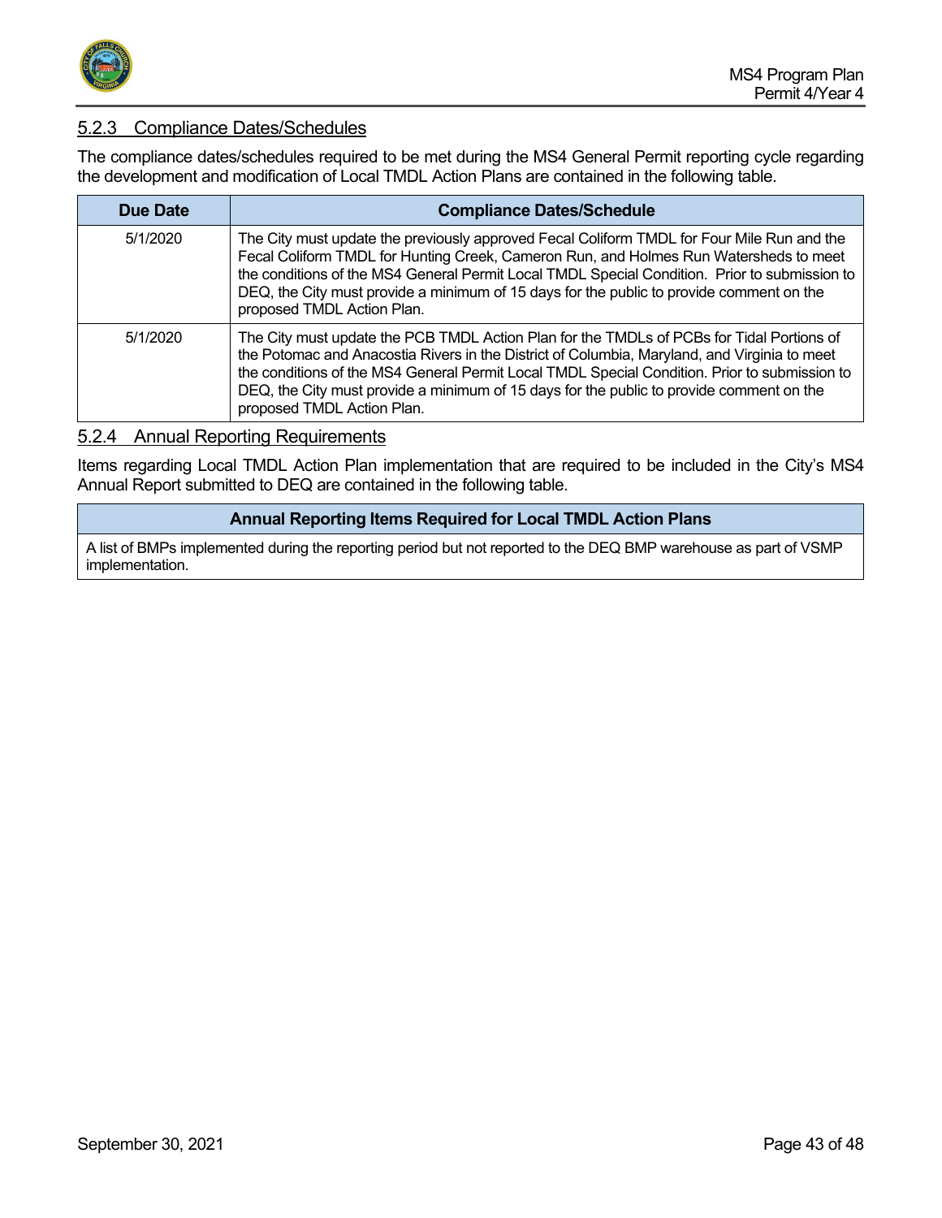### 5.2.3 Compliance Dates/Schedules

The compliance dates/schedules required to be met during the MS4 General Permit reporting cycle regarding the development and modification of Local TMDL Action Plans are contained in the following table.

| Due Date | Compliance Dates/Schedule |
|---|---|
| 5/1/2020 | The City must update the previously approved Fecal Coliform TMDL for Four Mile Run and the Fecal Coliform TMDL for Hunting Creek, Cameron Run, and Holmes Run Watersheds to meet the conditions of the MS4 General Permit Local TMDL Special Condition. Prior to submission to DEQ, the City must provide a minimum of 15 days for the public to provide comment on the proposed TMDL Action Plan. |
| 5/1/2020 | The City must update the PCB TMDL Action Plan for the TMDLs of PCBs for Tidal Portions of the Potomac and Anacostia Rivers in the District of Columbia, Maryland, and Virginia to meet the conditions of the MS4 General Permit Local TMDL Special Condition. Prior to submission to DEQ, the City must provide a minimum of 15 days for the public to provide comment on the proposed TMDL Action Plan. |

### 5.2.4 Annual Reporting Requirements

Items regarding Local TMDL Action Plan implementation that are required to be included in the City's MS4 Annual Report submitted to DEQ are contained in the following table.

| Annual Reporting Items Required for Local TMDL Action Plans |
|---|
| A list of BMPs implemented during the reporting period but not reported to the DEQ BMP warehouse as part of VSMP implementation. |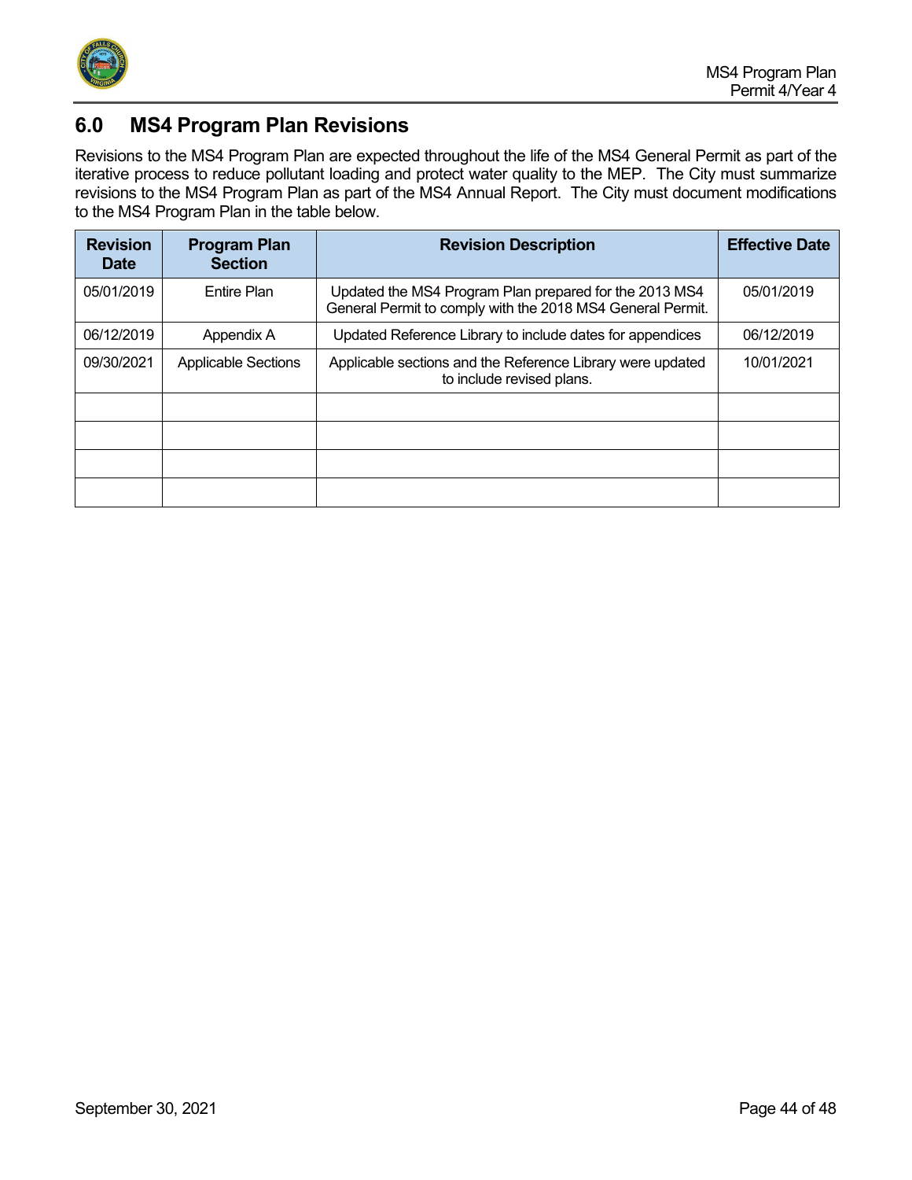## 6.0 MS4 Program Plan Revisions

Revisions to the MS4 Program Plan are expected throughout the life of the MS4 General Permit as part of the iterative process to reduce pollutant loading and protect water quality to the MEP. The City must summarize revisions to the MS4 Program Plan as part of the MS4 Annual Report. The City must document modifications to the MS4 Program Plan in the table below.

| Revision Date | Program Plan Section | Revision Description | Effective Date |
|---|---|---|---|
| 05/01/2019 | Entire Plan | Updated the MS4 Program Plan prepared for the 2013 MS4 General Permit to comply with the 2018 MS4 General Permit. | 05/01/2019 |
| 06/12/2019 | Appendix A | Updated Reference Library to include dates for appendices | 06/12/2019 |
| 09/30/2021 | Applicable Sections | Applicable sections and the Reference Library were updated to include revised plans. | 10/01/2021 |
| | | | |
| | | | |
| | | | |
| | | | |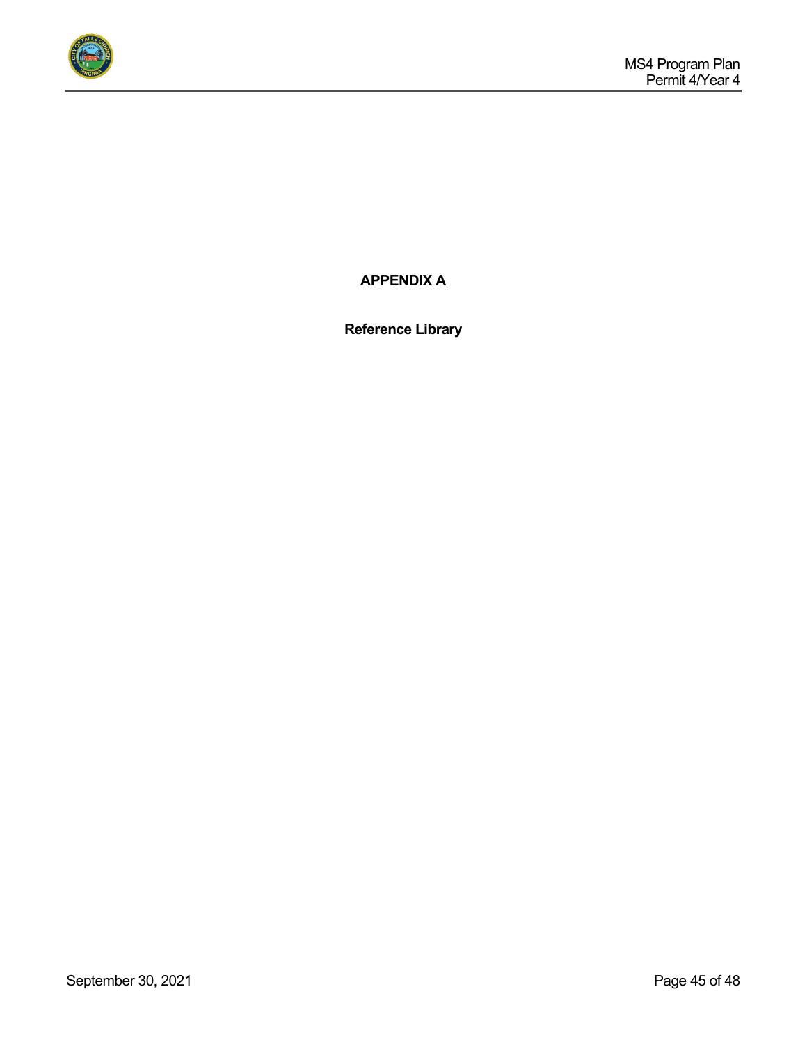# APPENDIX A

## Reference Library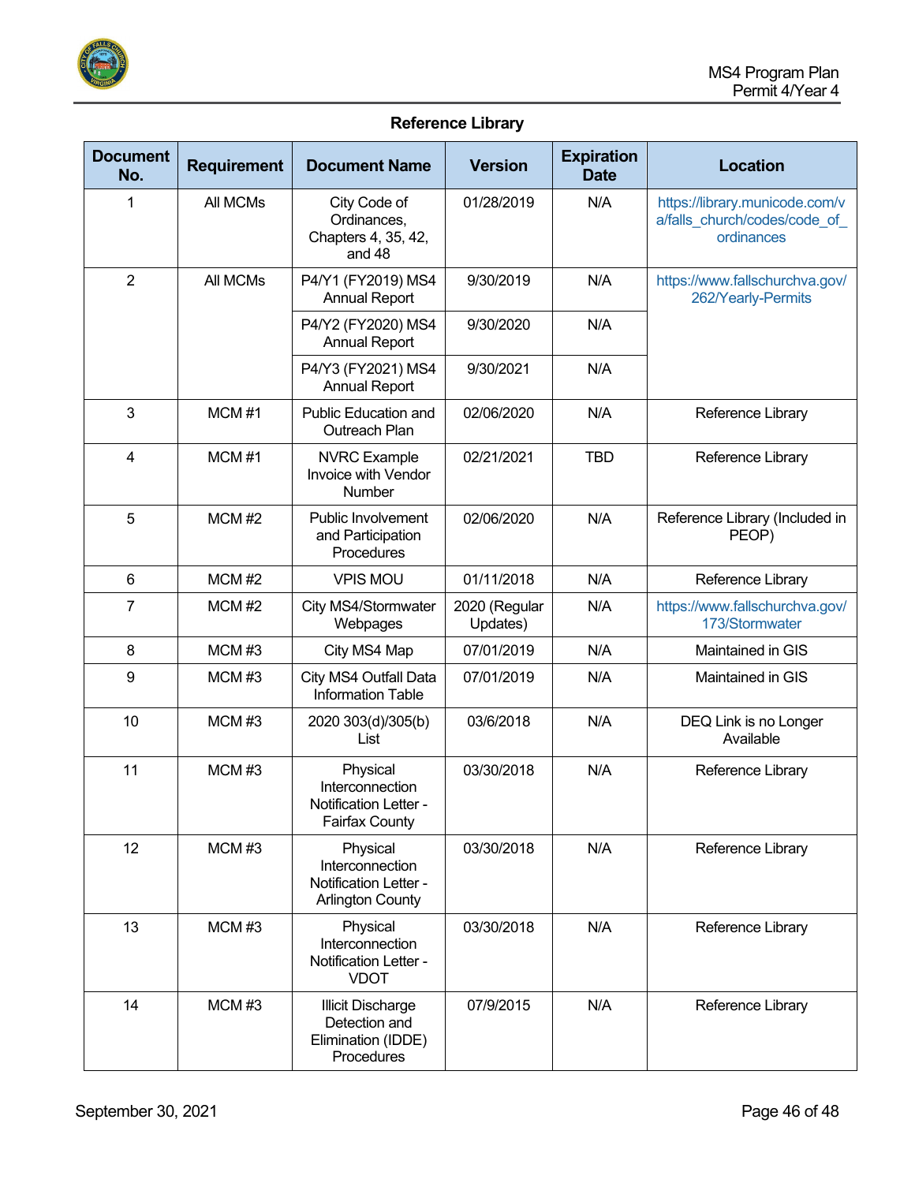## Reference Library

| Document No. | Requirement | Document Name | Version | Expiration Date | Location |
|---|---|---|---|---|---|
| 1 | All MCMs | City Code of Ordinances, Chapters 4, 35, 42, and 48 | 01/28/2019 | N/A | https://library.municode.com/va/falls_church/codes/code_of_ordinances |
| 2 | All MCMs | P4/Y1 (FY2019) MS4 Annual Report | 9/30/2019 | N/A | https://www.fallschurchva.gov/262/Yearly-Permits |
| | | P4/Y2 (FY2020) MS4 Annual Report | 9/30/2020 | N/A | |
| | | P4/Y3 (FY2021) MS4 Annual Report | 9/30/2021 | N/A | |
| 3 | MCM #1 | Public Education and Outreach Plan | 02/06/2020 | N/A | Reference Library |
| 4 | MCM #1 | NVRC Example Invoice with Vendor Number | 02/21/2021 | TBD | Reference Library |
| 5 | MCM #2 | Public Involvement and Participation Procedures | 02/06/2020 | N/A | Reference Library (Included in PEOP) |
| 6 | MCM #2 | VPIS MOU | 01/11/2018 | N/A | Reference Library |
| 7 | MCM #2 | City MS4/Stormwater Webpages | 2020 (Regular Updates) | N/A | https://www.fallschurchva.gov/173/Stormwater |
| 8 | MCM #3 | City MS4 Map | 07/01/2019 | N/A | Maintained in GIS |
| 9 | MCM #3 | City MS4 Outfall Data Information Table | 07/01/2019 | N/A | Maintained in GIS |
| 10 | MCM #3 | 2020 303(d)/305(b) List | 03/6/2018 | N/A | DEQ Link is no Longer Available |
| 11 | MCM #3 | Physical Interconnection Notification Letter - Fairfax County | 03/30/2018 | N/A | Reference Library |
| 12 | MCM #3 | Physical Interconnection Notification Letter - Arlington County | 03/30/2018 | N/A | Reference Library |
| 13 | MCM #3 | Physical Interconnection Notification Letter - VDOT | 03/30/2018 | N/A | Reference Library |
| 14 | MCM #3 | Illicit Discharge Detection and Elimination (IDDE) Procedures | 07/9/2015 | N/A | Reference Library |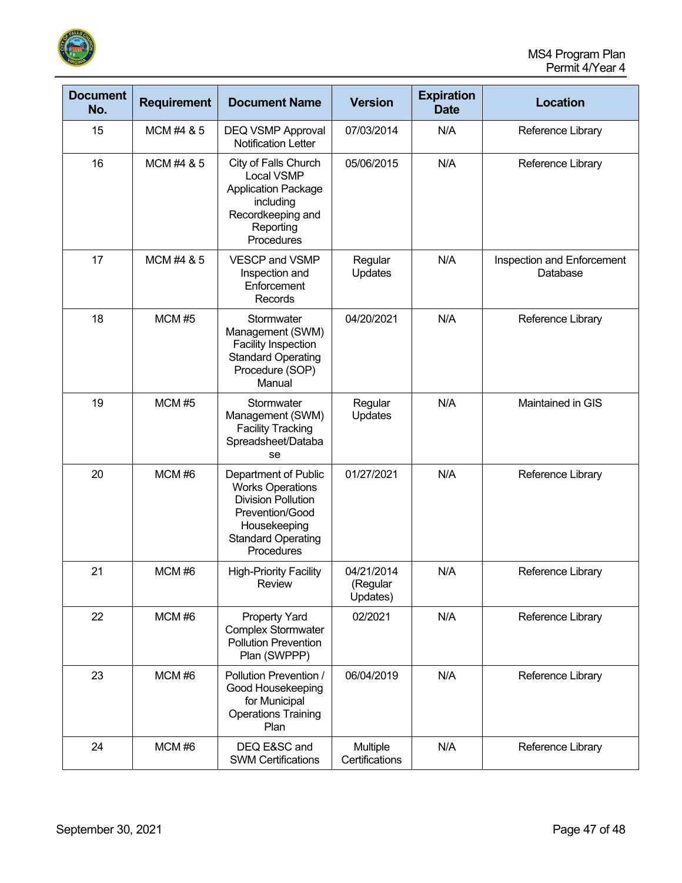| Document No. | Requirement | Document Name | Version | Expiration Date | Location |
|---|---|---|---|---|---|
| 15 | MCM #4 & 5 | DEQ VSMP Approval Notification Letter | 07/03/2014 | N/A | Reference Library |
| 16 | MCM #4 & 5 | City of Falls Church Local VSMP Application Package including Recordkeeping and Reporting Procedures | 05/06/2015 | N/A | Reference Library |
| 17 | MCM #4 & 5 | VESCP and VSMP Inspection and Enforcement Records | Regular Updates | N/A | Inspection and Enforcement Database |
| 18 | MCM #5 | Stormwater Management (SWM) Facility Inspection Standard Operating Procedure (SOP) Manual | 04/20/2021 | N/A | Reference Library |
| 19 | MCM #5 | Stormwater Management (SWM) Facility Tracking Spreadsheet/Database | Regular Updates | N/A | Maintained in GIS |
| 20 | MCM #6 | Department of Public Works Operations Division Pollution Prevention/Good Housekeeping Standard Operating Procedures | 01/27/2021 | N/A | Reference Library |
| 21 | MCM #6 | High-Priority Facility Review | 04/21/2014 (Regular Updates) | N/A | Reference Library |
| 22 | MCM #6 | Property Yard Complex Stormwater Pollution Prevention Plan (SWPPP) | 02/2021 | N/A | Reference Library |
| 23 | MCM #6 | Pollution Prevention / Good Housekeeping for Municipal Operations Training Plan | 06/04/2019 | N/A | Reference Library |
| 24 | MCM #6 | DEQ E&SC and SWM Certifications | Multiple Certifications | N/A | Reference Library |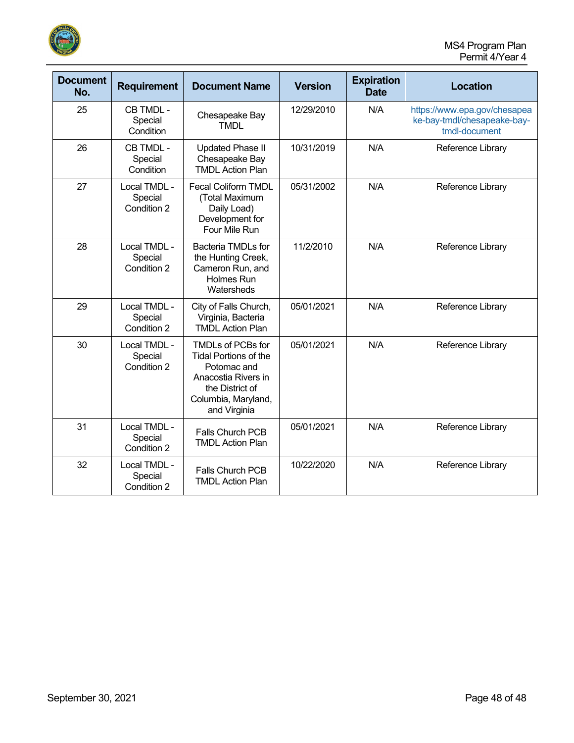| Document No. | Requirement | Document Name | Version | Expiration Date | Location |
|---|---|---|---|---|---|
| 25 | CB TMDL - Special Condition | Chesapeake Bay TMDL | 12/29/2010 | N/A | https://www.epa.gov/chesapeake-bay-tmdl/chesapeake-bay-tmdl-document |
| 26 | CB TMDL - Special Condition | Updated Phase II Chesapeake Bay TMDL Action Plan | 10/31/2019 | N/A | Reference Library |
| 27 | Local TMDL - Special Condition 2 | Fecal Coliform TMDL (Total Maximum Daily Load) Development for Four Mile Run | 05/31/2002 | N/A | Reference Library |
| 28 | Local TMDL - Special Condition 2 | Bacteria TMDLs for the Hunting Creek, Cameron Run, and Holmes Run Watersheds | 11/2/2010 | N/A | Reference Library |
| 29 | Local TMDL - Special Condition 2 | City of Falls Church, Virginia, Bacteria TMDL Action Plan | 05/01/2021 | N/A | Reference Library |
| 30 | Local TMDL - Special Condition 2 | TMDLs of PCBs for Tidal Portions of the Potomac and Anacostia Rivers in the District of Columbia, Maryland, and Virginia | 05/01/2021 | N/A | Reference Library |
| 31 | Local TMDL - Special Condition 2 | Falls Church PCB TMDL Action Plan | 05/01/2021 | N/A | Reference Library |
| 32 | Local TMDL - Special Condition 2 | Falls Church PCB TMDL Action Plan | 10/22/2020 | N/A | Reference Library |